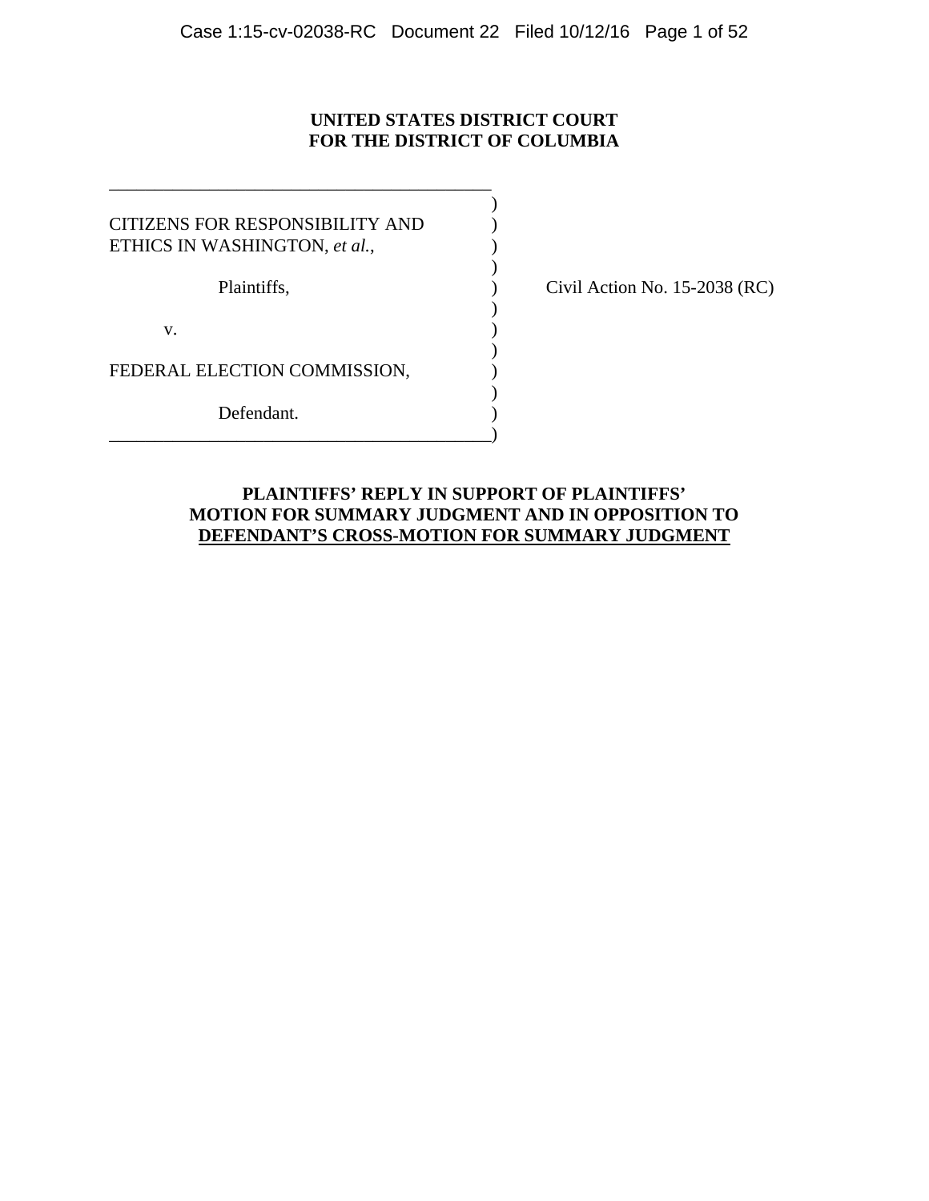**UNITED STATES DISTRICT COURT**
**FOR THE DISTRICT OF COLUMBIA**

CITIZENS FOR RESPONSIBILITY AND ETHICS IN WASHINGTON, *et al.*,

Plaintiffs,

v.

FEDERAL ELECTION COMMISSION,

Defendant.

Civil Action No. 15-2038 (RC)

**PLAINTIFFS' REPLY IN SUPPORT OF PLAINTIFFS' MOTION FOR SUMMARY JUDGMENT AND IN OPPOSITION TO DEFENDANT'S CROSS-MOTION FOR SUMMARY JUDGMENT**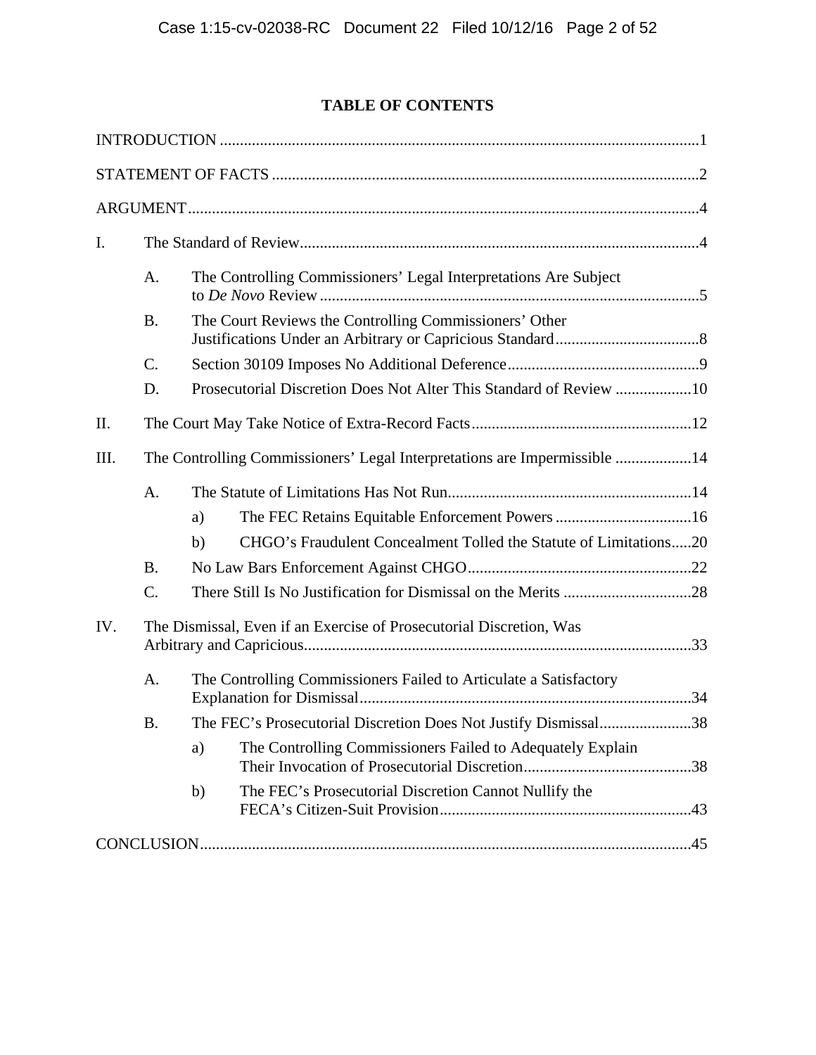# TABLE OF CONTENTS

INTRODUCTION ........................................................................................................................1

STATEMENT OF FACTS ...........................................................................................................2

ARGUMENT...............................................................................................................................4

I. The Standard of Review....................................................................................................4

- A. The Controlling Commissioners' Legal Interpretations Are Subject to *De Novo* Review ...............................................................................................5
- B. The Court Reviews the Controlling Commissioners' Other Justifications Under an Arbitrary or Capricious Standard....................................8
- C. Section 30109 Imposes No Additional Deference................................................9
- D. Prosecutorial Discretion Does Not Alter This Standard of Review ...................10

II. The Court May Take Notice of Extra-Record Facts.......................................................12

III. The Controlling Commissioners' Legal Interpretations are Impermissible ...................14

- A. The Statute of Limitations Has Not Run.............................................................14
  - a) The FEC Retains Equitable Enforcement Powers ..................................16
  - b) CHGO's Fraudulent Concealment Tolled the Statute of Limitations.....20
- B. No Law Bars Enforcement Against CHGO........................................................22
- C. There Still Is No Justification for Dismissal on the Merits ................................28

IV. The Dismissal, Even if an Exercise of Prosecutorial Discretion, Was Arbitrary and Capricious.................................................................................................33

- A. The Controlling Commissioners Failed to Articulate a Satisfactory Explanation for Dismissal...................................................................................34
- B. The FEC's Prosecutorial Discretion Does Not Justify Dismissal.......................38
  - a) The Controlling Commissioners Failed to Adequately Explain Their Invocation of Prosecutorial Discretion..........................................38
  - b) The FEC's Prosecutorial Discretion Cannot Nullify the FECA's Citizen-Suit Provision..............................................................43

CONCLUSION..........................................................................................................................45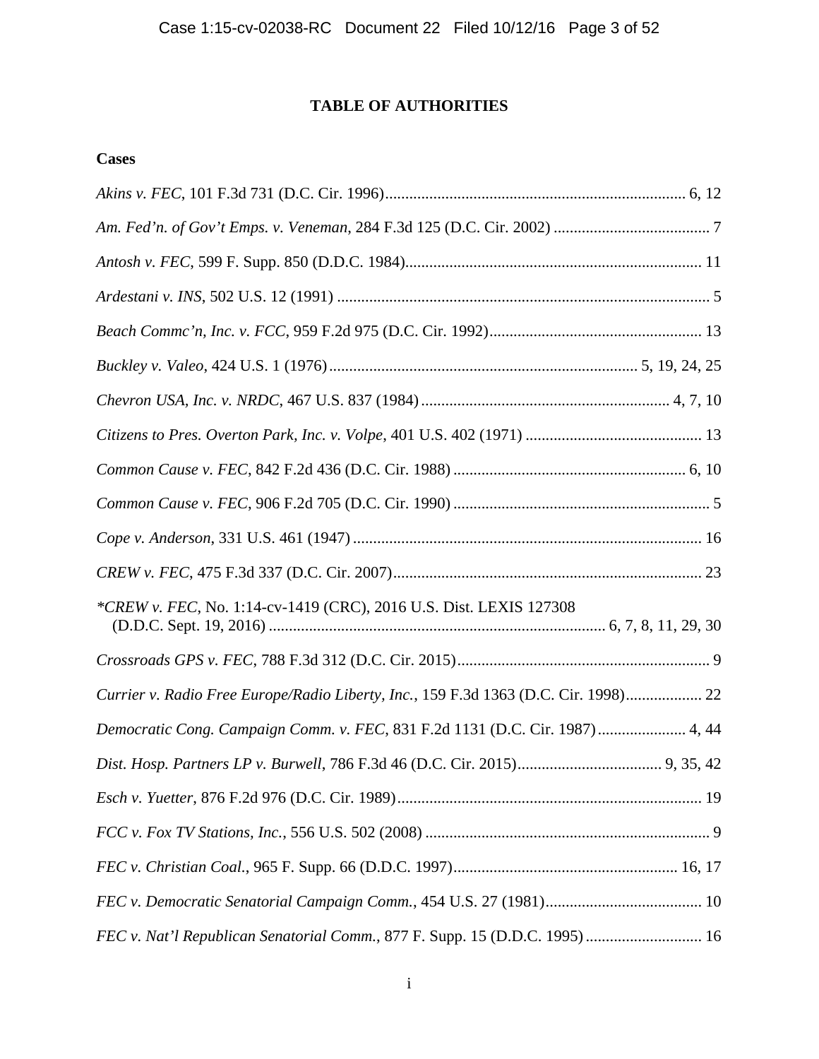# TABLE OF AUTHORITIES

## Cases

*Akins v. FEC*, 101 F.3d 731 (D.C. Cir. 1996) ........................................................................... 6, 12

*Am. Fed'n. of Gov't Emps. v. Veneman*, 284 F.3d 125 (D.C. Cir. 2002) ....................................... 7

*Antosh v. FEC*, 599 F. Supp. 850 (D.D.C. 1984) ......................................................................... 11

*Ardestani v. INS*, 502 U.S. 12 (1991) ............................................................................................ 5

*Beach Commc'n, Inc. v. FCC*, 959 F.2d 975 (D.C. Cir. 1992) ..................................................... 13

*Buckley v. Valeo*, 424 U.S. 1 (1976) ............................................................................ 5, 19, 24, 25

*Chevron USA, Inc. v. NRDC*, 467 U.S. 837 (1984) .............................................................. 4, 7, 10

*Citizens to Pres. Overton Park, Inc. v. Volpe*, 401 U.S. 402 (1971) ............................................ 13

*Common Cause v. FEC*, 842 F.2d 436 (D.C. Cir. 1988) .......................................................... 6, 10

*Common Cause v. FEC*, 906 F.2d 705 (D.C. Cir. 1990) ................................................................ 5

*Cope v. Anderson*, 331 U.S. 461 (1947) ...................................................................................... 16

*CREW v. FEC*, 475 F.3d 337 (D.C. Cir. 2007) ............................................................................ 23

**CREW v. FEC*, No. 1:14-cv-1419 (CRC), 2016 U.S. Dist. LEXIS 127308 (D.D.C. Sept. 19, 2016) ................................................................................... 6, 7, 8, 11, 29, 30

*Crossroads GPS v. FEC*, 788 F.3d 312 (D.C. Cir. 2015) ............................................................... 9

*Currier v. Radio Free Europe/Radio Liberty, Inc.*, 159 F.3d 1363 (D.C. Cir. 1998) ................... 22

*Democratic Cong. Campaign Comm. v. FEC*, 831 F.2d 1131 (D.C. Cir. 1987) ...................... 4, 44

*Dist. Hosp. Partners LP v. Burwell*, 786 F.3d 46 (D.C. Cir. 2015) .................................... 9, 35, 42

*Esch v. Yuetter*, 876 F.2d 976 (D.C. Cir. 1989) ........................................................................... 19

*FCC v. Fox TV Stations, Inc.*, 556 U.S. 502 (2008) ....................................................................... 9

*FEC v. Christian Coal.*, 965 F. Supp. 66 (D.D.C. 1997) ........................................................ 16, 17

*FEC v. Democratic Senatorial Campaign Comm.*, 454 U.S. 27 (1981) ....................................... 10

*FEC v. Nat'l Republican Senatorial Comm.*, 877 F. Supp. 15 (D.D.C. 1995) ............................ 16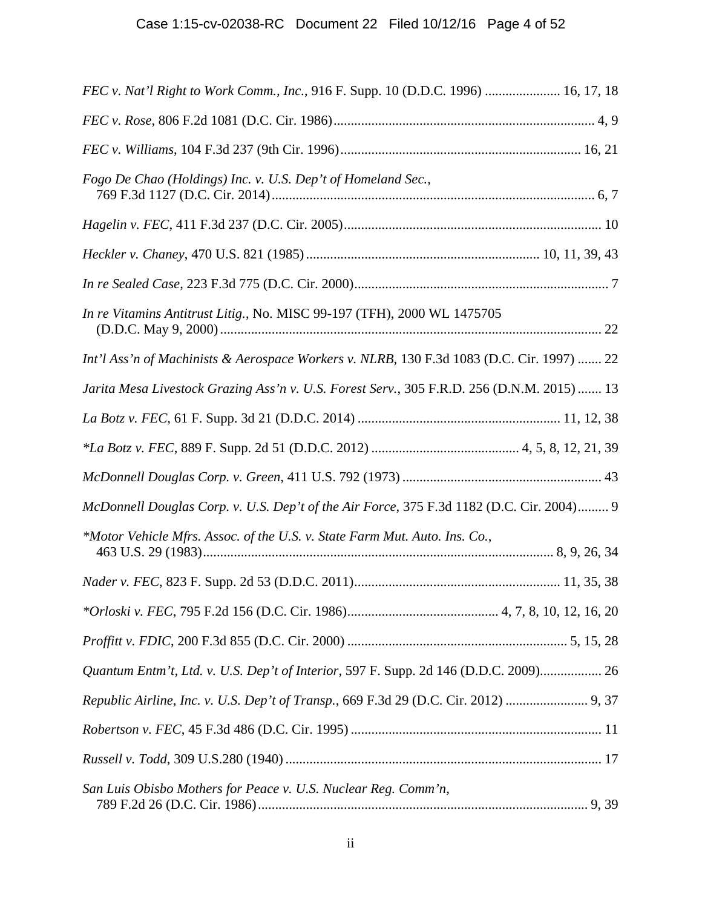*FEC v. Nat'l Right to Work Comm., Inc.*, 916 F. Supp. 10 (D.D.C. 1996) ...................... 16, 17, 18

*FEC v. Rose*, 806 F.2d 1081 (D.C. Cir. 1986)............................................................................ 4, 9

*FEC v. Williams*, 104 F.3d 237 (9th Cir. 1996)...................................................................... 16, 21

*Fogo De Chao (Holdings) Inc. v. U.S. Dep't of Homeland Sec.*,
769 F.3d 1127 (D.C. Cir. 2014)............................................................................................. 6, 7

*Hagelin v. FEC*, 411 F.3d 237 (D.C. Cir. 2005).......................................................................... 10

*Heckler v. Chaney*, 470 U.S. 821 (1985)................................................................... 10, 11, 39, 43

*In re Sealed Case*, 223 F.3d 775 (D.C. Cir. 2000).......................................................................... 7

*In re Vitamins Antitrust Litig.*, No. MISC 99-197 (TFH), 2000 WL 1475705
(D.D.C. May 9, 2000).............................................................................................................. 22

*Int'l Ass'n of Machinists & Aerospace Workers v. NLRB*, 130 F.3d 1083 (D.C. Cir. 1997) ....... 22

*Jarita Mesa Livestock Grazing Ass'n v. U.S. Forest Serv.*, 305 F.R.D. 256 (D.N.M. 2015) ....... 13

*La Botz v. FEC*, 61 F. Supp. 3d 21 (D.D.C. 2014) .......................................................... 11, 12, 38

*\*La Botz v. FEC*, 889 F. Supp. 2d 51 (D.D.C. 2012) .......................................... 4, 5, 8, 12, 21, 39

*McDonnell Douglas Corp. v. Green*, 411 U.S. 792 (1973) .......................................................... 43

*McDonnell Douglas Corp. v. U.S. Dep't of the Air Force*, 375 F.3d 1182 (D.C. Cir. 2004)......... 9

*\*Motor Vehicle Mfrs. Assoc. of the U.S. v. State Farm Mut. Auto. Ins. Co.*,
463 U.S. 29 (1983)..................................................................................................... 8, 9, 26, 34

*Nader v. FEC*, 823 F. Supp. 2d 53 (D.D.C. 2011)........................................................... 11, 35, 38

*\*Orloski v. FEC*, 795 F.2d 156 (D.C. Cir. 1986)............................................ 4, 7, 8, 10, 12, 16, 20

*Proffitt v. FDIC*, 200 F.3d 855 (D.C. Cir. 2000) ................................................................ 5, 15, 28

*Quantum Entm't, Ltd. v. U.S. Dep't of Interior*, 597 F. Supp. 2d 146 (D.D.C. 2009).................. 26

*Republic Airline, Inc. v. U.S. Dep't of Transp.*, 669 F.3d 29 (D.C. Cir. 2012) ........................ 9, 37

*Robertson v. FEC*, 45 F.3d 486 (D.C. Cir. 1995) ......................................................................... 11

*Russell v. Todd*, 309 U.S.280 (1940) ............................................................................................ 17

*San Luis Obisbo Mothers for Peace v. U.S. Nuclear Reg. Comm'n*,
789 F.2d 26 (D.C. Cir. 1986)................................................................................................ 9, 39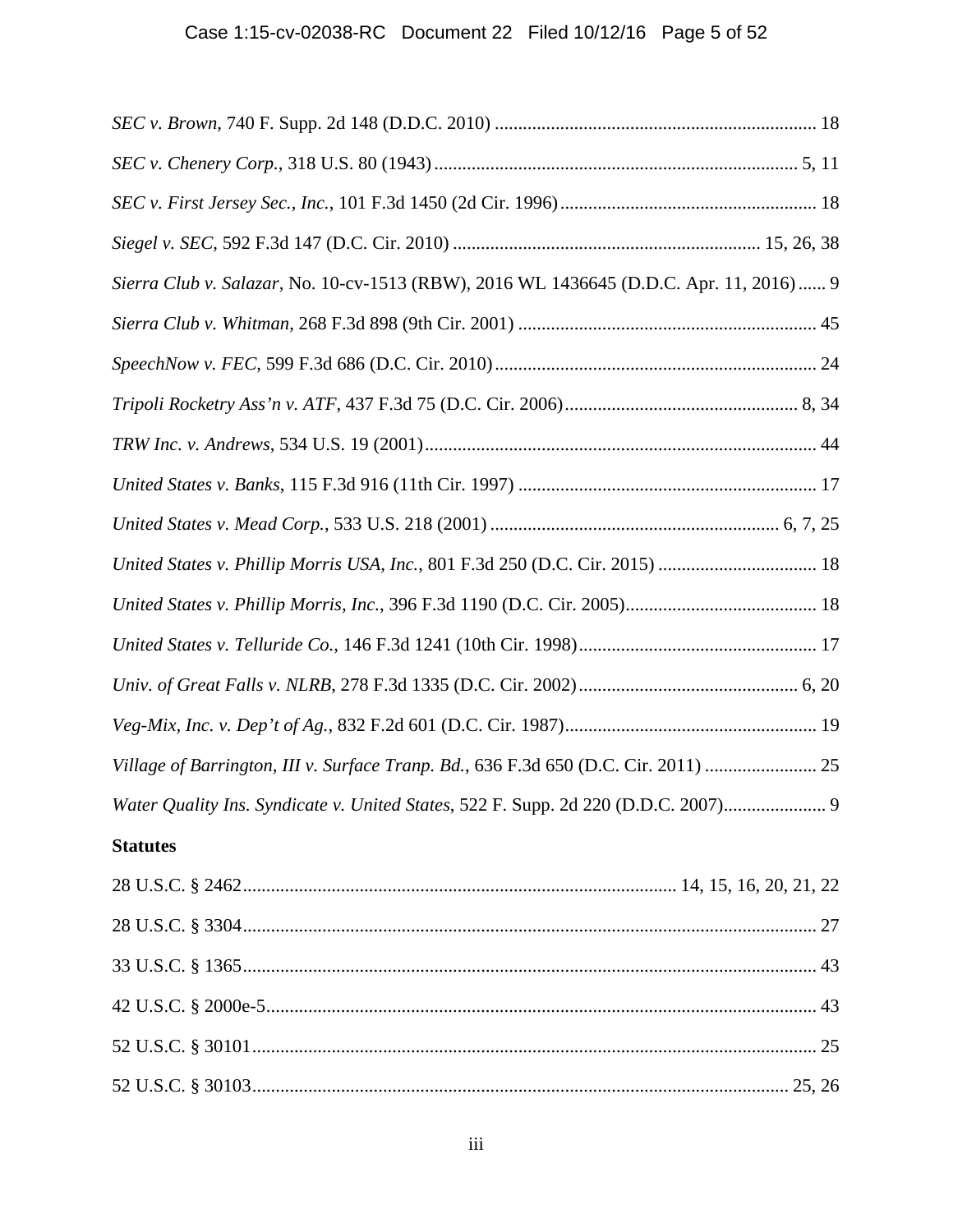*SEC v. Brown*, 740 F. Supp. 2d 148 (D.D.C. 2010) .................................................................... 18

*SEC v. Chenery Corp.*, 318 U.S. 80 (1943) ............................................................................. 5, 11

*SEC v. First Jersey Sec., Inc.*, 101 F.3d 1450 (2d Cir. 1996) ....................................................... 18

*Siegel v. SEC*, 592 F.3d 147 (D.C. Cir. 2010) ................................................................. 15, 26, 38

*Sierra Club v. Salazar*, No. 10-cv-1513 (RBW), 2016 WL 1436645 (D.D.C. Apr. 11, 2016) ...... 9

*Sierra Club v. Whitman*, 268 F.3d 898 (9th Cir. 2001) ................................................................ 45

*SpeechNow v. FEC*, 599 F.3d 686 (D.C. Cir. 2010) ..................................................................... 24

*Tripoli Rocketry Ass'n v. ATF*, 437 F.3d 75 (D.C. Cir. 2006) .................................................. 8, 34

*TRW Inc. v. Andrews*, 534 U.S. 19 (2001) .................................................................................... 44

*United States v. Banks*, 115 F.3d 916 (11th Cir. 1997) ................................................................ 17

*United States v. Mead Corp.*, 533 U.S. 218 (2001) .............................................................. 6, 7, 25

*United States v. Phillip Morris USA, Inc.*, 801 F.3d 250 (D.C. Cir. 2015) .................................. 18

*United States v. Phillip Morris, Inc.*, 396 F.3d 1190 (D.C. Cir. 2005) ......................................... 18

*United States v. Telluride Co.*, 146 F.3d 1241 (10th Cir. 1998) ................................................... 17

*Univ. of Great Falls v. NLRB*, 278 F.3d 1335 (D.C. Cir. 2002) ............................................... 6, 20

*Veg-Mix, Inc. v. Dep't of Ag.*, 832 F.2d 601 (D.C. Cir. 1987) ...................................................... 19

*Village of Barrington, III v. Surface Tranp. Bd.*, 636 F.3d 650 (D.C. Cir. 2011) ........................ 25

*Water Quality Ins. Syndicate v. United States*, 522 F. Supp. 2d 220 (D.D.C. 2007) ...................... 9

**Statutes**

28 U.S.C. § 2462 ........................................................................................... 14, 15, 16, 20, 21, 22

28 U.S.C. § 3304 .......................................................................................................................... 27

33 U.S.C. § 1365 .......................................................................................................................... 43

42 U.S.C. § 2000e-5 ..................................................................................................................... 43

52 U.S.C. § 30101 ........................................................................................................................ 25

52 U.S.C. § 30103 .................................................................................................................. 25, 26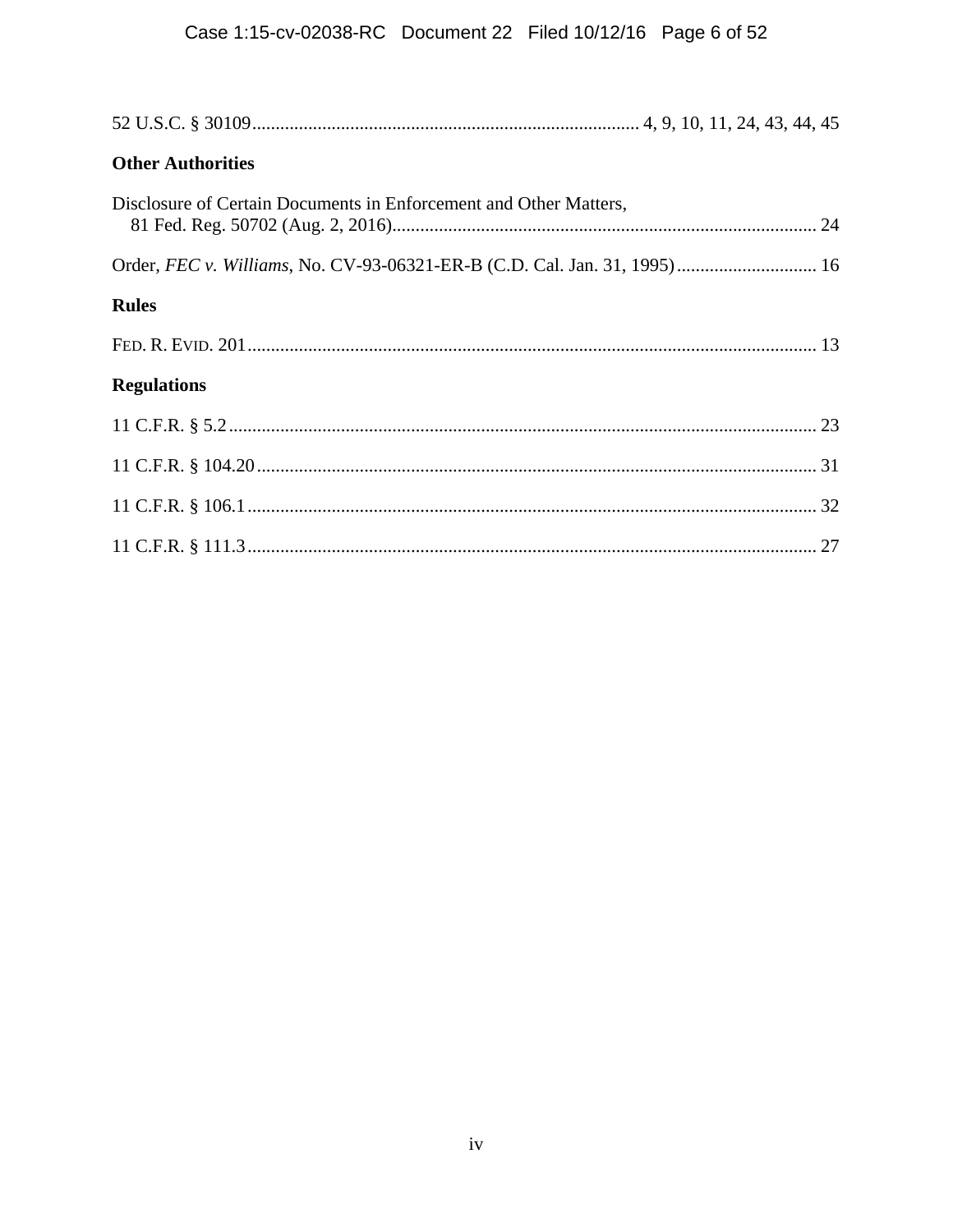52 U.S.C. § 30109 ..................................................................................... 4, 9, 10, 11, 24, 43, 44, 45

**Other Authorities**

Disclosure of Certain Documents in Enforcement and Other Matters,
 81 Fed. Reg. 50702 (Aug. 2, 2016)........................................................................................... 24

Order, *FEC v. Williams*, No. CV-93-06321-ER-B (C.D. Cal. Jan. 31, 1995) .............................. 16

**Rules**

FED. R. EVID. 201 ......................................................................................................................... 13

**Regulations**

11 C.F.R. § 5.2 ............................................................................................................................. 23

11 C.F.R. § 104.20 ........................................................................................................................ 31

11 C.F.R. § 106.1 .......................................................................................................................... 32

11 C.F.R. § 111.3 .......................................................................................................................... 27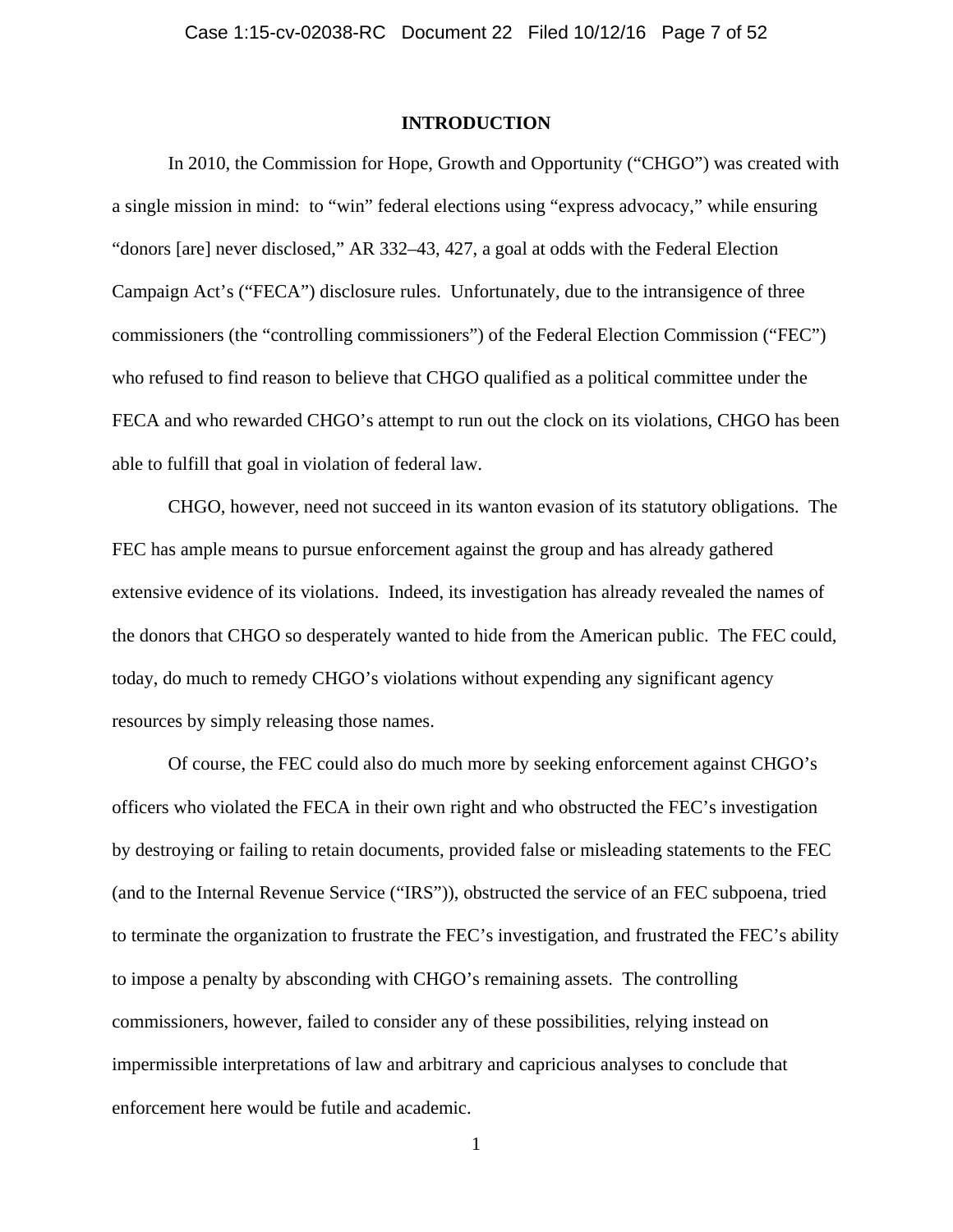## INTRODUCTION

In 2010, the Commission for Hope, Growth and Opportunity ("CHGO") was created with a single mission in mind: to "win" federal elections using "express advocacy," while ensuring "donors [are] never disclosed," AR 332–43, 427, a goal at odds with the Federal Election Campaign Act's ("FECA") disclosure rules. Unfortunately, due to the intransigence of three commissioners (the "controlling commissioners") of the Federal Election Commission ("FEC") who refused to find reason to believe that CHGO qualified as a political committee under the FECA and who rewarded CHGO's attempt to run out the clock on its violations, CHGO has been able to fulfill that goal in violation of federal law.

CHGO, however, need not succeed in its wanton evasion of its statutory obligations. The FEC has ample means to pursue enforcement against the group and has already gathered extensive evidence of its violations. Indeed, its investigation has already revealed the names of the donors that CHGO so desperately wanted to hide from the American public. The FEC could, today, do much to remedy CHGO's violations without expending any significant agency resources by simply releasing those names.

Of course, the FEC could also do much more by seeking enforcement against CHGO's officers who violated the FECA in their own right and who obstructed the FEC's investigation by destroying or failing to retain documents, provided false or misleading statements to the FEC (and to the Internal Revenue Service ("IRS")), obstructed the service of an FEC subpoena, tried to terminate the organization to frustrate the FEC's investigation, and frustrated the FEC's ability to impose a penalty by absconding with CHGO's remaining assets. The controlling commissioners, however, failed to consider any of these possibilities, relying instead on impermissible interpretations of law and arbitrary and capricious analyses to conclude that enforcement here would be futile and academic.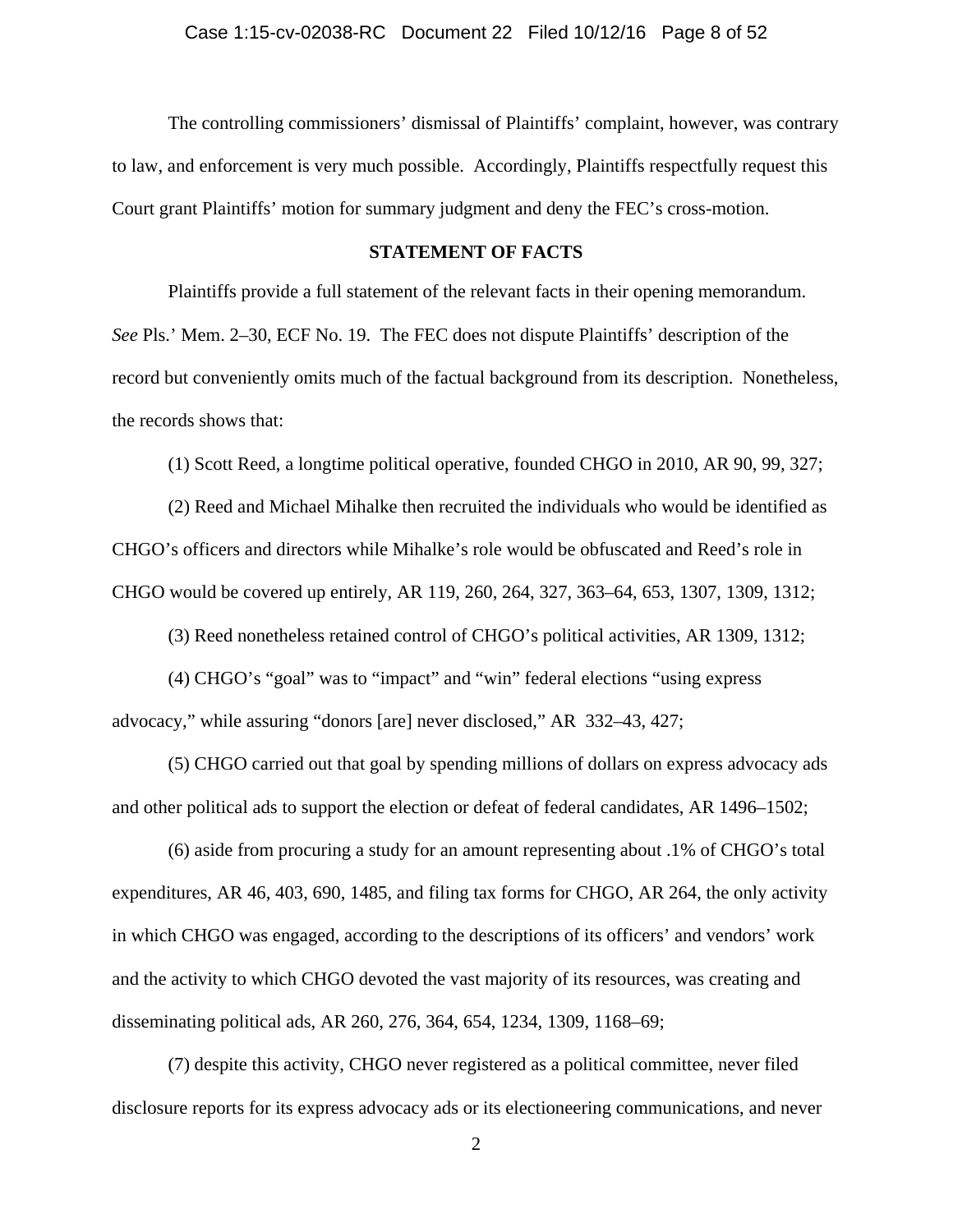The controlling commissioners' dismissal of Plaintiffs' complaint, however, was contrary to law, and enforcement is very much possible. Accordingly, Plaintiffs respectfully request this Court grant Plaintiffs' motion for summary judgment and deny the FEC's cross-motion.

## STATEMENT OF FACTS

Plaintiffs provide a full statement of the relevant facts in their opening memorandum. *See* Pls.' Mem. 2–30, ECF No. 19. The FEC does not dispute Plaintiffs' description of the record but conveniently omits much of the factual background from its description. Nonetheless, the records shows that:

(1) Scott Reed, a longtime political operative, founded CHGO in 2010, AR 90, 99, 327;

(2) Reed and Michael Mihalke then recruited the individuals who would be identified as CHGO's officers and directors while Mihalke's role would be obfuscated and Reed's role in CHGO would be covered up entirely, AR 119, 260, 264, 327, 363–64, 653, 1307, 1309, 1312;

(3) Reed nonetheless retained control of CHGO's political activities, AR 1309, 1312;

(4) CHGO's "goal" was to "impact" and "win" federal elections "using express advocacy," while assuring "donors [are] never disclosed," AR 332–43, 427;

(5) CHGO carried out that goal by spending millions of dollars on express advocacy ads and other political ads to support the election or defeat of federal candidates, AR 1496–1502;

(6) aside from procuring a study for an amount representing about .1% of CHGO's total expenditures, AR 46, 403, 690, 1485, and filing tax forms for CHGO, AR 264, the only activity in which CHGO was engaged, according to the descriptions of its officers' and vendors' work and the activity to which CHGO devoted the vast majority of its resources, was creating and disseminating political ads, AR 260, 276, 364, 654, 1234, 1309, 1168–69;

(7) despite this activity, CHGO never registered as a political committee, never filed disclosure reports for its express advocacy ads or its electioneering communications, and never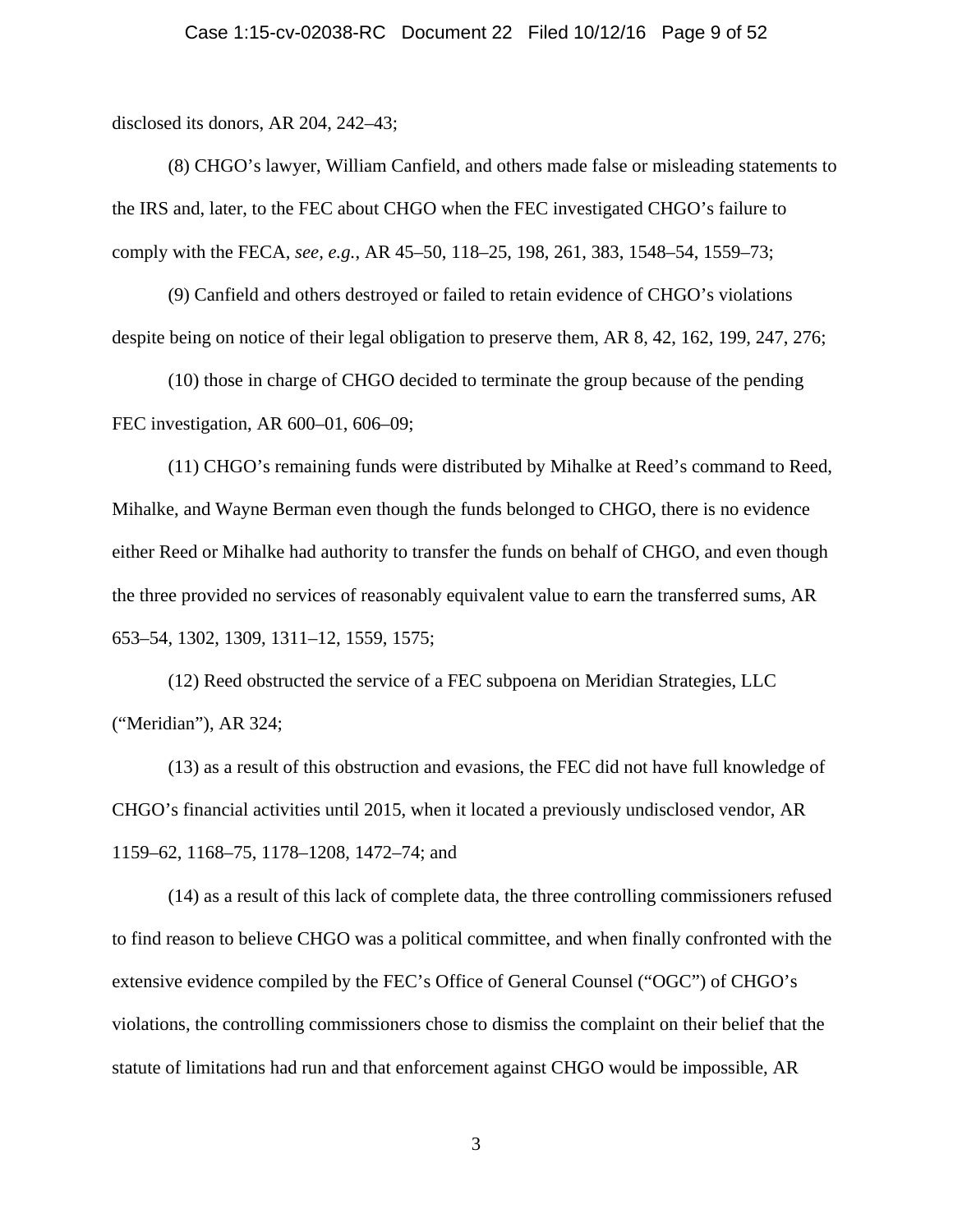disclosed its donors, AR 204, 242–43;

(8) CHGO's lawyer, William Canfield, and others made false or misleading statements to the IRS and, later, to the FEC about CHGO when the FEC investigated CHGO's failure to comply with the FECA, *see, e.g.*, AR 45–50, 118–25, 198, 261, 383, 1548–54, 1559–73;

(9) Canfield and others destroyed or failed to retain evidence of CHGO's violations despite being on notice of their legal obligation to preserve them, AR 8, 42, 162, 199, 247, 276;

(10) those in charge of CHGO decided to terminate the group because of the pending FEC investigation, AR 600–01, 606–09;

(11) CHGO's remaining funds were distributed by Mihalke at Reed's command to Reed, Mihalke, and Wayne Berman even though the funds belonged to CHGO, there is no evidence either Reed or Mihalke had authority to transfer the funds on behalf of CHGO, and even though the three provided no services of reasonably equivalent value to earn the transferred sums, AR 653–54, 1302, 1309, 1311–12, 1559, 1575;

(12) Reed obstructed the service of a FEC subpoena on Meridian Strategies, LLC ("Meridian"), AR 324;

(13) as a result of this obstruction and evasions, the FEC did not have full knowledge of CHGO's financial activities until 2015, when it located a previously undisclosed vendor, AR 1159–62, 1168–75, 1178–1208, 1472–74; and

(14) as a result of this lack of complete data, the three controlling commissioners refused to find reason to believe CHGO was a political committee, and when finally confronted with the extensive evidence compiled by the FEC's Office of General Counsel ("OGC") of CHGO's violations, the controlling commissioners chose to dismiss the complaint on their belief that the statute of limitations had run and that enforcement against CHGO would be impossible, AR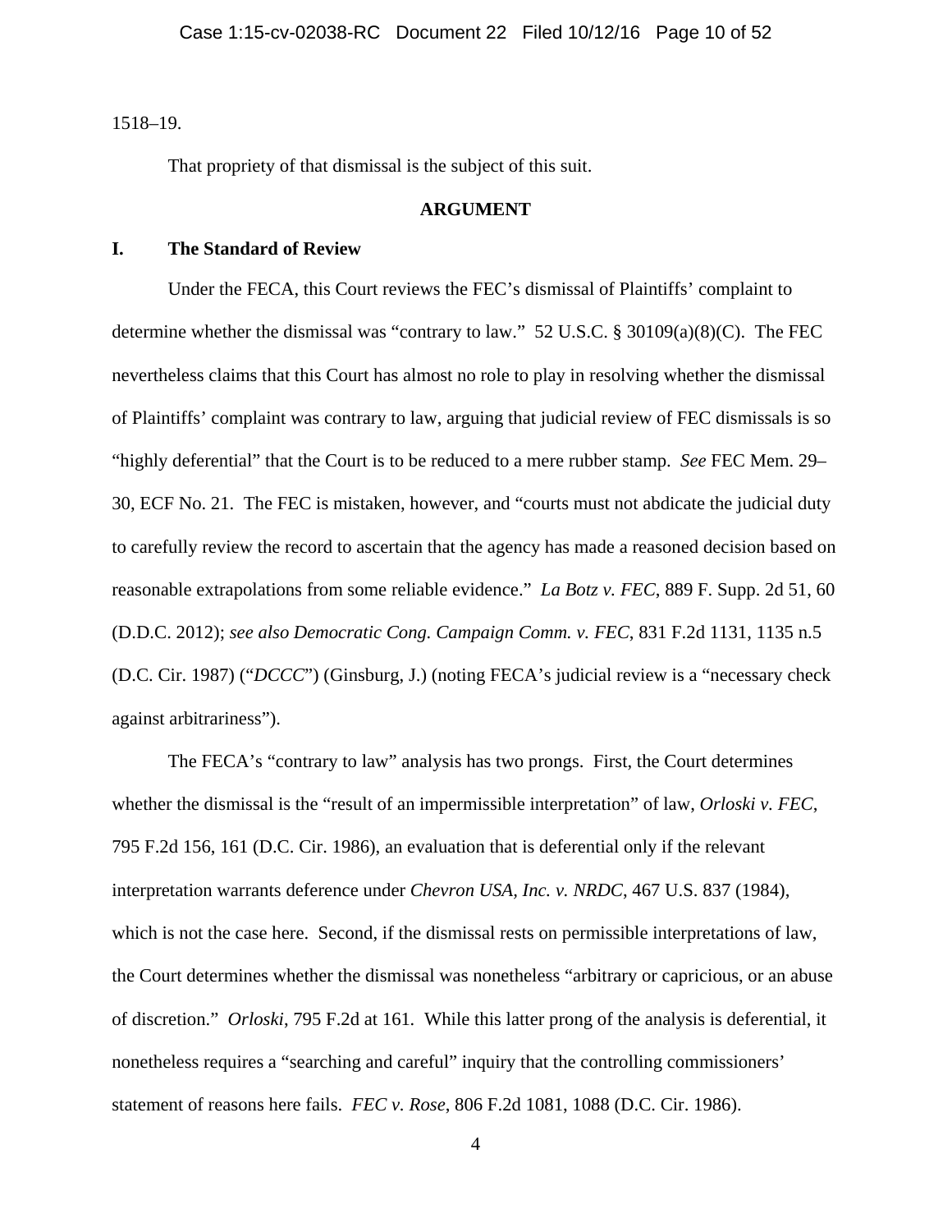1518–19.

That propriety of that dismissal is the subject of this suit.

## ARGUMENT

### I. The Standard of Review

Under the FECA, this Court reviews the FEC's dismissal of Plaintiffs' complaint to determine whether the dismissal was "contrary to law." 52 U.S.C. § 30109(a)(8)(C). The FEC nevertheless claims that this Court has almost no role to play in resolving whether the dismissal of Plaintiffs' complaint was contrary to law, arguing that judicial review of FEC dismissals is so "highly deferential" that the Court is to be reduced to a mere rubber stamp. *See* FEC Mem. 29–30, ECF No. 21. The FEC is mistaken, however, and "courts must not abdicate the judicial duty to carefully review the record to ascertain that the agency has made a reasoned decision based on reasonable extrapolations from some reliable evidence." *La Botz v. FEC*, 889 F. Supp. 2d 51, 60 (D.D.C. 2012); *see also Democratic Cong. Campaign Comm. v. FEC*, 831 F.2d 1131, 1135 n.5 (D.C. Cir. 1987) ("*DCCC*") (Ginsburg, J.) (noting FECA's judicial review is a "necessary check against arbitrariness").

The FECA's "contrary to law" analysis has two prongs. First, the Court determines whether the dismissal is the "result of an impermissible interpretation" of law, *Orloski v. FEC*, 795 F.2d 156, 161 (D.C. Cir. 1986), an evaluation that is deferential only if the relevant interpretation warrants deference under *Chevron USA, Inc. v. NRDC*, 467 U.S. 837 (1984), which is not the case here. Second, if the dismissal rests on permissible interpretations of law, the Court determines whether the dismissal was nonetheless "arbitrary or capricious, or an abuse of discretion." *Orloski*, 795 F.2d at 161. While this latter prong of the analysis is deferential, it nonetheless requires a "searching and careful" inquiry that the controlling commissioners' statement of reasons here fails. *FEC v. Rose*, 806 F.2d 1081, 1088 (D.C. Cir. 1986).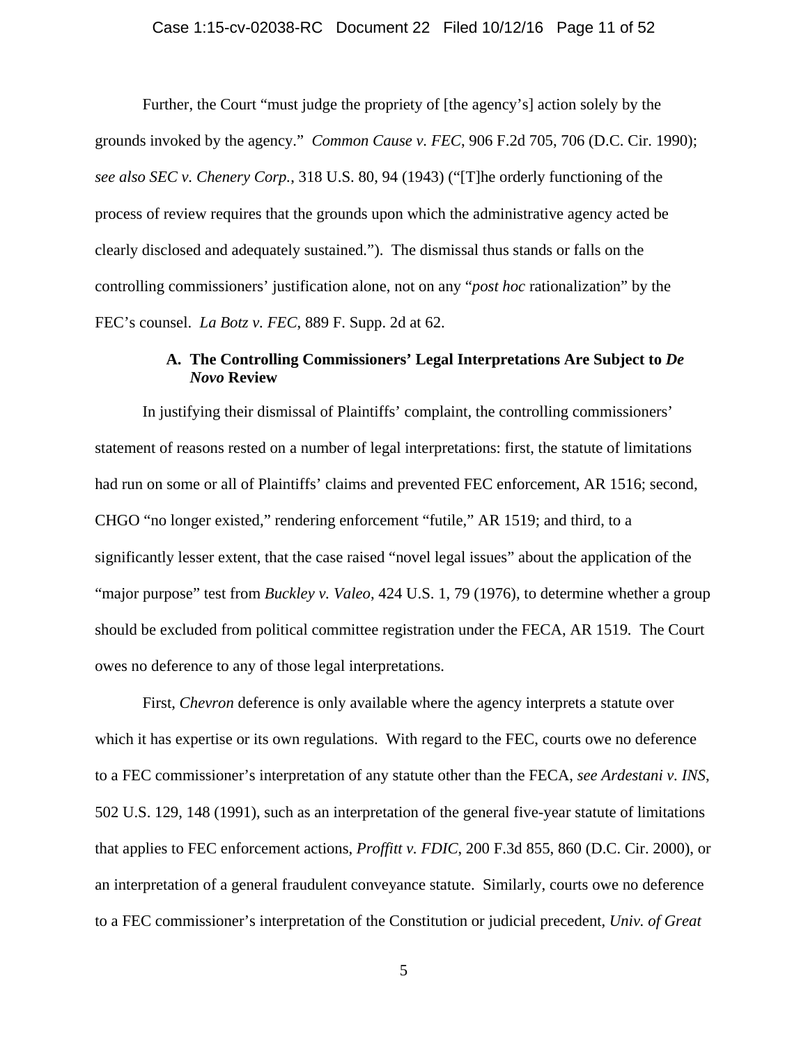Further, the Court "must judge the propriety of [the agency's] action solely by the grounds invoked by the agency." *Common Cause v. FEC*, 906 F.2d 705, 706 (D.C. Cir. 1990); *see also SEC v. Chenery Corp.*, 318 U.S. 80, 94 (1943) ("[T]he orderly functioning of the process of review requires that the grounds upon which the administrative agency acted be clearly disclosed and adequately sustained."). The dismissal thus stands or falls on the controlling commissioners' justification alone, not on any "*post hoc* rationalization" by the FEC's counsel. *La Botz v. FEC*, 889 F. Supp. 2d at 62.

### A. The Controlling Commissioners' Legal Interpretations Are Subject to *De Novo* Review

In justifying their dismissal of Plaintiffs' complaint, the controlling commissioners' statement of reasons rested on a number of legal interpretations: first, the statute of limitations had run on some or all of Plaintiffs' claims and prevented FEC enforcement, AR 1516; second, CHGO "no longer existed," rendering enforcement "futile," AR 1519; and third, to a significantly lesser extent, that the case raised "novel legal issues" about the application of the "major purpose" test from *Buckley v. Valeo*, 424 U.S. 1, 79 (1976), to determine whether a group should be excluded from political committee registration under the FECA, AR 1519. The Court owes no deference to any of those legal interpretations.

First, *Chevron* deference is only available where the agency interprets a statute over which it has expertise or its own regulations. With regard to the FEC, courts owe no deference to a FEC commissioner's interpretation of any statute other than the FECA, *see Ardestani v. INS*, 502 U.S. 129, 148 (1991), such as an interpretation of the general five-year statute of limitations that applies to FEC enforcement actions, *Proffitt v. FDIC*, 200 F.3d 855, 860 (D.C. Cir. 2000), or an interpretation of a general fraudulent conveyance statute. Similarly, courts owe no deference to a FEC commissioner's interpretation of the Constitution or judicial precedent, *Univ. of Great*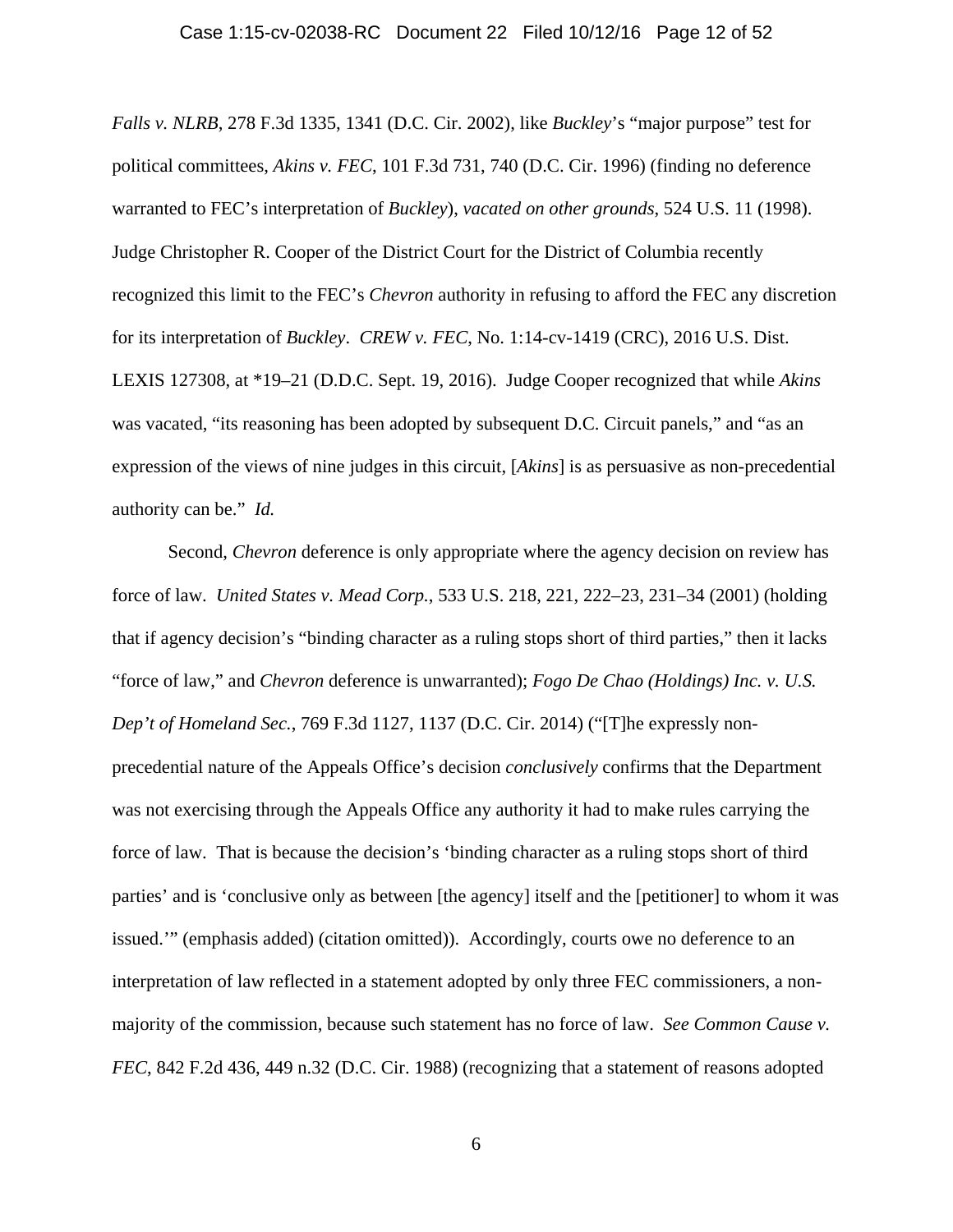*Falls v. NLRB*, 278 F.3d 1335, 1341 (D.C. Cir. 2002), like *Buckley*'s "major purpose" test for political committees, *Akins v. FEC*, 101 F.3d 731, 740 (D.C. Cir. 1996) (finding no deference warranted to FEC's interpretation of *Buckley*), *vacated on other grounds*, 524 U.S. 11 (1998). Judge Christopher R. Cooper of the District Court for the District of Columbia recently recognized this limit to the FEC's *Chevron* authority in refusing to afford the FEC any discretion for its interpretation of *Buckley*. *CREW v. FEC*, No. 1:14-cv-1419 (CRC), 2016 U.S. Dist. LEXIS 127308, at *19–21 (D.D.C. Sept. 19, 2016). Judge Cooper recognized that while *Akins* was vacated, "its reasoning has been adopted by subsequent D.C. Circuit panels," and "as an expression of the views of nine judges in this circuit, [*Akins*] is as persuasive as non-precedential authority can be." *Id.*

Second, *Chevron* deference is only appropriate where the agency decision on review has force of law. *United States v. Mead Corp.*, 533 U.S. 218, 221, 222–23, 231–34 (2001) (holding that if agency decision's "binding character as a ruling stops short of third parties," then it lacks "force of law," and *Chevron* deference is unwarranted); *Fogo De Chao (Holdings) Inc. v. U.S. Dep't of Homeland Sec.*, 769 F.3d 1127, 1137 (D.C. Cir. 2014) ("[T]he expressly non-precedential nature of the Appeals Office's decision *conclusively* confirms that the Department was not exercising through the Appeals Office any authority it had to make rules carrying the force of law. That is because the decision's 'binding character as a ruling stops short of third parties' and is 'conclusive only as between [the agency] itself and the [petitioner] to whom it was issued.'" (emphasis added) (citation omitted)). Accordingly, courts owe no deference to an interpretation of law reflected in a statement adopted by only three FEC commissioners, a non-majority of the commission, because such statement has no force of law. *See Common Cause v. FEC*, 842 F.2d 436, 449 n.32 (D.C. Cir. 1988) (recognizing that a statement of reasons adopted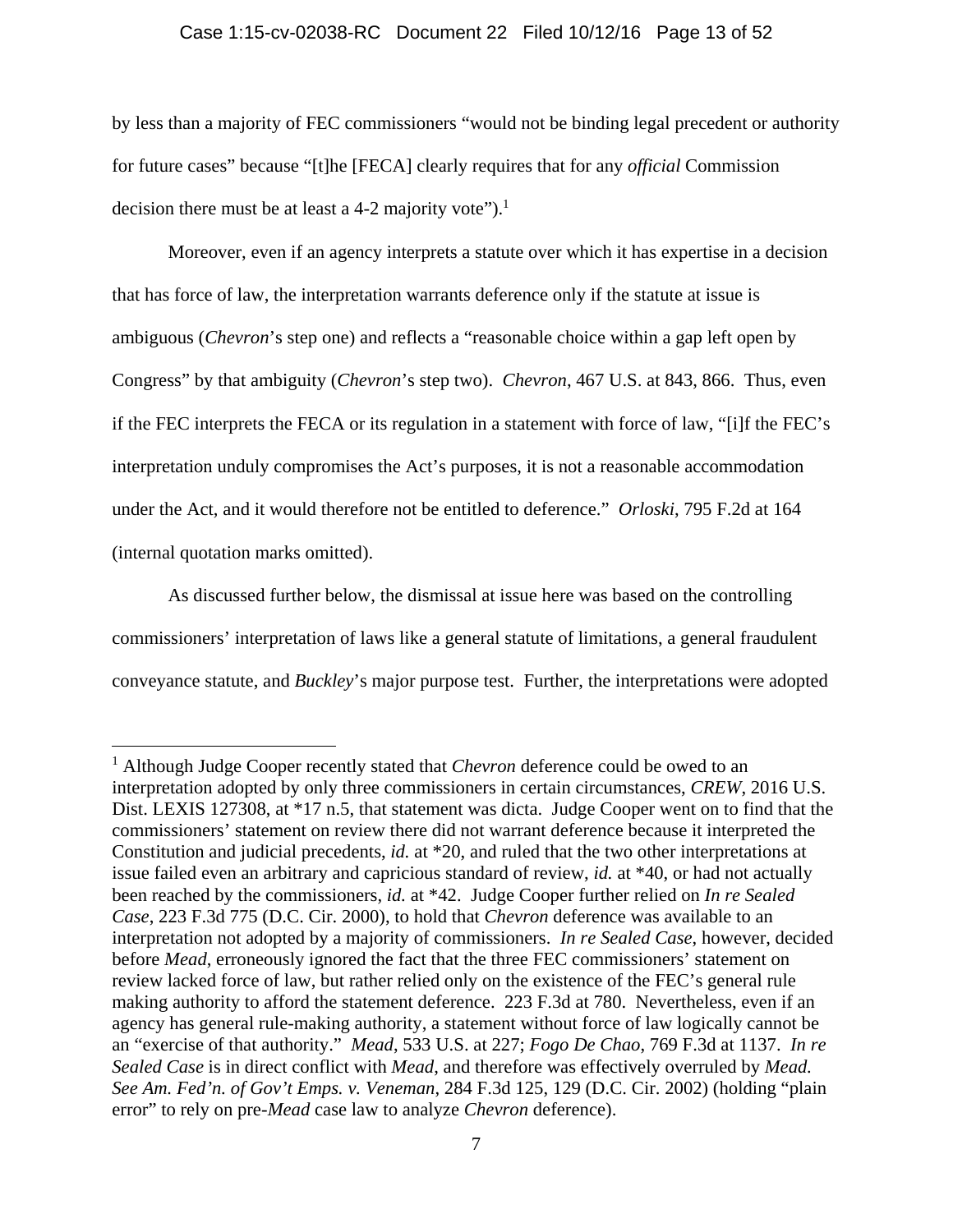by less than a majority of FEC commissioners "would not be binding legal precedent or authority for future cases" because "[t]he [FECA] clearly requires that for any *official* Commission decision there must be at least a 4-2 majority vote").[1]

Moreover, even if an agency interprets a statute over which it has expertise in a decision that has force of law, the interpretation warrants deference only if the statute at issue is ambiguous (*Chevron*'s step one) and reflects a "reasonable choice within a gap left open by Congress" by that ambiguity (*Chevron*'s step two). *Chevron*, 467 U.S. at 843, 866. Thus, even if the FEC interprets the FECA or its regulation in a statement with force of law, "[i]f the FEC's interpretation unduly compromises the Act's purposes, it is not a reasonable accommodation under the Act, and it would therefore not be entitled to deference." *Orloski*, 795 F.2d at 164 (internal quotation marks omitted).

As discussed further below, the dismissal at issue here was based on the controlling commissioners' interpretation of laws like a general statute of limitations, a general fraudulent conveyance statute, and *Buckley*'s major purpose test. Further, the interpretations were adopted

---

[1] Although Judge Cooper recently stated that *Chevron* deference could be owed to an interpretation adopted by only three commissioners in certain circumstances, *CREW*, 2016 U.S. Dist. LEXIS 127308, at *17 n.5, that statement was dicta. Judge Cooper went on to find that the commissioners' statement on review there did not warrant deference because it interpreted the Constitution and judicial precedents, *id.* at *20, and ruled that the two other interpretations at issue failed even an arbitrary and capricious standard of review, *id.* at *40, or had not actually been reached by the commissioners, *id.* at *42. Judge Cooper further relied on *In re Sealed Case*, 223 F.3d 775 (D.C. Cir. 2000), to hold that *Chevron* deference was available to an interpretation not adopted by a majority of commissioners. *In re Sealed Case*, however, decided before *Mead*, erroneously ignored the fact that the three FEC commissioners' statement on review lacked force of law, but rather relied only on the existence of the FEC's general rule making authority to afford the statement deference. 223 F.3d at 780. Nevertheless, even if an agency has general rule-making authority, a statement without force of law logically cannot be an "exercise of that authority." *Mead*, 533 U.S. at 227; *Fogo De Chao*, 769 F.3d at 1137. *In re Sealed Case* is in direct conflict with *Mead*, and therefore was effectively overruled by *Mead. See Am. Fed'n. of Gov't Emps. v. Veneman*, 284 F.3d 125, 129 (D.C. Cir. 2002) (holding "plain error" to rely on pre-*Mead* case law to analyze *Chevron* deference).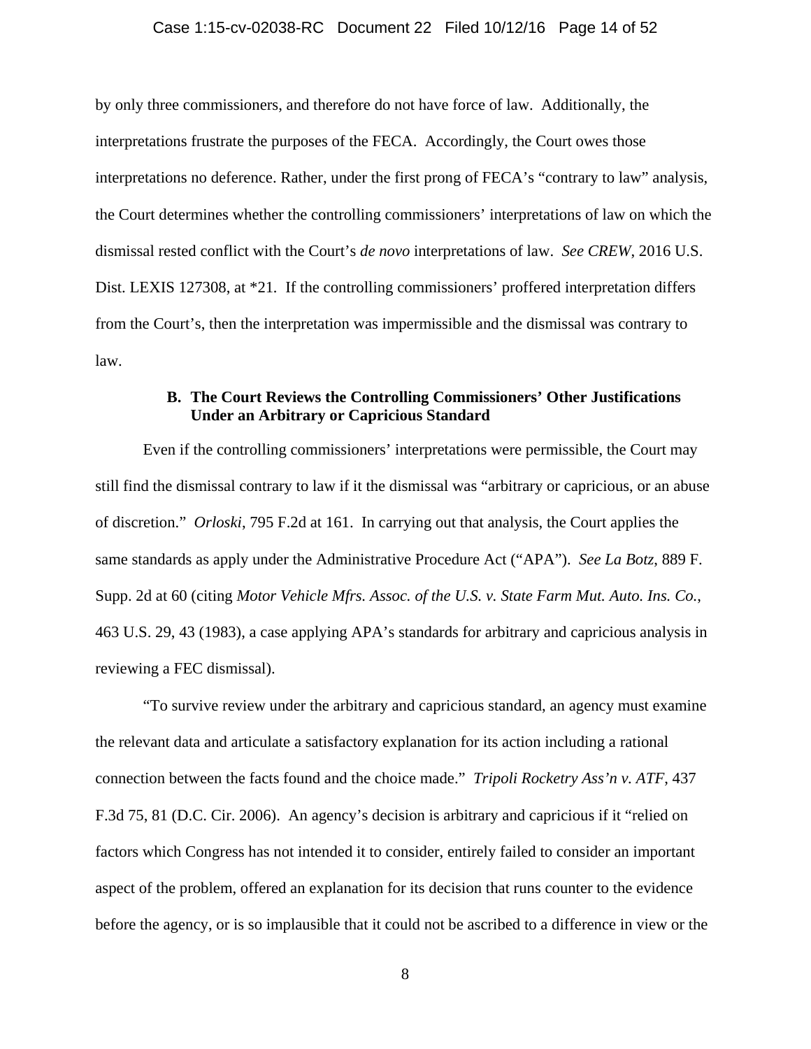by only three commissioners, and therefore do not have force of law. Additionally, the interpretations frustrate the purposes of the FECA. Accordingly, the Court owes those interpretations no deference. Rather, under the first prong of FECA's "contrary to law" analysis, the Court determines whether the controlling commissioners' interpretations of law on which the dismissal rested conflict with the Court's *de novo* interpretations of law. *See CREW*, 2016 U.S. Dist. LEXIS 127308, at *21. If the controlling commissioners' proffered interpretation differs from the Court's, then the interpretation was impermissible and the dismissal was contrary to law.

### B. The Court Reviews the Controlling Commissioners' Other Justifications Under an Arbitrary or Capricious Standard

Even if the controlling commissioners' interpretations were permissible, the Court may still find the dismissal contrary to law if it the dismissal was "arbitrary or capricious, or an abuse of discretion." *Orloski*, 795 F.2d at 161. In carrying out that analysis, the Court applies the same standards as apply under the Administrative Procedure Act ("APA"). *See La Botz*, 889 F. Supp. 2d at 60 (citing *Motor Vehicle Mfrs. Assoc. of the U.S. v. State Farm Mut. Auto. Ins. Co.*, 463 U.S. 29, 43 (1983), a case applying APA's standards for arbitrary and capricious analysis in reviewing a FEC dismissal).

"To survive review under the arbitrary and capricious standard, an agency must examine the relevant data and articulate a satisfactory explanation for its action including a rational connection between the facts found and the choice made." *Tripoli Rocketry Ass'n v. ATF*, 437 F.3d 75, 81 (D.C. Cir. 2006). An agency's decision is arbitrary and capricious if it "relied on factors which Congress has not intended it to consider, entirely failed to consider an important aspect of the problem, offered an explanation for its decision that runs counter to the evidence before the agency, or is so implausible that it could not be ascribed to a difference in view or the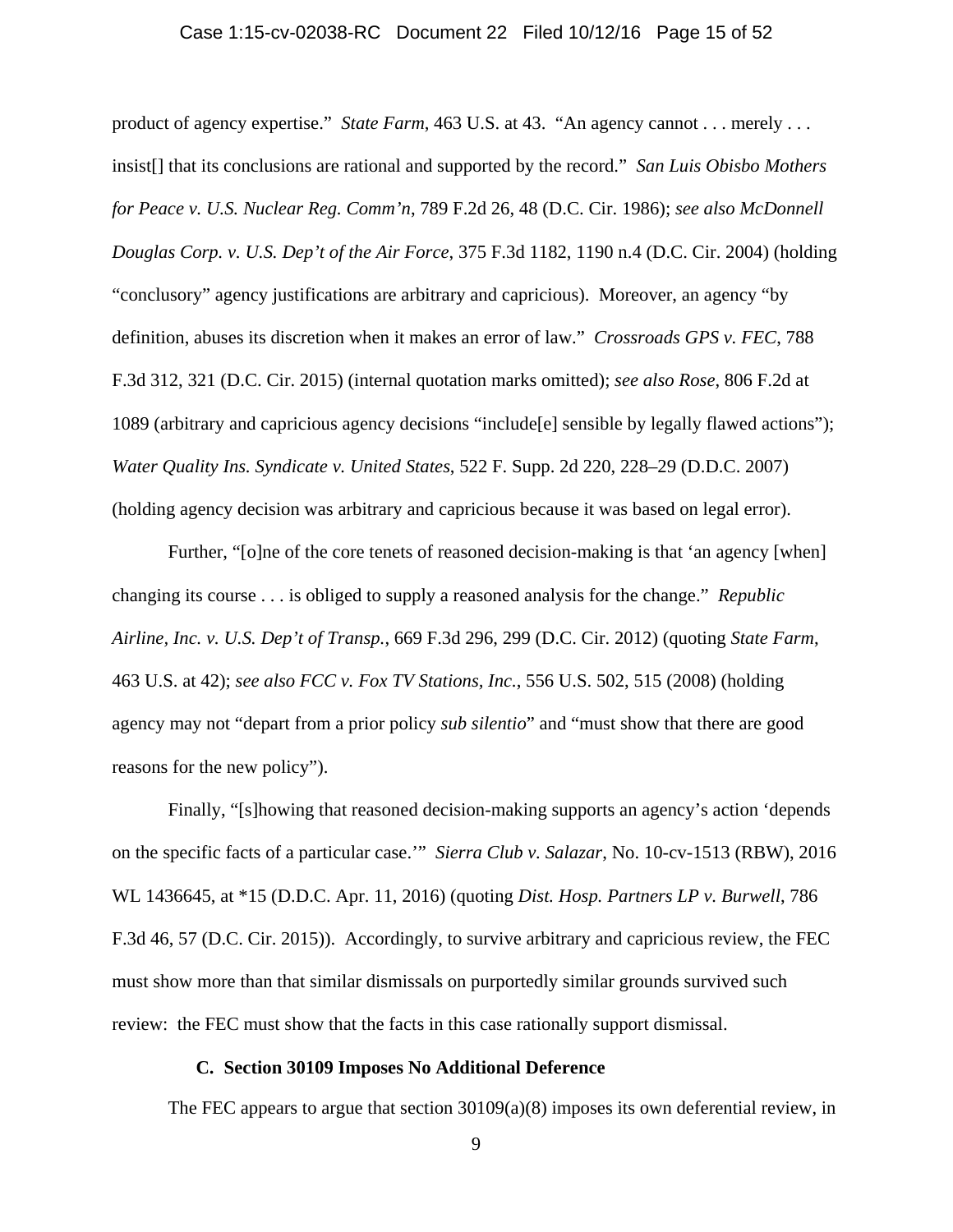product of agency expertise." *State Farm*, 463 U.S. at 43. "An agency cannot . . . merely . . . insist[] that its conclusions are rational and supported by the record." *San Luis Obisbo Mothers for Peace v. U.S. Nuclear Reg. Comm'n*, 789 F.2d 26, 48 (D.C. Cir. 1986); *see also McDonnell Douglas Corp. v. U.S. Dep't of the Air Force*, 375 F.3d 1182, 1190 n.4 (D.C. Cir. 2004) (holding "conclusory" agency justifications are arbitrary and capricious). Moreover, an agency "by definition, abuses its discretion when it makes an error of law." *Crossroads GPS v. FEC*, 788 F.3d 312, 321 (D.C. Cir. 2015) (internal quotation marks omitted); *see also Rose*, 806 F.2d at 1089 (arbitrary and capricious agency decisions "include[e] sensible by legally flawed actions"); *Water Quality Ins. Syndicate v. United States*, 522 F. Supp. 2d 220, 228–29 (D.D.C. 2007) (holding agency decision was arbitrary and capricious because it was based on legal error).

Further, "[o]ne of the core tenets of reasoned decision-making is that 'an agency [when] changing its course . . . is obliged to supply a reasoned analysis for the change." *Republic Airline, Inc. v. U.S. Dep't of Transp.*, 669 F.3d 296, 299 (D.C. Cir. 2012) (quoting *State Farm*, 463 U.S. at 42); *see also FCC v. Fox TV Stations, Inc.*, 556 U.S. 502, 515 (2008) (holding agency may not "depart from a prior policy *sub silentio*" and "must show that there are good reasons for the new policy").

Finally, "[s]howing that reasoned decision-making supports an agency's action 'depends on the specific facts of a particular case.'" *Sierra Club v. Salazar*, No. 10-cv-1513 (RBW), 2016 WL 1436645, at *15 (D.D.C. Apr. 11, 2016) (quoting *Dist. Hosp. Partners LP v. Burwell*, 786 F.3d 46, 57 (D.C. Cir. 2015)). Accordingly, to survive arbitrary and capricious review, the FEC must show more than that similar dismissals on purportedly similar grounds survived such review: the FEC must show that the facts in this case rationally support dismissal.

### C. Section 30109 Imposes No Additional Deference

The FEC appears to argue that section 30109(a)(8) imposes its own deferential review, in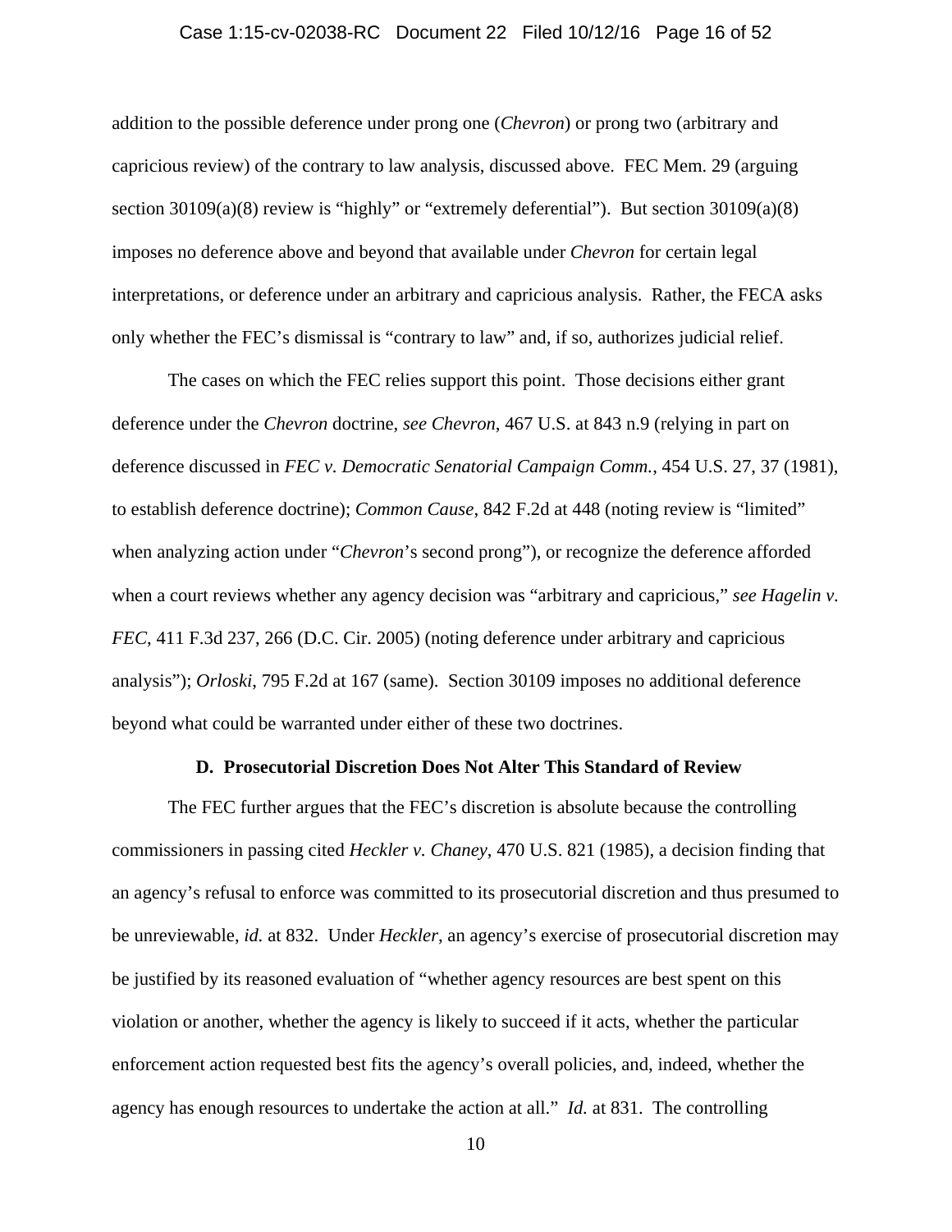addition to the possible deference under prong one (*Chevron*) or prong two (arbitrary and capricious review) of the contrary to law analysis, discussed above. FEC Mem. 29 (arguing section 30109(a)(8) review is "highly" or "extremely deferential"). But section 30109(a)(8) imposes no deference above and beyond that available under *Chevron* for certain legal interpretations, or deference under an arbitrary and capricious analysis. Rather, the FECA asks only whether the FEC's dismissal is "contrary to law" and, if so, authorizes judicial relief.

The cases on which the FEC relies support this point. Those decisions either grant deference under the *Chevron* doctrine, *see Chevron*, 467 U.S. at 843 n.9 (relying in part on deference discussed in *FEC v. Democratic Senatorial Campaign Comm.*, 454 U.S. 27, 37 (1981), to establish deference doctrine); *Common Cause*, 842 F.2d at 448 (noting review is "limited" when analyzing action under "*Chevron*'s second prong"), or recognize the deference afforded when a court reviews whether any agency decision was "arbitrary and capricious," *see Hagelin v. FEC*, 411 F.3d 237, 266 (D.C. Cir. 2005) (noting deference under arbitrary and capricious analysis"); *Orloski*, 795 F.2d at 167 (same). Section 30109 imposes no additional deference beyond what could be warranted under either of these two doctrines.

### D. Prosecutorial Discretion Does Not Alter This Standard of Review

The FEC further argues that the FEC's discretion is absolute because the controlling commissioners in passing cited *Heckler v. Chaney*, 470 U.S. 821 (1985), a decision finding that an agency's refusal to enforce was committed to its prosecutorial discretion and thus presumed to be unreviewable, *id.* at 832. Under *Heckler*, an agency's exercise of prosecutorial discretion may be justified by its reasoned evaluation of "whether agency resources are best spent on this violation or another, whether the agency is likely to succeed if it acts, whether the particular enforcement action requested best fits the agency's overall policies, and, indeed, whether the agency has enough resources to undertake the action at all." *Id.* at 831. The controlling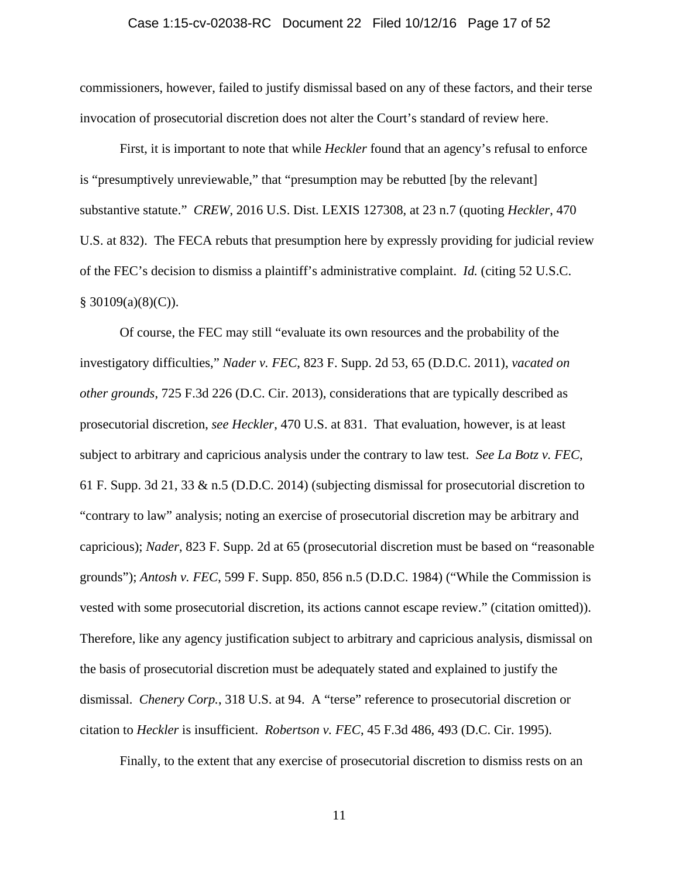commissioners, however, failed to justify dismissal based on any of these factors, and their terse invocation of prosecutorial discretion does not alter the Court's standard of review here.

First, it is important to note that while *Heckler* found that an agency's refusal to enforce is "presumptively unreviewable," that "presumption may be rebutted [by the relevant] substantive statute." *CREW*, 2016 U.S. Dist. LEXIS 127308, at 23 n.7 (quoting *Heckler*, 470 U.S. at 832). The FECA rebuts that presumption here by expressly providing for judicial review of the FEC's decision to dismiss a plaintiff's administrative complaint. *Id.* (citing 52 U.S.C. § 30109(a)(8)(C)).

Of course, the FEC may still "evaluate its own resources and the probability of the investigatory difficulties," *Nader v. FEC*, 823 F. Supp. 2d 53, 65 (D.D.C. 2011), *vacated on other grounds*, 725 F.3d 226 (D.C. Cir. 2013), considerations that are typically described as prosecutorial discretion, *see Heckler*, 470 U.S. at 831. That evaluation, however, is at least subject to arbitrary and capricious analysis under the contrary to law test. *See La Botz v. FEC*, 61 F. Supp. 3d 21, 33 & n.5 (D.D.C. 2014) (subjecting dismissal for prosecutorial discretion to "contrary to law" analysis; noting an exercise of prosecutorial discretion may be arbitrary and capricious); *Nader*, 823 F. Supp. 2d at 65 (prosecutorial discretion must be based on "reasonable grounds"); *Antosh v. FEC*, 599 F. Supp. 850, 856 n.5 (D.D.C. 1984) ("While the Commission is vested with some prosecutorial discretion, its actions cannot escape review." (citation omitted)). Therefore, like any agency justification subject to arbitrary and capricious analysis, dismissal on the basis of prosecutorial discretion must be adequately stated and explained to justify the dismissal. *Chenery Corp.*, 318 U.S. at 94. A "terse" reference to prosecutorial discretion or citation to *Heckler* is insufficient. *Robertson v. FEC*, 45 F.3d 486, 493 (D.C. Cir. 1995).

Finally, to the extent that any exercise of prosecutorial discretion to dismiss rests on an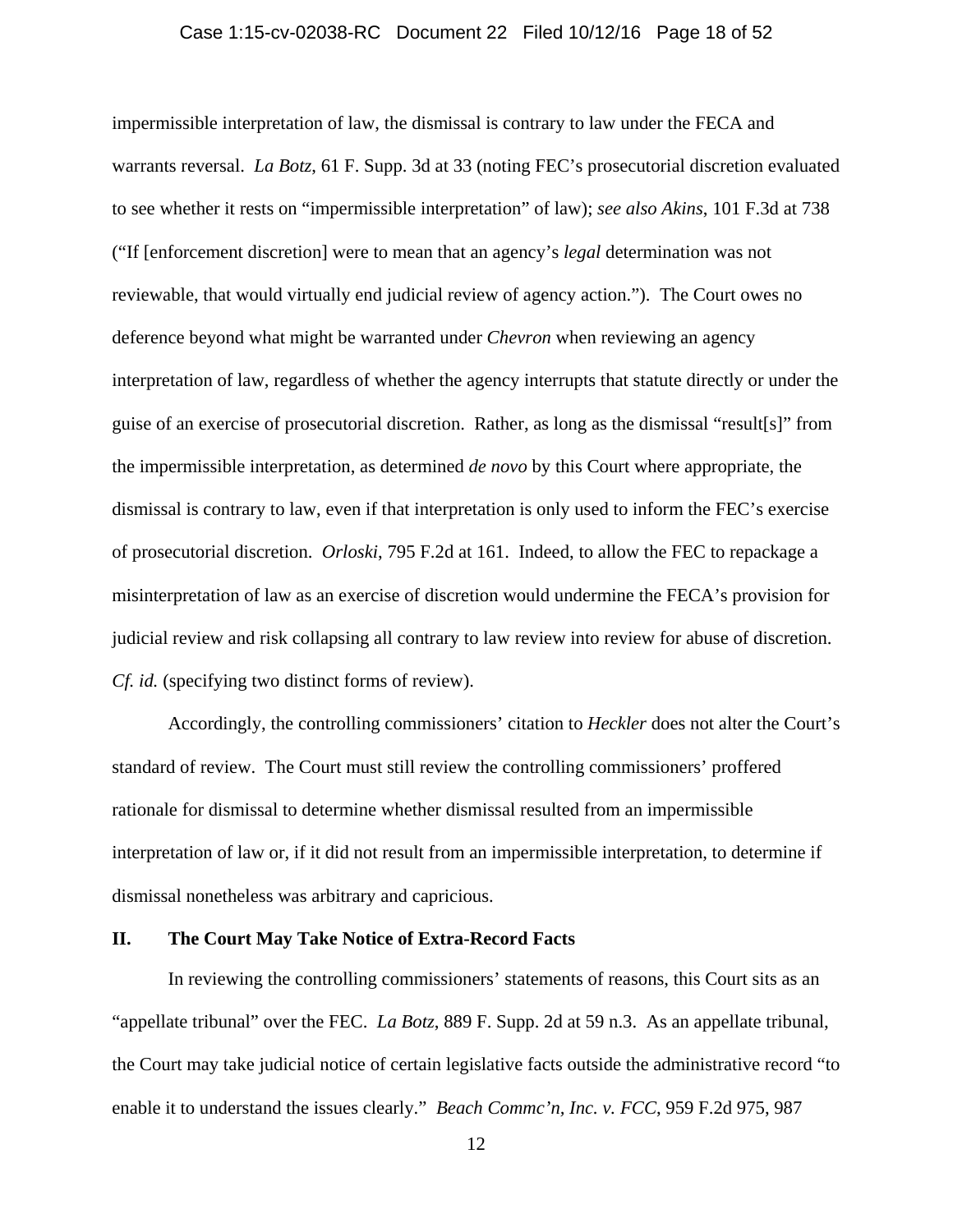impermissible interpretation of law, the dismissal is contrary to law under the FECA and warrants reversal. *La Botz*, 61 F. Supp. 3d at 33 (noting FEC's prosecutorial discretion evaluated to see whether it rests on "impermissible interpretation" of law); *see also Akins*, 101 F.3d at 738 ("If [enforcement discretion] were to mean that an agency's *legal* determination was not reviewable, that would virtually end judicial review of agency action."). The Court owes no deference beyond what might be warranted under *Chevron* when reviewing an agency interpretation of law, regardless of whether the agency interrupts that statute directly or under the guise of an exercise of prosecutorial discretion. Rather, as long as the dismissal "result[s]" from the impermissible interpretation, as determined *de novo* by this Court where appropriate, the dismissal is contrary to law, even if that interpretation is only used to inform the FEC's exercise of prosecutorial discretion. *Orloski*, 795 F.2d at 161. Indeed, to allow the FEC to repackage a misinterpretation of law as an exercise of discretion would undermine the FECA's provision for judicial review and risk collapsing all contrary to law review into review for abuse of discretion. *Cf. id.* (specifying two distinct forms of review).

Accordingly, the controlling commissioners' citation to *Heckler* does not alter the Court's standard of review. The Court must still review the controlling commissioners' proffered rationale for dismissal to determine whether dismissal resulted from an impermissible interpretation of law or, if it did not result from an impermissible interpretation, to determine if dismissal nonetheless was arbitrary and capricious.

## II. The Court May Take Notice of Extra-Record Facts

In reviewing the controlling commissioners' statements of reasons, this Court sits as an "appellate tribunal" over the FEC. *La Botz*, 889 F. Supp. 2d at 59 n.3. As an appellate tribunal, the Court may take judicial notice of certain legislative facts outside the administrative record "to enable it to understand the issues clearly." *Beach Commc'n, Inc. v. FCC*, 959 F.2d 975, 987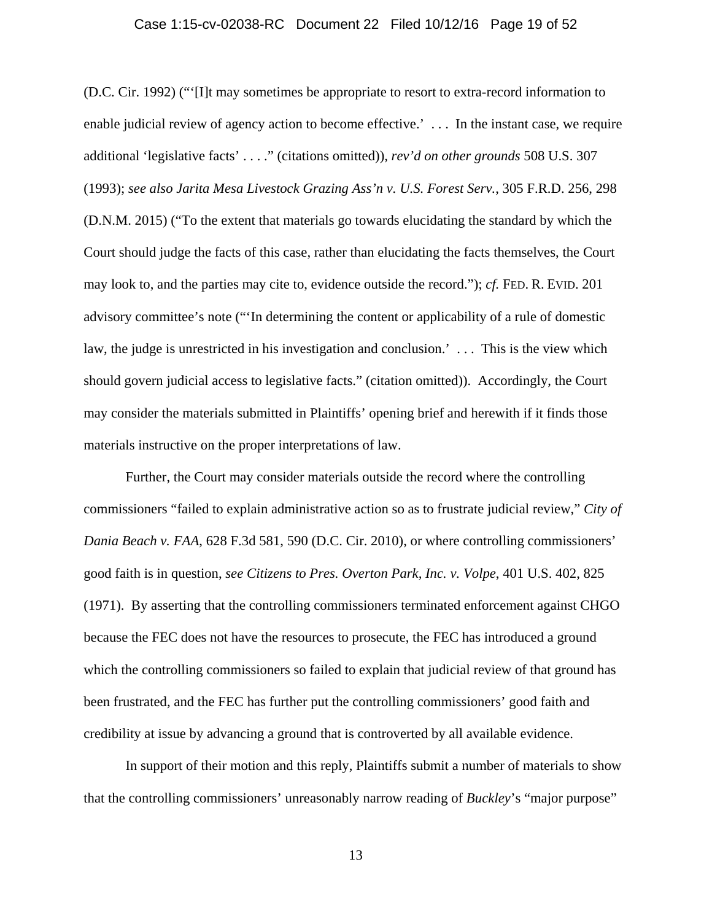(D.C. Cir. 1992) ("'[I]t may sometimes be appropriate to resort to extra-record information to enable judicial review of agency action to become effective.' . . . In the instant case, we require additional 'legislative facts' . . . ." (citations omitted)), *rev'd on other grounds* 508 U.S. 307 (1993); *see also Jarita Mesa Livestock Grazing Ass'n v. U.S. Forest Serv.*, 305 F.R.D. 256, 298 (D.N.M. 2015) ("To the extent that materials go towards elucidating the standard by which the Court should judge the facts of this case, rather than elucidating the facts themselves, the Court may look to, and the parties may cite to, evidence outside the record."); *cf.* FED. R. EVID. 201 advisory committee's note ("'In determining the content or applicability of a rule of domestic law, the judge is unrestricted in his investigation and conclusion.' . . . This is the view which should govern judicial access to legislative facts." (citation omitted)). Accordingly, the Court may consider the materials submitted in Plaintiffs' opening brief and herewith if it finds those materials instructive on the proper interpretations of law.

Further, the Court may consider materials outside the record where the controlling commissioners "failed to explain administrative action so as to frustrate judicial review," *City of Dania Beach v. FAA*, 628 F.3d 581, 590 (D.C. Cir. 2010), or where controlling commissioners' good faith is in question, *see Citizens to Pres. Overton Park, Inc. v. Volpe*, 401 U.S. 402, 825 (1971). By asserting that the controlling commissioners terminated enforcement against CHGO because the FEC does not have the resources to prosecute, the FEC has introduced a ground which the controlling commissioners so failed to explain that judicial review of that ground has been frustrated, and the FEC has further put the controlling commissioners' good faith and credibility at issue by advancing a ground that is controverted by all available evidence.

In support of their motion and this reply, Plaintiffs submit a number of materials to show that the controlling commissioners' unreasonably narrow reading of *Buckley*'s "major purpose"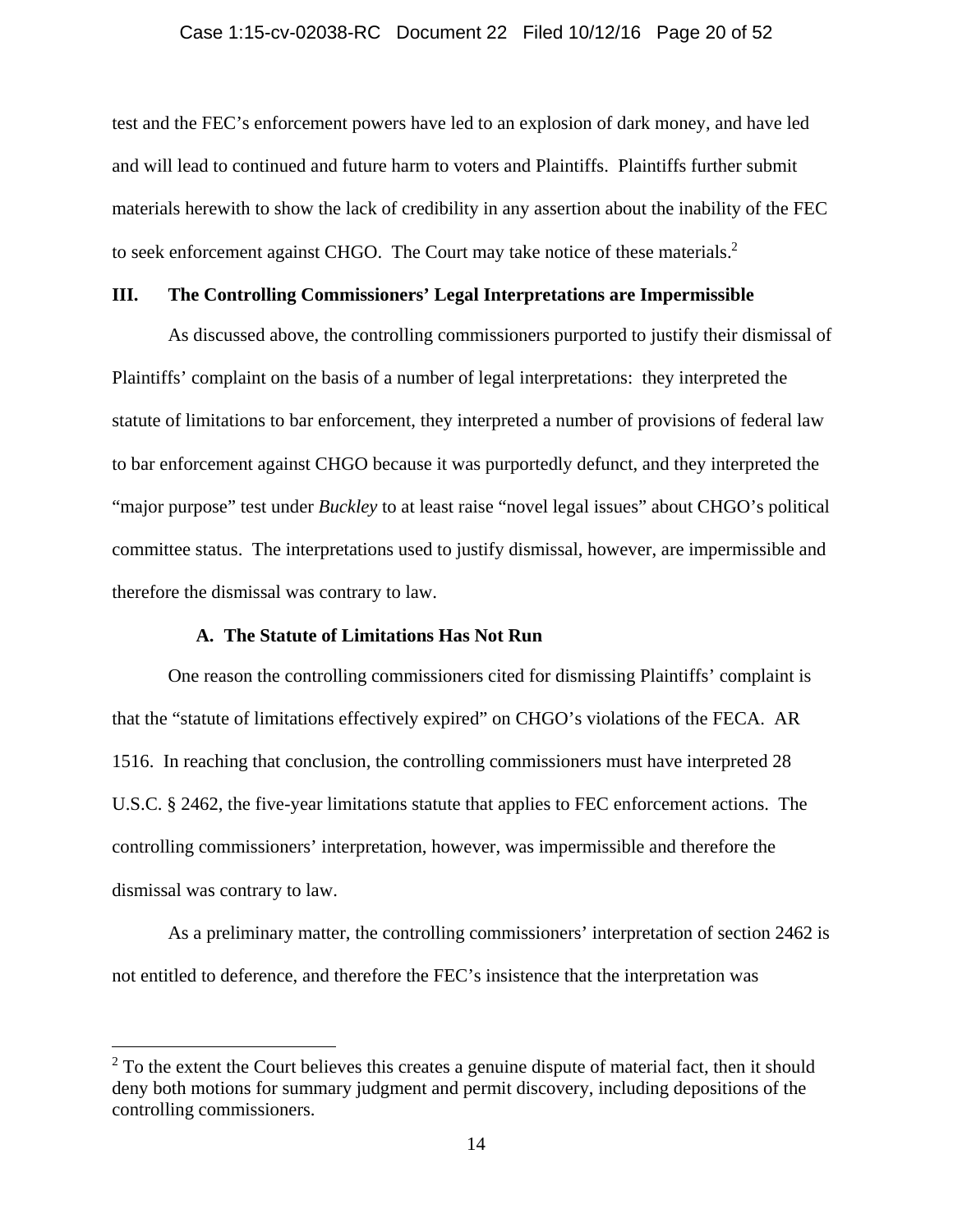test and the FEC's enforcement powers have led to an explosion of dark money, and have led and will lead to continued and future harm to voters and Plaintiffs. Plaintiffs further submit materials herewith to show the lack of credibility in any assertion about the inability of the FEC to seek enforcement against CHGO. The Court may take notice of these materials.[2]

## III. The Controlling Commissioners' Legal Interpretations are Impermissible

As discussed above, the controlling commissioners purported to justify their dismissal of Plaintiffs' complaint on the basis of a number of legal interpretations: they interpreted the statute of limitations to bar enforcement, they interpreted a number of provisions of federal law to bar enforcement against CHGO because it was purportedly defunct, and they interpreted the "major purpose" test under *Buckley* to at least raise "novel legal issues" about CHGO's political committee status. The interpretations used to justify dismissal, however, are impermissible and therefore the dismissal was contrary to law.

### A. The Statute of Limitations Has Not Run

One reason the controlling commissioners cited for dismissing Plaintiffs' complaint is that the "statute of limitations effectively expired" on CHGO's violations of the FECA. AR 1516. In reaching that conclusion, the controlling commissioners must have interpreted 28 U.S.C. § 2462, the five-year limitations statute that applies to FEC enforcement actions. The controlling commissioners' interpretation, however, was impermissible and therefore the dismissal was contrary to law.

As a preliminary matter, the controlling commissioners' interpretation of section 2462 is not entitled to deference, and therefore the FEC's insistence that the interpretation was

[2] To the extent the Court believes this creates a genuine dispute of material fact, then it should deny both motions for summary judgment and permit discovery, including depositions of the controlling commissioners.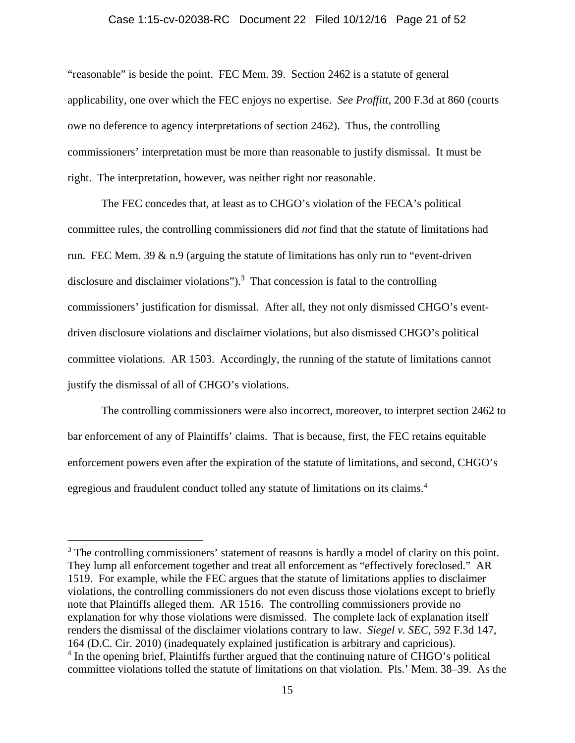"reasonable" is beside the point. FEC Mem. 39. Section 2462 is a statute of general applicability, one over which the FEC enjoys no expertise. *See Proffitt*, 200 F.3d at 860 (courts owe no deference to agency interpretations of section 2462). Thus, the controlling commissioners' interpretation must be more than reasonable to justify dismissal. It must be right. The interpretation, however, was neither right nor reasonable.

The FEC concedes that, at least as to CHGO's violation of the FECA's political committee rules, the controlling commissioners did *not* find that the statute of limitations had run. FEC Mem. 39 & n.9 (arguing the statute of limitations has only run to "event-driven disclosure and disclaimer violations").[3] That concession is fatal to the controlling commissioners' justification for dismissal. After all, they not only dismissed CHGO's event-driven disclosure violations and disclaimer violations, but also dismissed CHGO's political committee violations. AR 1503. Accordingly, the running of the statute of limitations cannot justify the dismissal of all of CHGO's violations.

The controlling commissioners were also incorrect, moreover, to interpret section 2462 to bar enforcement of any of Plaintiffs' claims. That is because, first, the FEC retains equitable enforcement powers even after the expiration of the statute of limitations, and second, CHGO's egregious and fraudulent conduct tolled any statute of limitations on its claims.[4]

---

[3] The controlling commissioners' statement of reasons is hardly a model of clarity on this point. They lump all enforcement together and treat all enforcement as "effectively foreclosed." AR 1519. For example, while the FEC argues that the statute of limitations applies to disclaimer violations, the controlling commissioners do not even discuss those violations except to briefly note that Plaintiffs alleged them. AR 1516. The controlling commissioners provide no explanation for why those violations were dismissed. The complete lack of explanation itself renders the dismissal of the disclaimer violations contrary to law. *Siegel v. SEC*, 592 F.3d 147, 164 (D.C. Cir. 2010) (inadequately explained justification is arbitrary and capricious).

[4] In the opening brief, Plaintiffs further argued that the continuing nature of CHGO's political committee violations tolled the statute of limitations on that violation. Pls.' Mem. 38–39. As the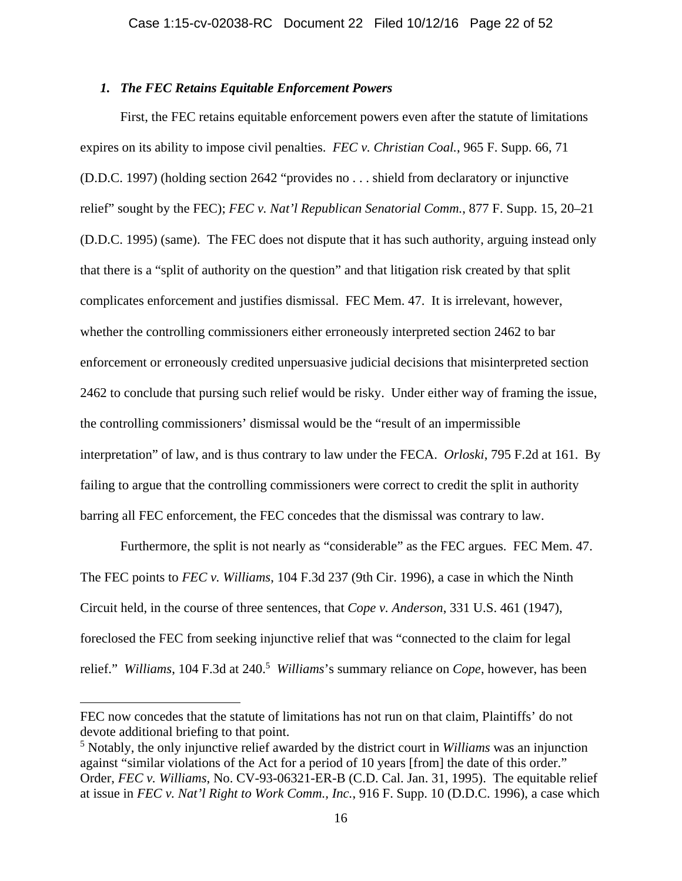### *1. The FEC Retains Equitable Enforcement Powers*

First, the FEC retains equitable enforcement powers even after the statute of limitations expires on its ability to impose civil penalties. *FEC v. Christian Coal.*, 965 F. Supp. 66, 71 (D.D.C. 1997) (holding section 2642 "provides no . . . shield from declaratory or injunctive relief" sought by the FEC); *FEC v. Nat'l Republican Senatorial Comm.*, 877 F. Supp. 15, 20–21 (D.D.C. 1995) (same). The FEC does not dispute that it has such authority, arguing instead only that there is a "split of authority on the question" and that litigation risk created by that split complicates enforcement and justifies dismissal. FEC Mem. 47. It is irrelevant, however, whether the controlling commissioners either erroneously interpreted section 2462 to bar enforcement or erroneously credited unpersuasive judicial decisions that misinterpreted section 2462 to conclude that pursing such relief would be risky. Under either way of framing the issue, the controlling commissioners' dismissal would be the "result of an impermissible interpretation" of law, and is thus contrary to law under the FECA. *Orloski*, 795 F.2d at 161. By failing to argue that the controlling commissioners were correct to credit the split in authority barring all FEC enforcement, the FEC concedes that the dismissal was contrary to law.

Furthermore, the split is not nearly as "considerable" as the FEC argues. FEC Mem. 47. The FEC points to *FEC v. Williams*, 104 F.3d 237 (9th Cir. 1996), a case in which the Ninth Circuit held, in the course of three sentences, that *Cope v. Anderson*, 331 U.S. 461 (1947), foreclosed the FEC from seeking injunctive relief that was "connected to the claim for legal relief." *Williams*, 104 F.3d at 240.[5] *Williams*'s summary reliance on *Cope*, however, has been

---

FEC now concedes that the statute of limitations has not run on that claim, Plaintiffs' do not devote additional briefing to that point.

[5] Notably, the only injunctive relief awarded by the district court in *Williams* was an injunction against "similar violations of the Act for a period of 10 years [from] the date of this order." Order, *FEC v. Williams*, No. CV-93-06321-ER-B (C.D. Cal. Jan. 31, 1995). The equitable relief at issue in *FEC v. Nat'l Right to Work Comm., Inc.*, 916 F. Supp. 10 (D.D.C. 1996), a case which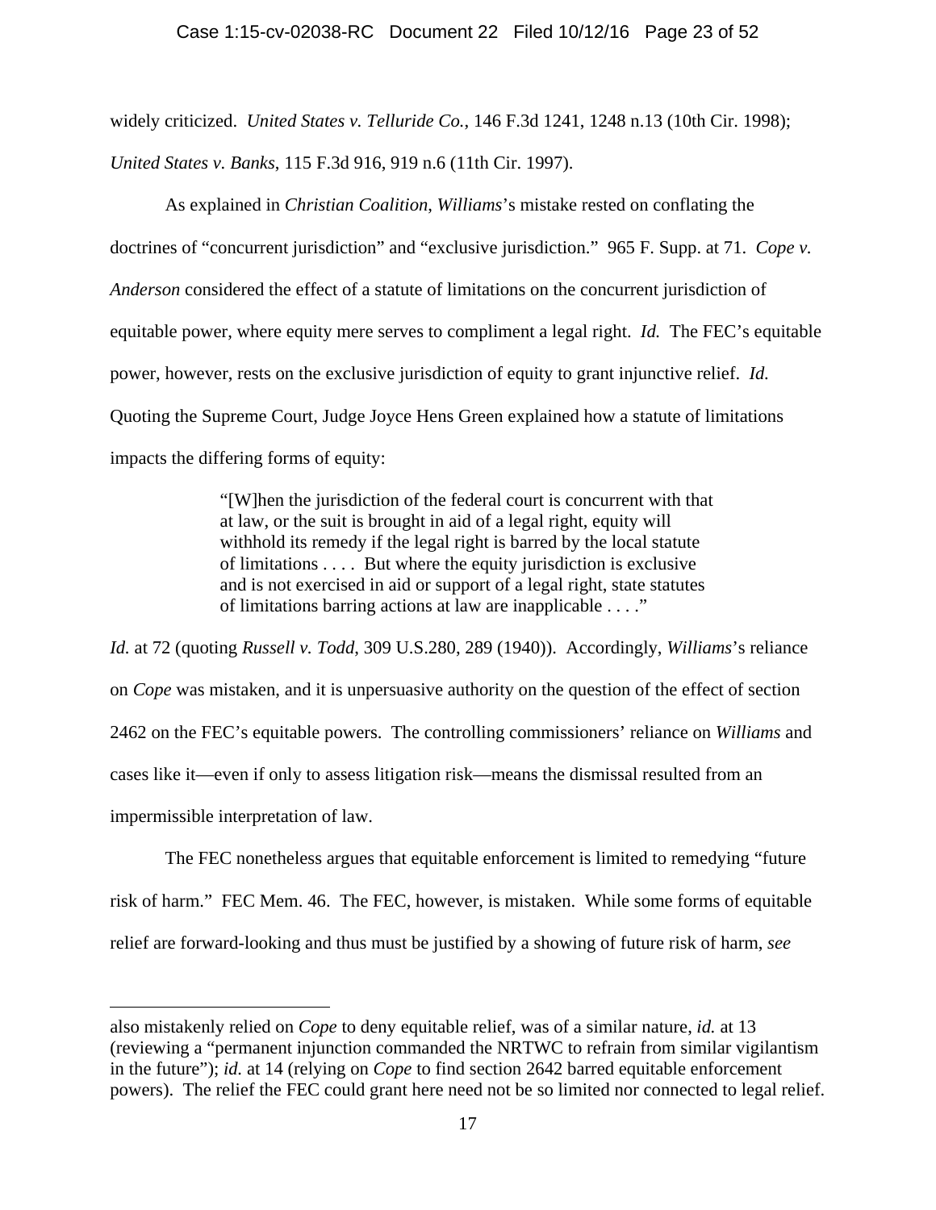widely criticized. *United States v. Telluride Co.*, 146 F.3d 1241, 1248 n.13 (10th Cir. 1998); *United States v. Banks*, 115 F.3d 916, 919 n.6 (11th Cir. 1997).

As explained in *Christian Coalition*, *Williams*'s mistake rested on conflating the doctrines of "concurrent jurisdiction" and "exclusive jurisdiction." 965 F. Supp. at 71. *Cope v. Anderson* considered the effect of a statute of limitations on the concurrent jurisdiction of equitable power, where equity mere serves to compliment a legal right. *Id.* The FEC's equitable power, however, rests on the exclusive jurisdiction of equity to grant injunctive relief. *Id.* Quoting the Supreme Court, Judge Joyce Hens Green explained how a statute of limitations impacts the differing forms of equity:

> "[W]hen the jurisdiction of the federal court is concurrent with that at law, or the suit is brought in aid of a legal right, equity will withhold its remedy if the legal right is barred by the local statute of limitations . . . . But where the equity jurisdiction is exclusive and is not exercised in aid or support of a legal right, state statutes of limitations barring actions at law are inapplicable . . . ."

*Id.* at 72 (quoting *Russell v. Todd*, 309 U.S.280, 289 (1940)). Accordingly, *Williams*'s reliance on *Cope* was mistaken, and it is unpersuasive authority on the question of the effect of section 2462 on the FEC's equitable powers. The controlling commissioners' reliance on *Williams* and cases like it—even if only to assess litigation risk—means the dismissal resulted from an impermissible interpretation of law.

The FEC nonetheless argues that equitable enforcement is limited to remedying "future risk of harm." FEC Mem. 46. The FEC, however, is mistaken. While some forms of equitable relief are forward-looking and thus must be justified by a showing of future risk of harm, *see*

---

also mistakenly relied on *Cope* to deny equitable relief, was of a similar nature, *id.* at 13 (reviewing a "permanent injunction commanded the NRTWC to refrain from similar vigilantism in the future"); *id.* at 14 (relying on *Cope* to find section 2642 barred equitable enforcement powers). The relief the FEC could grant here need not be so limited nor connected to legal relief.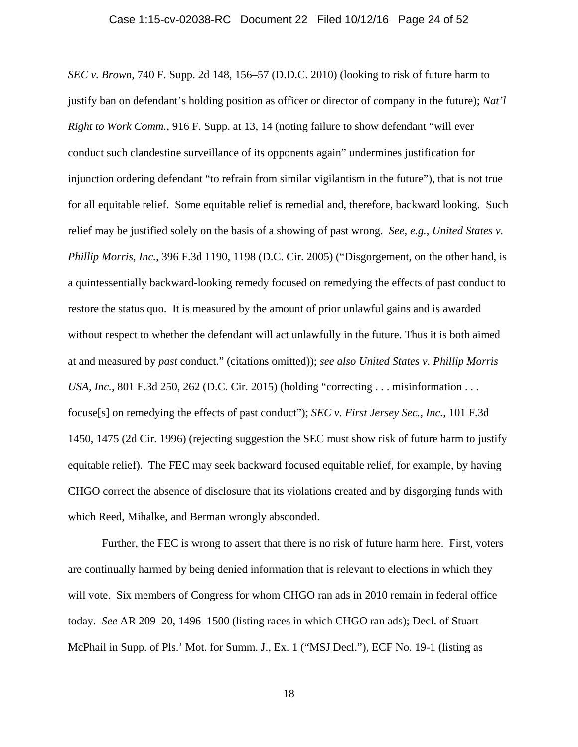*SEC v. Brown*, 740 F. Supp. 2d 148, 156–57 (D.D.C. 2010) (looking to risk of future harm to justify ban on defendant's holding position as officer or director of company in the future); *Nat'l Right to Work Comm.*, 916 F. Supp. at 13, 14 (noting failure to show defendant "will ever conduct such clandestine surveillance of its opponents again" undermines justification for injunction ordering defendant "to refrain from similar vigilantism in the future"), that is not true for all equitable relief. Some equitable relief is remedial and, therefore, backward looking. Such relief may be justified solely on the basis of a showing of past wrong. *See, e.g.*, *United States v. Phillip Morris, Inc.*, 396 F.3d 1190, 1198 (D.C. Cir. 2005) ("Disgorgement, on the other hand, is a quintessentially backward-looking remedy focused on remedying the effects of past conduct to restore the status quo. It is measured by the amount of prior unlawful gains and is awarded without respect to whether the defendant will act unlawfully in the future. Thus it is both aimed at and measured by *past* conduct." (citations omitted)); *see also United States v. Phillip Morris USA, Inc.*, 801 F.3d 250, 262 (D.C. Cir. 2015) (holding "correcting . . . misinformation . . . focuse[s] on remedying the effects of past conduct"); *SEC v. First Jersey Sec., Inc.*, 101 F.3d 1450, 1475 (2d Cir. 1996) (rejecting suggestion the SEC must show risk of future harm to justify equitable relief). The FEC may seek backward focused equitable relief, for example, by having CHGO correct the absence of disclosure that its violations created and by disgorging funds with which Reed, Mihalke, and Berman wrongly absconded.

Further, the FEC is wrong to assert that there is no risk of future harm here. First, voters are continually harmed by being denied information that is relevant to elections in which they will vote. Six members of Congress for whom CHGO ran ads in 2010 remain in federal office today. *See* AR 209–20, 1496–1500 (listing races in which CHGO ran ads); Decl. of Stuart McPhail in Supp. of Pls.' Mot. for Summ. J., Ex. 1 ("MSJ Decl."), ECF No. 19-1 (listing as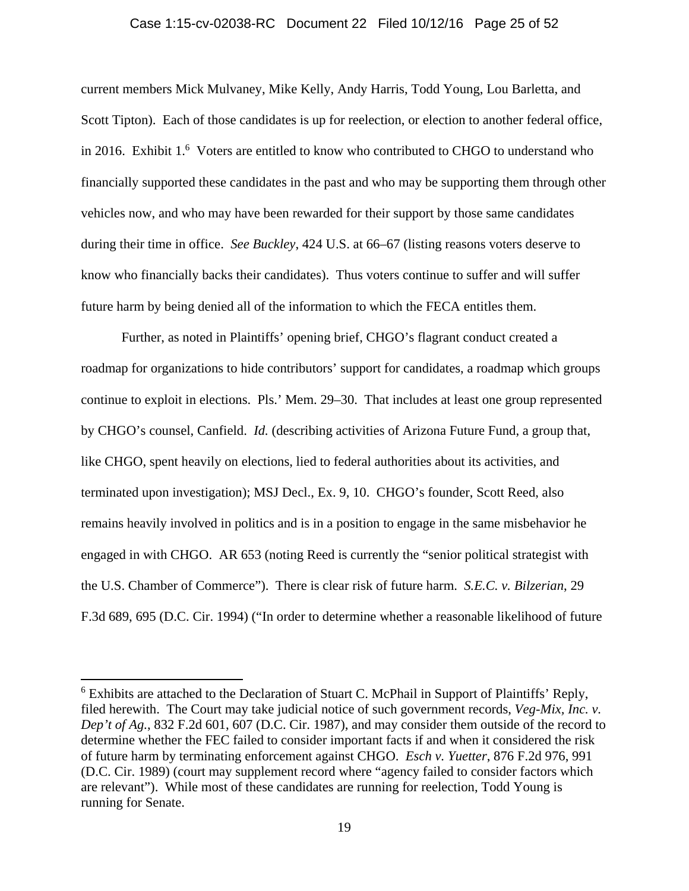current members Mick Mulvaney, Mike Kelly, Andy Harris, Todd Young, Lou Barletta, and Scott Tipton). Each of those candidates is up for reelection, or election to another federal office, in 2016. Exhibit 1.[6] Voters are entitled to know who contributed to CHGO to understand who financially supported these candidates in the past and who may be supporting them through other vehicles now, and who may have been rewarded for their support by those same candidates during their time in office. *See Buckley*, 424 U.S. at 66–67 (listing reasons voters deserve to know who financially backs their candidates). Thus voters continue to suffer and will suffer future harm by being denied all of the information to which the FECA entitles them.

Further, as noted in Plaintiffs' opening brief, CHGO's flagrant conduct created a roadmap for organizations to hide contributors' support for candidates, a roadmap which groups continue to exploit in elections. Pls.' Mem. 29–30. That includes at least one group represented by CHGO's counsel, Canfield. *Id.* (describing activities of Arizona Future Fund, a group that, like CHGO, spent heavily on elections, lied to federal authorities about its activities, and terminated upon investigation); MSJ Decl., Ex. 9, 10. CHGO's founder, Scott Reed, also remains heavily involved in politics and is in a position to engage in the same misbehavior he engaged in with CHGO. AR 653 (noting Reed is currently the "senior political strategist with the U.S. Chamber of Commerce"). There is clear risk of future harm. *S.E.C. v. Bilzerian*, 29 F.3d 689, 695 (D.C. Cir. 1994) ("In order to determine whether a reasonable likelihood of future

---

[6] Exhibits are attached to the Declaration of Stuart C. McPhail in Support of Plaintiffs' Reply, filed herewith. The Court may take judicial notice of such government records, *Veg-Mix, Inc. v. Dep't of Ag.*, 832 F.2d 601, 607 (D.C. Cir. 1987), and may consider them outside of the record to determine whether the FEC failed to consider important facts if and when it considered the risk of future harm by terminating enforcement against CHGO. *Esch v. Yuetter*, 876 F.2d 976, 991 (D.C. Cir. 1989) (court may supplement record where "agency failed to consider factors which are relevant"). While most of these candidates are running for reelection, Todd Young is running for Senate.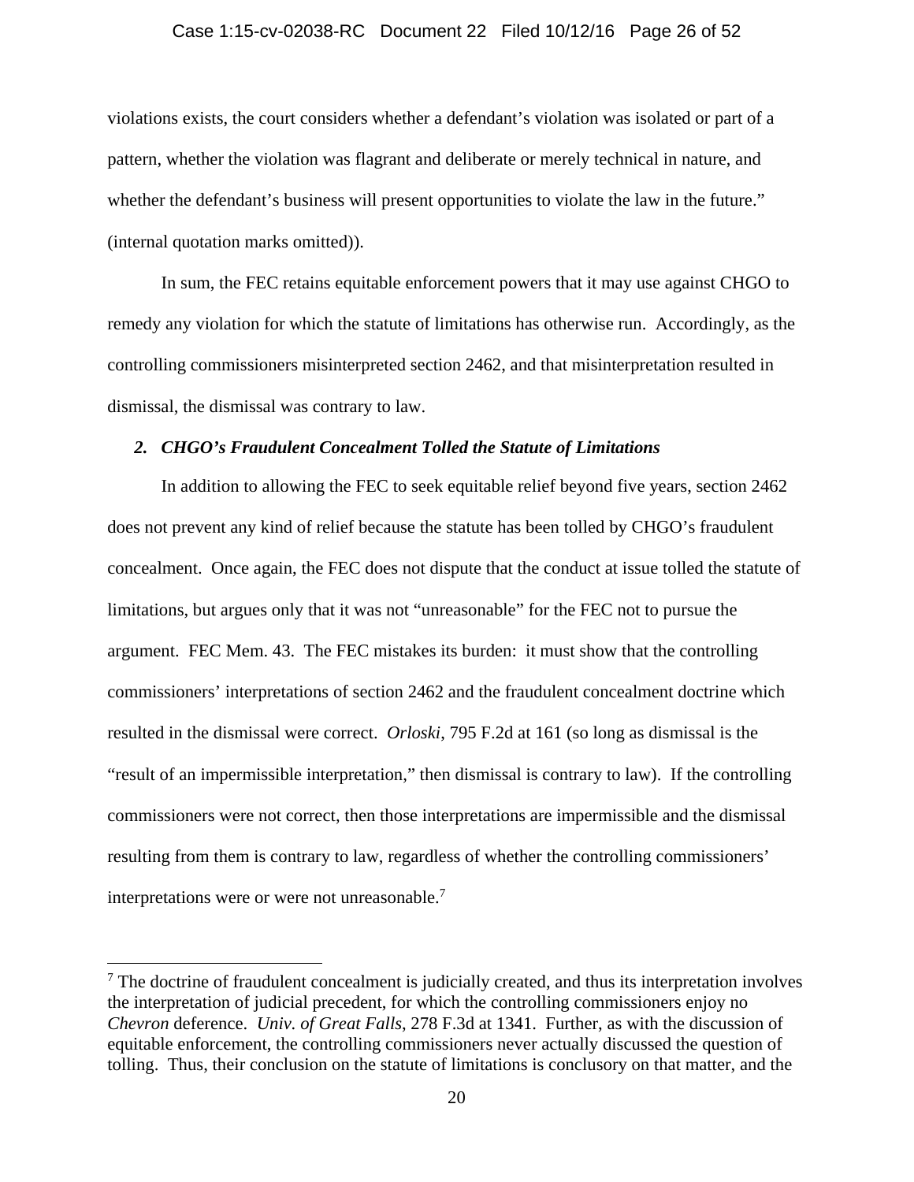violations exists, the court considers whether a defendant's violation was isolated or part of a pattern, whether the violation was flagrant and deliberate or merely technical in nature, and whether the defendant's business will present opportunities to violate the law in the future." (internal quotation marks omitted)).

In sum, the FEC retains equitable enforcement powers that it may use against CHGO to remedy any violation for which the statute of limitations has otherwise run. Accordingly, as the controlling commissioners misinterpreted section 2462, and that misinterpretation resulted in dismissal, the dismissal was contrary to law.

### *2. CHGO's Fraudulent Concealment Tolled the Statute of Limitations*

In addition to allowing the FEC to seek equitable relief beyond five years, section 2462 does not prevent any kind of relief because the statute has been tolled by CHGO's fraudulent concealment. Once again, the FEC does not dispute that the conduct at issue tolled the statute of limitations, but argues only that it was not "unreasonable" for the FEC not to pursue the argument. FEC Mem. 43. The FEC mistakes its burden: it must show that the controlling commissioners' interpretations of section 2462 and the fraudulent concealment doctrine which resulted in the dismissal were correct. *Orloski*, 795 F.2d at 161 (so long as dismissal is the "result of an impermissible interpretation," then dismissal is contrary to law). If the controlling commissioners were not correct, then those interpretations are impermissible and the dismissal resulting from them is contrary to law, regardless of whether the controlling commissioners' interpretations were or were not unreasonable.[7]

[7] The doctrine of fraudulent concealment is judicially created, and thus its interpretation involves the interpretation of judicial precedent, for which the controlling commissioners enjoy no *Chevron* deference. *Univ. of Great Falls*, 278 F.3d at 1341. Further, as with the discussion of equitable enforcement, the controlling commissioners never actually discussed the question of tolling. Thus, their conclusion on the statute of limitations is conclusory on that matter, and the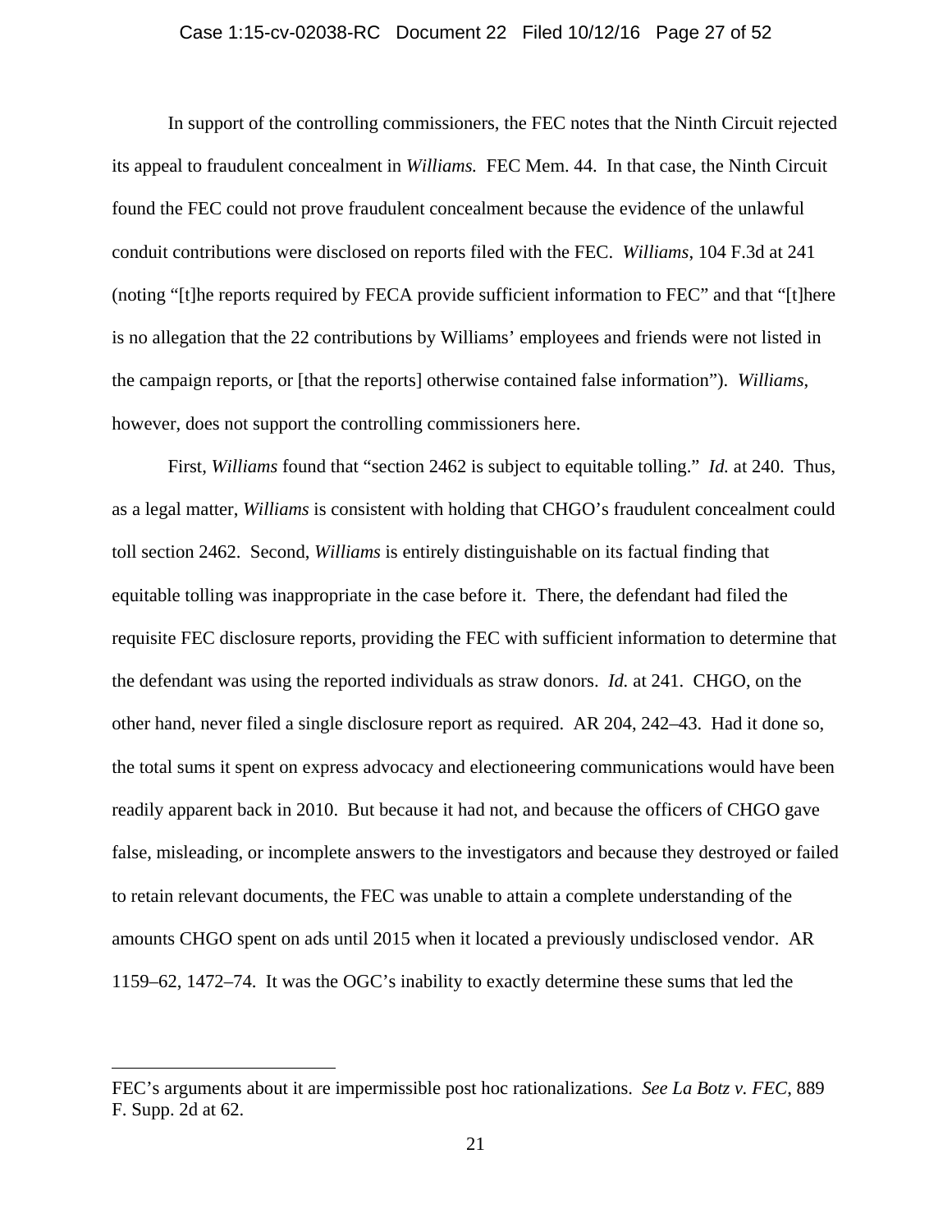In support of the controlling commissioners, the FEC notes that the Ninth Circuit rejected its appeal to fraudulent concealment in *Williams.* FEC Mem. 44. In that case, the Ninth Circuit found the FEC could not prove fraudulent concealment because the evidence of the unlawful conduit contributions were disclosed on reports filed with the FEC. *Williams*, 104 F.3d at 241 (noting "[t]he reports required by FECA provide sufficient information to FEC" and that "[t]here is no allegation that the 22 contributions by Williams' employees and friends were not listed in the campaign reports, or [that the reports] otherwise contained false information"). *Williams*, however, does not support the controlling commissioners here.

First, *Williams* found that "section 2462 is subject to equitable tolling." *Id.* at 240. Thus, as a legal matter, *Williams* is consistent with holding that CHGO's fraudulent concealment could toll section 2462. Second, *Williams* is entirely distinguishable on its factual finding that equitable tolling was inappropriate in the case before it. There, the defendant had filed the requisite FEC disclosure reports, providing the FEC with sufficient information to determine that the defendant was using the reported individuals as straw donors. *Id.* at 241. CHGO, on the other hand, never filed a single disclosure report as required. AR 204, 242–43. Had it done so, the total sums it spent on express advocacy and electioneering communications would have been readily apparent back in 2010. But because it had not, and because the officers of CHGO gave false, misleading, or incomplete answers to the investigators and because they destroyed or failed to retain relevant documents, the FEC was unable to attain a complete understanding of the amounts CHGO spent on ads until 2015 when it located a previously undisclosed vendor. AR 1159–62, 1472–74. It was the OGC's inability to exactly determine these sums that led the

---

FEC's arguments about it are impermissible post hoc rationalizations. *See La Botz v. FEC*, 889 F. Supp. 2d at 62.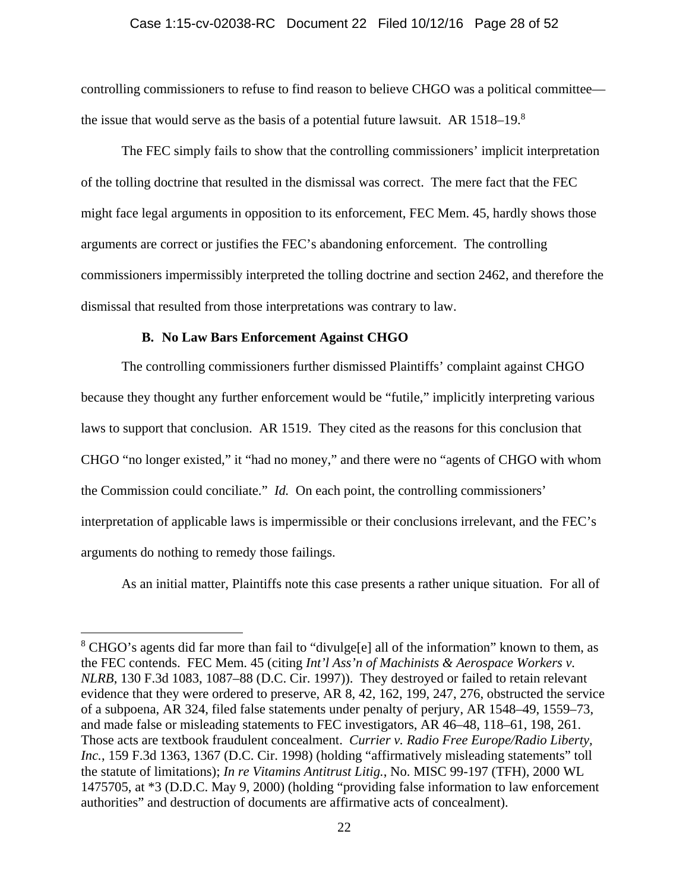controlling commissioners to refuse to find reason to believe CHGO was a political committee—the issue that would serve as the basis of a potential future lawsuit. AR 1518–19.[8]

The FEC simply fails to show that the controlling commissioners' implicit interpretation of the tolling doctrine that resulted in the dismissal was correct. The mere fact that the FEC might face legal arguments in opposition to its enforcement, FEC Mem. 45, hardly shows those arguments are correct or justifies the FEC's abandoning enforcement. The controlling commissioners impermissibly interpreted the tolling doctrine and section 2462, and therefore the dismissal that resulted from those interpretations was contrary to law.

### B. No Law Bars Enforcement Against CHGO

The controlling commissioners further dismissed Plaintiffs' complaint against CHGO because they thought any further enforcement would be "futile," implicitly interpreting various laws to support that conclusion. AR 1519. They cited as the reasons for this conclusion that CHGO "no longer existed," it "had no money," and there were no "agents of CHGO with whom the Commission could conciliate." *Id.* On each point, the controlling commissioners' interpretation of applicable laws is impermissible or their conclusions irrelevant, and the FEC's arguments do nothing to remedy those failings.

As an initial matter, Plaintiffs note this case presents a rather unique situation. For all of

---

[8] CHGO's agents did far more than fail to "divulge[e] all of the information" known to them, as the FEC contends. FEC Mem. 45 (citing *Int'l Ass'n of Machinists & Aerospace Workers v. NLRB*, 130 F.3d 1083, 1087–88 (D.C. Cir. 1997)). They destroyed or failed to retain relevant evidence that they were ordered to preserve, AR 8, 42, 162, 199, 247, 276, obstructed the service of a subpoena, AR 324, filed false statements under penalty of perjury, AR 1548–49, 1559–73, and made false or misleading statements to FEC investigators, AR 46–48, 118–61, 198, 261. Those acts are textbook fraudulent concealment. *Currier v. Radio Free Europe/Radio Liberty, Inc.*, 159 F.3d 1363, 1367 (D.C. Cir. 1998) (holding "affirmatively misleading statements" toll the statute of limitations); *In re Vitamins Antitrust Litig.*, No. MISC 99-197 (TFH), 2000 WL 1475705, at *3 (D.D.C. May 9, 2000) (holding "providing false information to law enforcement authorities" and destruction of documents are affirmative acts of concealment).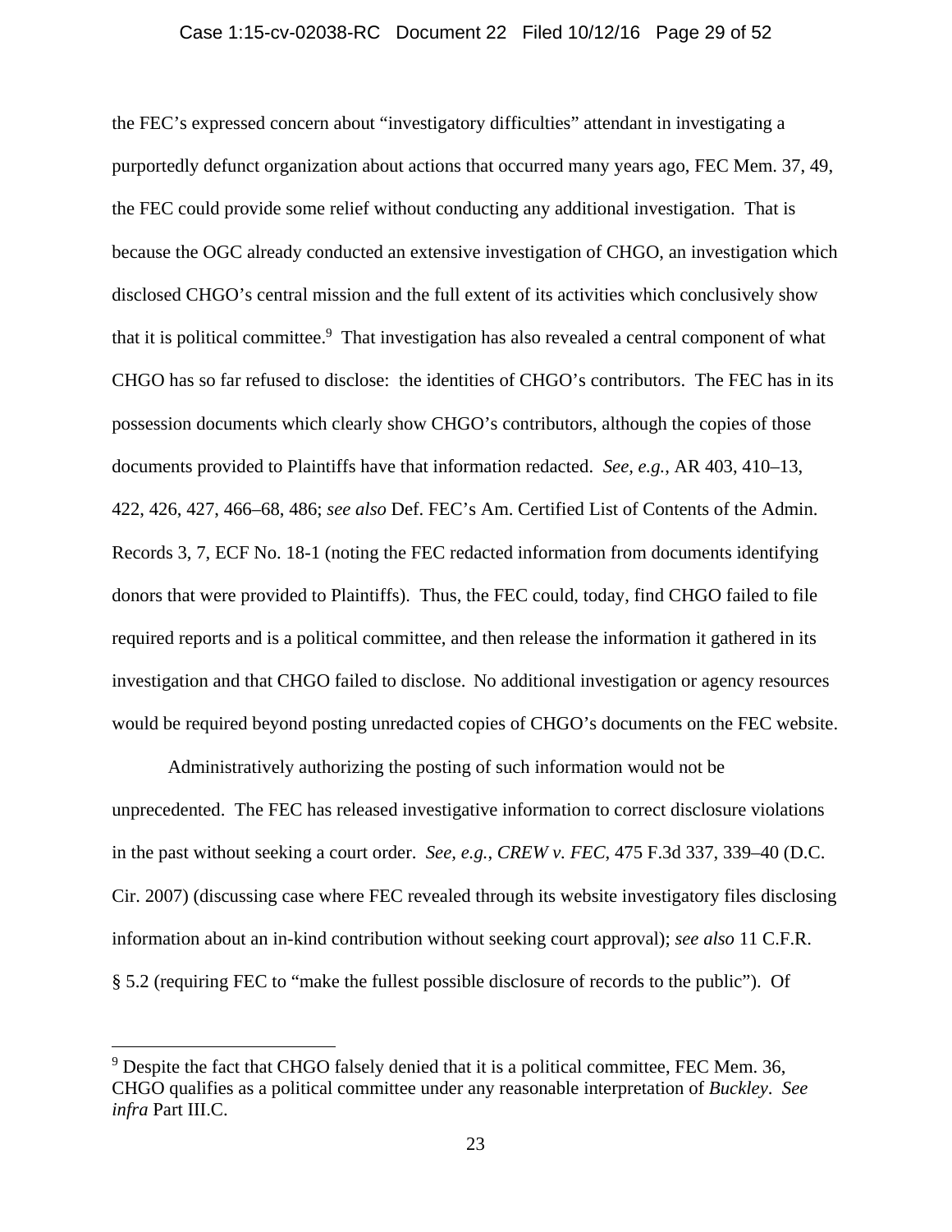the FEC's expressed concern about "investigatory difficulties" attendant in investigating a purportedly defunct organization about actions that occurred many years ago, FEC Mem. 37, 49, the FEC could provide some relief without conducting any additional investigation. That is because the OGC already conducted an extensive investigation of CHGO, an investigation which disclosed CHGO's central mission and the full extent of its activities which conclusively show that it is political committee.[9] That investigation has also revealed a central component of what CHGO has so far refused to disclose: the identities of CHGO's contributors. The FEC has in its possession documents which clearly show CHGO's contributors, although the copies of those documents provided to Plaintiffs have that information redacted. *See, e.g.*, AR 403, 410–13, 422, 426, 427, 466–68, 486; *see also* Def. FEC's Am. Certified List of Contents of the Admin. Records 3, 7, ECF No. 18-1 (noting the FEC redacted information from documents identifying donors that were provided to Plaintiffs). Thus, the FEC could, today, find CHGO failed to file required reports and is a political committee, and then release the information it gathered in its investigation and that CHGO failed to disclose. No additional investigation or agency resources would be required beyond posting unredacted copies of CHGO's documents on the FEC website.

Administratively authorizing the posting of such information would not be unprecedented. The FEC has released investigative information to correct disclosure violations in the past without seeking a court order. *See, e.g.*, *CREW v. FEC*, 475 F.3d 337, 339–40 (D.C. Cir. 2007) (discussing case where FEC revealed through its website investigatory files disclosing information about an in-kind contribution without seeking court approval); *see also* 11 C.F.R. § 5.2 (requiring FEC to "make the fullest possible disclosure of records to the public"). Of

[9] Despite the fact that CHGO falsely denied that it is a political committee, FEC Mem. 36, CHGO qualifies as a political committee under any reasonable interpretation of *Buckley*. *See infra* Part III.C.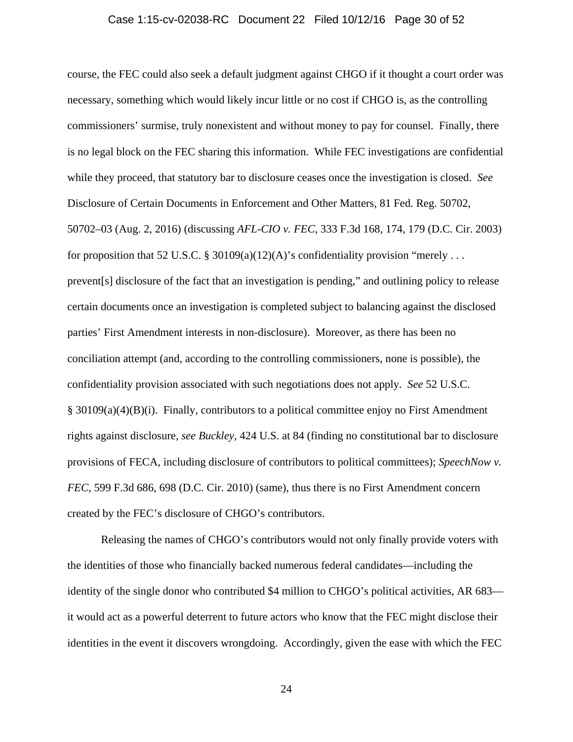course, the FEC could also seek a default judgment against CHGO if it thought a court order was necessary, something which would likely incur little or no cost if CHGO is, as the controlling commissioners' surmise, truly nonexistent and without money to pay for counsel. Finally, there is no legal block on the FEC sharing this information. While FEC investigations are confidential while they proceed, that statutory bar to disclosure ceases once the investigation is closed. *See* Disclosure of Certain Documents in Enforcement and Other Matters, 81 Fed. Reg. 50702, 50702–03 (Aug. 2, 2016) (discussing *AFL-CIO v. FEC*, 333 F.3d 168, 174, 179 (D.C. Cir. 2003) for proposition that 52 U.S.C. § 30109(a)(12)(A)'s confidentiality provision "merely . . . prevent[s] disclosure of the fact that an investigation is pending," and outlining policy to release certain documents once an investigation is completed subject to balancing against the disclosed parties' First Amendment interests in non-disclosure). Moreover, as there has been no conciliation attempt (and, according to the controlling commissioners, none is possible), the confidentiality provision associated with such negotiations does not apply. *See* 52 U.S.C. § 30109(a)(4)(B)(i). Finally, contributors to a political committee enjoy no First Amendment rights against disclosure, *see Buckley*, 424 U.S. at 84 (finding no constitutional bar to disclosure provisions of FECA, including disclosure of contributors to political committees); *SpeechNow v. FEC*, 599 F.3d 686, 698 (D.C. Cir. 2010) (same), thus there is no First Amendment concern created by the FEC's disclosure of CHGO's contributors.

Releasing the names of CHGO's contributors would not only finally provide voters with the identities of those who financially backed numerous federal candidates—including the identity of the single donor who contributed $4 million to CHGO's political activities, AR 683—it would act as a powerful deterrent to future actors who know that the FEC might disclose their identities in the event it discovers wrongdoing. Accordingly, given the ease with which the FEC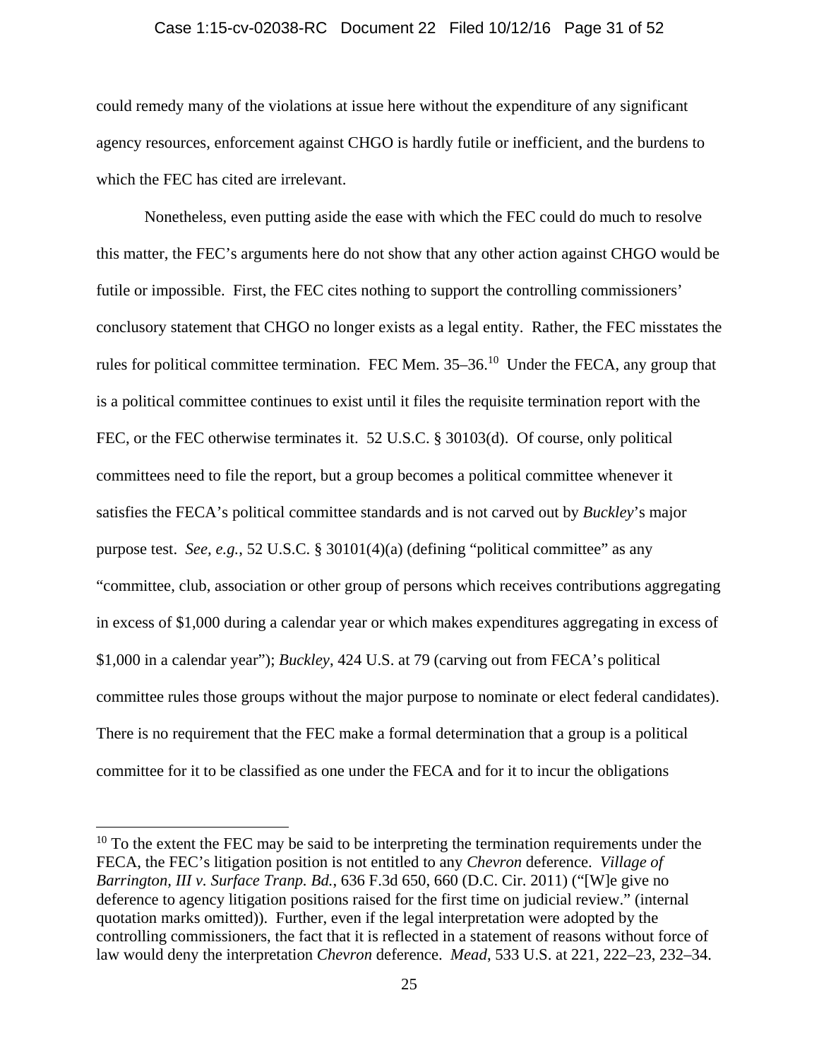could remedy many of the violations at issue here without the expenditure of any significant agency resources, enforcement against CHGO is hardly futile or inefficient, and the burdens to which the FEC has cited are irrelevant.

Nonetheless, even putting aside the ease with which the FEC could do much to resolve this matter, the FEC's arguments here do not show that any other action against CHGO would be futile or impossible. First, the FEC cites nothing to support the controlling commissioners' conclusory statement that CHGO no longer exists as a legal entity. Rather, the FEC misstates the rules for political committee termination. FEC Mem. 35–36.[10] Under the FECA, any group that is a political committee continues to exist until it files the requisite termination report with the FEC, or the FEC otherwise terminates it. 52 U.S.C. § 30103(d). Of course, only political committees need to file the report, but a group becomes a political committee whenever it satisfies the FECA's political committee standards and is not carved out by *Buckley*'s major purpose test. *See, e.g.*, 52 U.S.C. § 30101(4)(a) (defining "political committee" as any "committee, club, association or other group of persons which receives contributions aggregating in excess of $1,000 during a calendar year or which makes expenditures aggregating in excess of $1,000 in a calendar year"); *Buckley*, 424 U.S. at 79 (carving out from FECA's political committee rules those groups without the major purpose to nominate or elect federal candidates). There is no requirement that the FEC make a formal determination that a group is a political committee for it to be classified as one under the FECA and for it to incur the obligations

[10] To the extent the FEC may be said to be interpreting the termination requirements under the FECA, the FEC's litigation position is not entitled to any *Chevron* deference. *Village of Barrington, III v. Surface Tranp. Bd.*, 636 F.3d 650, 660 (D.C. Cir. 2011) ("[W]e give no deference to agency litigation positions raised for the first time on judicial review." (internal quotation marks omitted)). Further, even if the legal interpretation were adopted by the controlling commissioners, the fact that it is reflected in a statement of reasons without force of law would deny the interpretation *Chevron* deference. *Mead*, 533 U.S. at 221, 222–23, 232–34.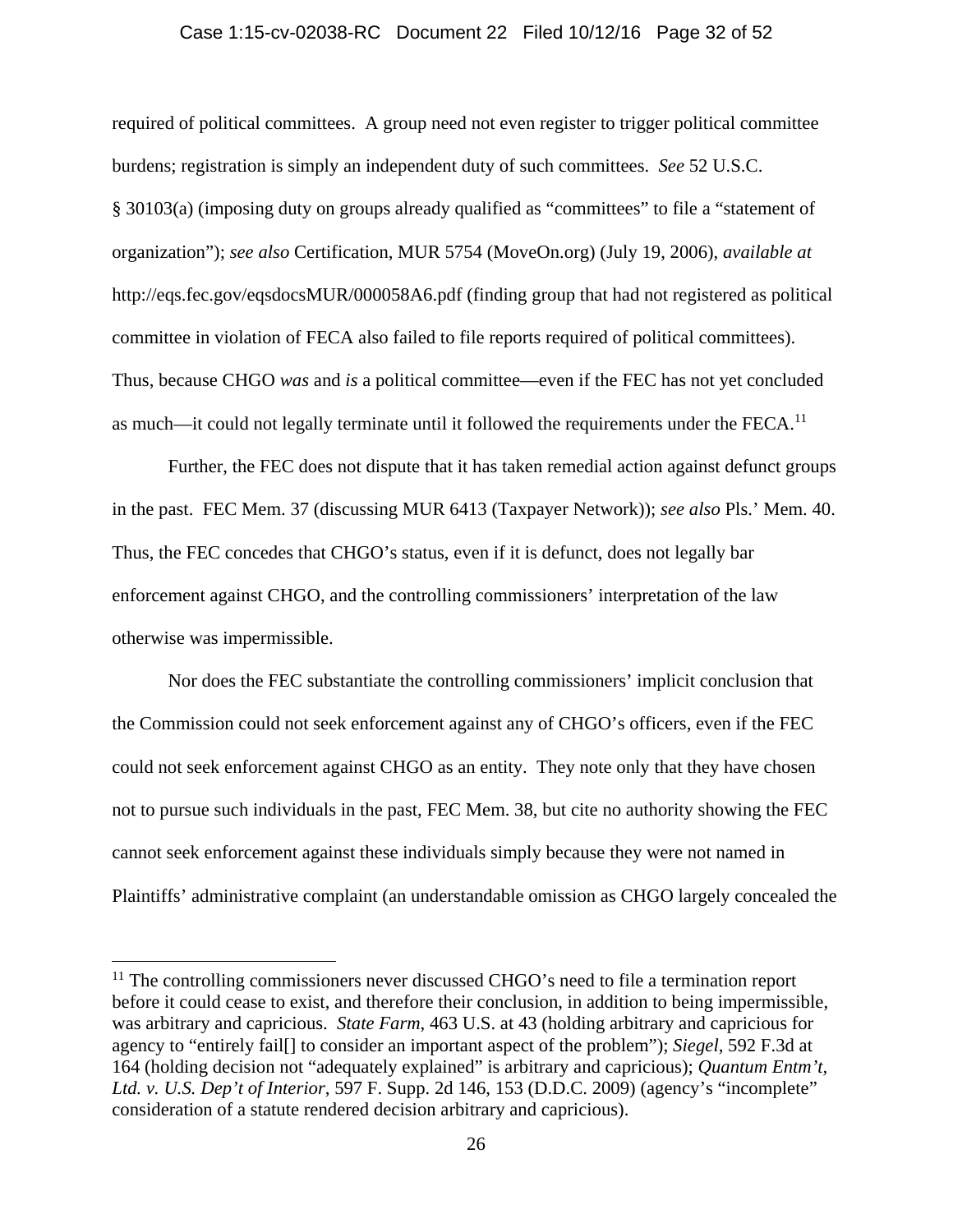required of political committees. A group need not even register to trigger political committee burdens; registration is simply an independent duty of such committees. *See* 52 U.S.C. § 30103(a) (imposing duty on groups already qualified as "committees" to file a "statement of organization"); *see also* Certification, MUR 5754 (MoveOn.org) (July 19, 2006), *available at* http://eqs.fec.gov/eqsdocsMUR/000058A6.pdf (finding group that had not registered as political committee in violation of FECA also failed to file reports required of political committees). Thus, because CHGO *was* and *is* a political committee—even if the FEC has not yet concluded as much—it could not legally terminate until it followed the requirements under the FECA.[11]

Further, the FEC does not dispute that it has taken remedial action against defunct groups in the past. FEC Mem. 37 (discussing MUR 6413 (Taxpayer Network)); *see also* Pls.' Mem. 40. Thus, the FEC concedes that CHGO's status, even if it is defunct, does not legally bar enforcement against CHGO, and the controlling commissioners' interpretation of the law otherwise was impermissible.

Nor does the FEC substantiate the controlling commissioners' implicit conclusion that the Commission could not seek enforcement against any of CHGO's officers, even if the FEC could not seek enforcement against CHGO as an entity. They note only that they have chosen not to pursue such individuals in the past, FEC Mem. 38, but cite no authority showing the FEC cannot seek enforcement against these individuals simply because they were not named in Plaintiffs' administrative complaint (an understandable omission as CHGO largely concealed the

---

[11] The controlling commissioners never discussed CHGO's need to file a termination report before it could cease to exist, and therefore their conclusion, in addition to being impermissible, was arbitrary and capricious. *State Farm*, 463 U.S. at 43 (holding arbitrary and capricious for agency to "entirely fail[] to consider an important aspect of the problem"); *Siegel*, 592 F.3d at 164 (holding decision not "adequately explained" is arbitrary and capricious); *Quantum Entm't, Ltd. v. U.S. Dep't of Interior*, 597 F. Supp. 2d 146, 153 (D.D.C. 2009) (agency's "incomplete" consideration of a statute rendered decision arbitrary and capricious).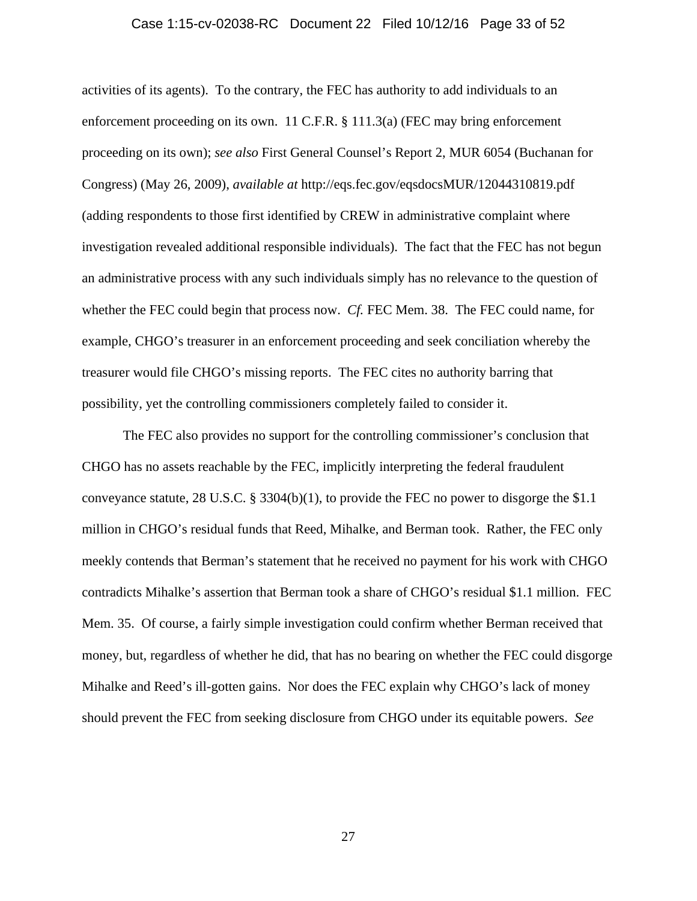activities of its agents). To the contrary, the FEC has authority to add individuals to an enforcement proceeding on its own. 11 C.F.R. § 111.3(a) (FEC may bring enforcement proceeding on its own); *see also* First General Counsel's Report 2, MUR 6054 (Buchanan for Congress) (May 26, 2009), *available at* http://eqs.fec.gov/eqsdocsMUR/12044310819.pdf (adding respondents to those first identified by CREW in administrative complaint where investigation revealed additional responsible individuals). The fact that the FEC has not begun an administrative process with any such individuals simply has no relevance to the question of whether the FEC could begin that process now. *Cf.* FEC Mem. 38. The FEC could name, for example, CHGO's treasurer in an enforcement proceeding and seek conciliation whereby the treasurer would file CHGO's missing reports. The FEC cites no authority barring that possibility, yet the controlling commissioners completely failed to consider it.

The FEC also provides no support for the controlling commissioner's conclusion that CHGO has no assets reachable by the FEC, implicitly interpreting the federal fraudulent conveyance statute, 28 U.S.C. § 3304(b)(1), to provide the FEC no power to disgorge the $1.1 million in CHGO's residual funds that Reed, Mihalke, and Berman took. Rather, the FEC only meekly contends that Berman's statement that he received no payment for his work with CHGO contradicts Mihalke's assertion that Berman took a share of CHGO's residual $1.1 million. FEC Mem. 35. Of course, a fairly simple investigation could confirm whether Berman received that money, but, regardless of whether he did, that has no bearing on whether the FEC could disgorge Mihalke and Reed's ill-gotten gains. Nor does the FEC explain why CHGO's lack of money should prevent the FEC from seeking disclosure from CHGO under its equitable powers. *See*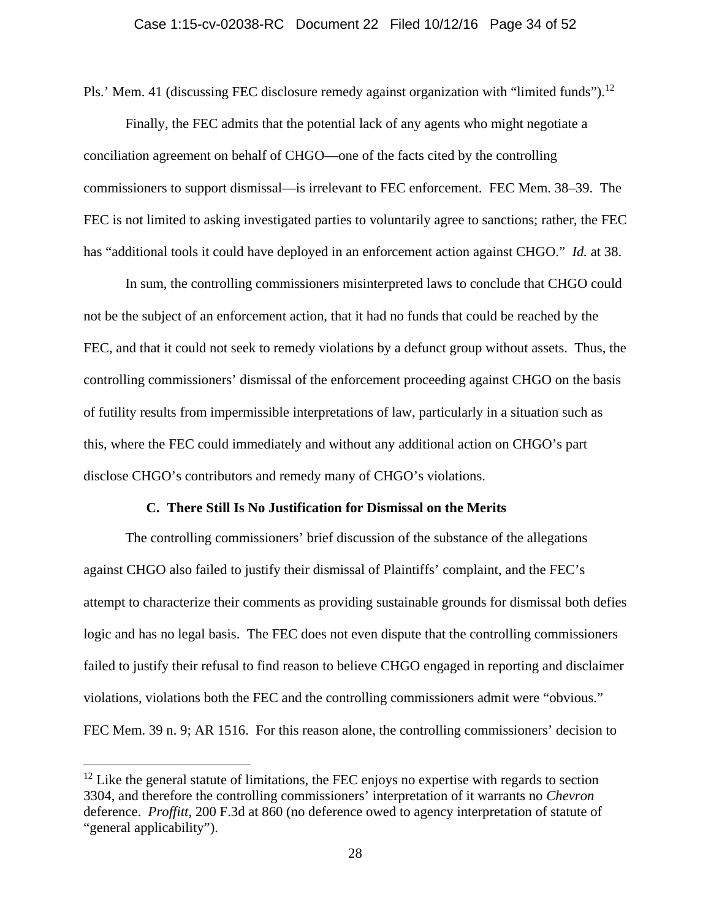Pls.' Mem. 41 (discussing FEC disclosure remedy against organization with "limited funds").[12]

Finally, the FEC admits that the potential lack of any agents who might negotiate a conciliation agreement on behalf of CHGO—one of the facts cited by the controlling commissioners to support dismissal—is irrelevant to FEC enforcement. FEC Mem. 38–39. The FEC is not limited to asking investigated parties to voluntarily agree to sanctions; rather, the FEC has "additional tools it could have deployed in an enforcement action against CHGO." *Id.* at 38.

In sum, the controlling commissioners misinterpreted laws to conclude that CHGO could not be the subject of an enforcement action, that it had no funds that could be reached by the FEC, and that it could not seek to remedy violations by a defunct group without assets. Thus, the controlling commissioners' dismissal of the enforcement proceeding against CHGO on the basis of futility results from impermissible interpretations of law, particularly in a situation such as this, where the FEC could immediately and without any additional action on CHGO's part disclose CHGO's contributors and remedy many of CHGO's violations.

### C. There Still Is No Justification for Dismissal on the Merits

The controlling commissioners' brief discussion of the substance of the allegations against CHGO also failed to justify their dismissal of Plaintiffs' complaint, and the FEC's attempt to characterize their comments as providing sustainable grounds for dismissal both defies logic and has no legal basis. The FEC does not even dispute that the controlling commissioners failed to justify their refusal to find reason to believe CHGO engaged in reporting and disclaimer violations, violations both the FEC and the controlling commissioners admit were "obvious." FEC Mem. 39 n. 9; AR 1516. For this reason alone, the controlling commissioners' decision to

---

[12] Like the general statute of limitations, the FEC enjoys no expertise with regards to section 3304, and therefore the controlling commissioners' interpretation of it warrants no *Chevron* deference. *Proffitt*, 200 F.3d at 860 (no deference owed to agency interpretation of statute of "general applicability").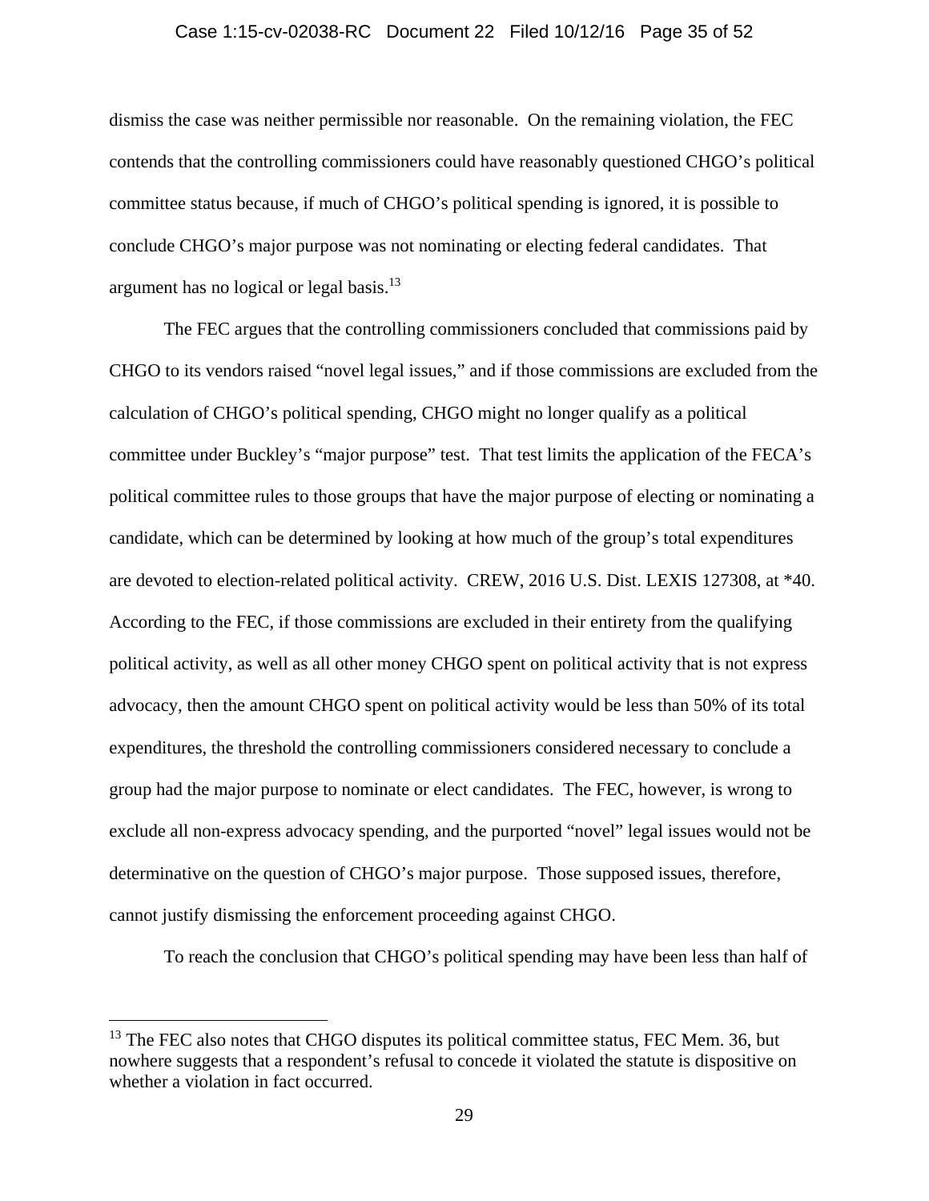dismiss the case was neither permissible nor reasonable. On the remaining violation, the FEC contends that the controlling commissioners could have reasonably questioned CHGO's political committee status because, if much of CHGO's political spending is ignored, it is possible to conclude CHGO's major purpose was not nominating or electing federal candidates. That argument has no logical or legal basis.[13]

The FEC argues that the controlling commissioners concluded that commissions paid by CHGO to its vendors raised "novel legal issues," and if those commissions are excluded from the calculation of CHGO's political spending, CHGO might no longer qualify as a political committee under Buckley's "major purpose" test. That test limits the application of the FECA's political committee rules to those groups that have the major purpose of electing or nominating a candidate, which can be determined by looking at how much of the group's total expenditures are devoted to election-related political activity. CREW, 2016 U.S. Dist. LEXIS 127308, at *40. According to the FEC, if those commissions are excluded in their entirety from the qualifying political activity, as well as all other money CHGO spent on political activity that is not express advocacy, then the amount CHGO spent on political activity would be less than 50% of its total expenditures, the threshold the controlling commissioners considered necessary to conclude a group had the major purpose to nominate or elect candidates. The FEC, however, is wrong to exclude all non-express advocacy spending, and the purported "novel" legal issues would not be determinative on the question of CHGO's major purpose. Those supposed issues, therefore, cannot justify dismissing the enforcement proceeding against CHGO.

To reach the conclusion that CHGO's political spending may have been less than half of

[13] The FEC also notes that CHGO disputes its political committee status, FEC Mem. 36, but nowhere suggests that a respondent's refusal to concede it violated the statute is dispositive on whether a violation in fact occurred.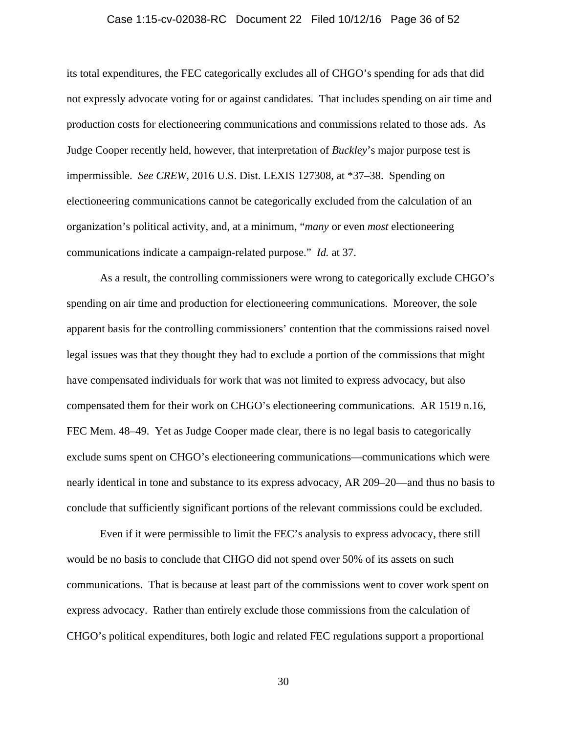its total expenditures, the FEC categorically excludes all of CHGO's spending for ads that did not expressly advocate voting for or against candidates. That includes spending on air time and production costs for electioneering communications and commissions related to those ads. As Judge Cooper recently held, however, that interpretation of *Buckley*'s major purpose test is impermissible. *See CREW*, 2016 U.S. Dist. LEXIS 127308, at *37–38. Spending on electioneering communications cannot be categorically excluded from the calculation of an organization's political activity, and, at a minimum, "*many* or even *most* electioneering communications indicate a campaign-related purpose." *Id.* at 37.

As a result, the controlling commissioners were wrong to categorically exclude CHGO's spending on air time and production for electioneering communications. Moreover, the sole apparent basis for the controlling commissioners' contention that the commissions raised novel legal issues was that they thought they had to exclude a portion of the commissions that might have compensated individuals for work that was not limited to express advocacy, but also compensated them for their work on CHGO's electioneering communications. AR 1519 n.16, FEC Mem. 48–49. Yet as Judge Cooper made clear, there is no legal basis to categorically exclude sums spent on CHGO's electioneering communications—communications which were nearly identical in tone and substance to its express advocacy, AR 209–20—and thus no basis to conclude that sufficiently significant portions of the relevant commissions could be excluded.

Even if it were permissible to limit the FEC's analysis to express advocacy, there still would be no basis to conclude that CHGO did not spend over 50% of its assets on such communications. That is because at least part of the commissions went to cover work spent on express advocacy. Rather than entirely exclude those commissions from the calculation of CHGO's political expenditures, both logic and related FEC regulations support a proportional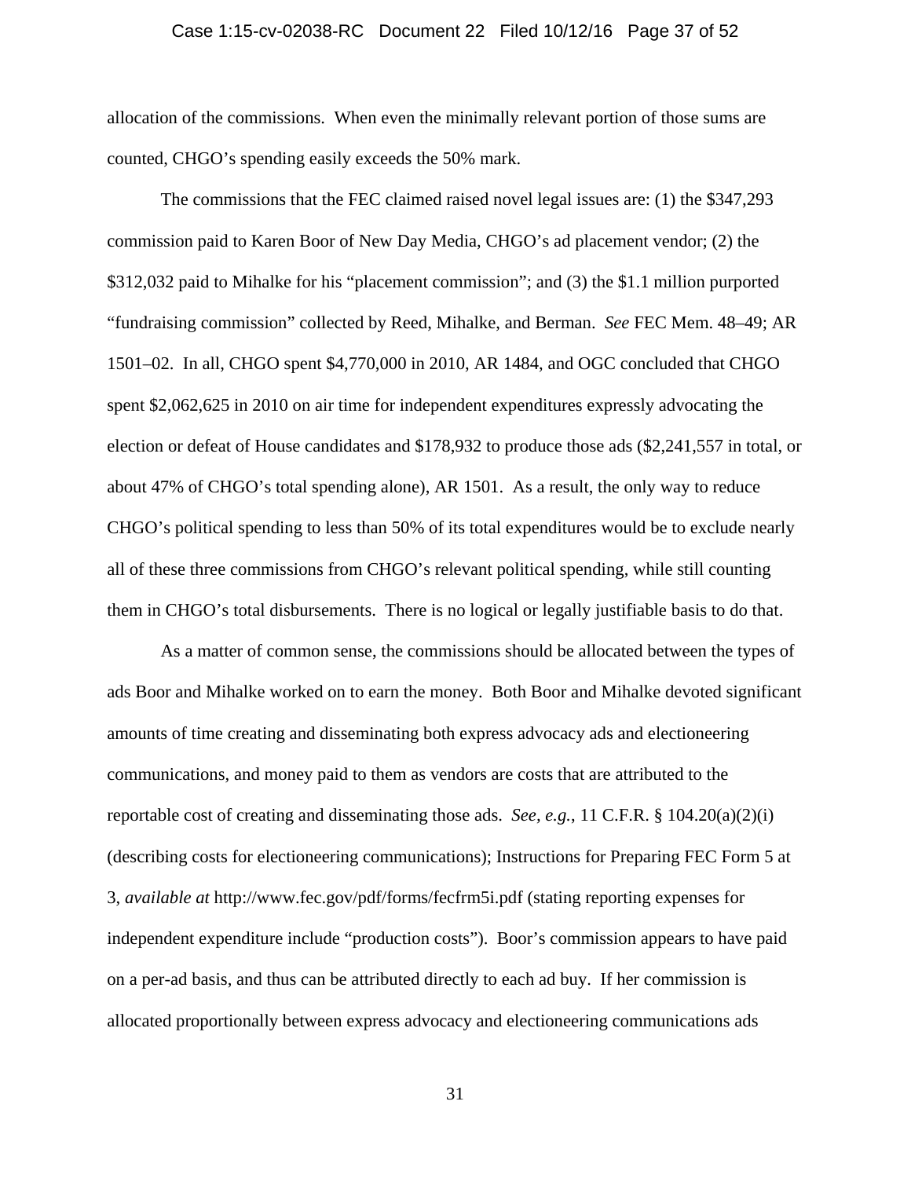allocation of the commissions. When even the minimally relevant portion of those sums are counted, CHGO's spending easily exceeds the 50% mark.

The commissions that the FEC claimed raised novel legal issues are: (1) the $347,293 commission paid to Karen Boor of New Day Media, CHGO's ad placement vendor; (2) the $312,032 paid to Mihalke for his "placement commission"; and (3) the $1.1 million purported "fundraising commission" collected by Reed, Mihalke, and Berman. *See* FEC Mem. 48–49; AR 1501–02. In all, CHGO spent $4,770,000 in 2010, AR 1484, and OGC concluded that CHGO spent $2,062,625 in 2010 on air time for independent expenditures expressly advocating the election or defeat of House candidates and $178,932 to produce those ads ($2,241,557 in total, or about 47% of CHGO's total spending alone), AR 1501. As a result, the only way to reduce CHGO's political spending to less than 50% of its total expenditures would be to exclude nearly all of these three commissions from CHGO's relevant political spending, while still counting them in CHGO's total disbursements. There is no logical or legally justifiable basis to do that.

As a matter of common sense, the commissions should be allocated between the types of ads Boor and Mihalke worked on to earn the money. Both Boor and Mihalke devoted significant amounts of time creating and disseminating both express advocacy ads and electioneering communications, and money paid to them as vendors are costs that are attributed to the reportable cost of creating and disseminating those ads. *See, e.g.*, 11 C.F.R. § 104.20(a)(2)(i) (describing costs for electioneering communications); Instructions for Preparing FEC Form 5 at 3, *available at* http://www.fec.gov/pdf/forms/fecfrm5i.pdf (stating reporting expenses for independent expenditure include "production costs"). Boor's commission appears to have paid on a per-ad basis, and thus can be attributed directly to each ad buy. If her commission is allocated proportionally between express advocacy and electioneering communications ads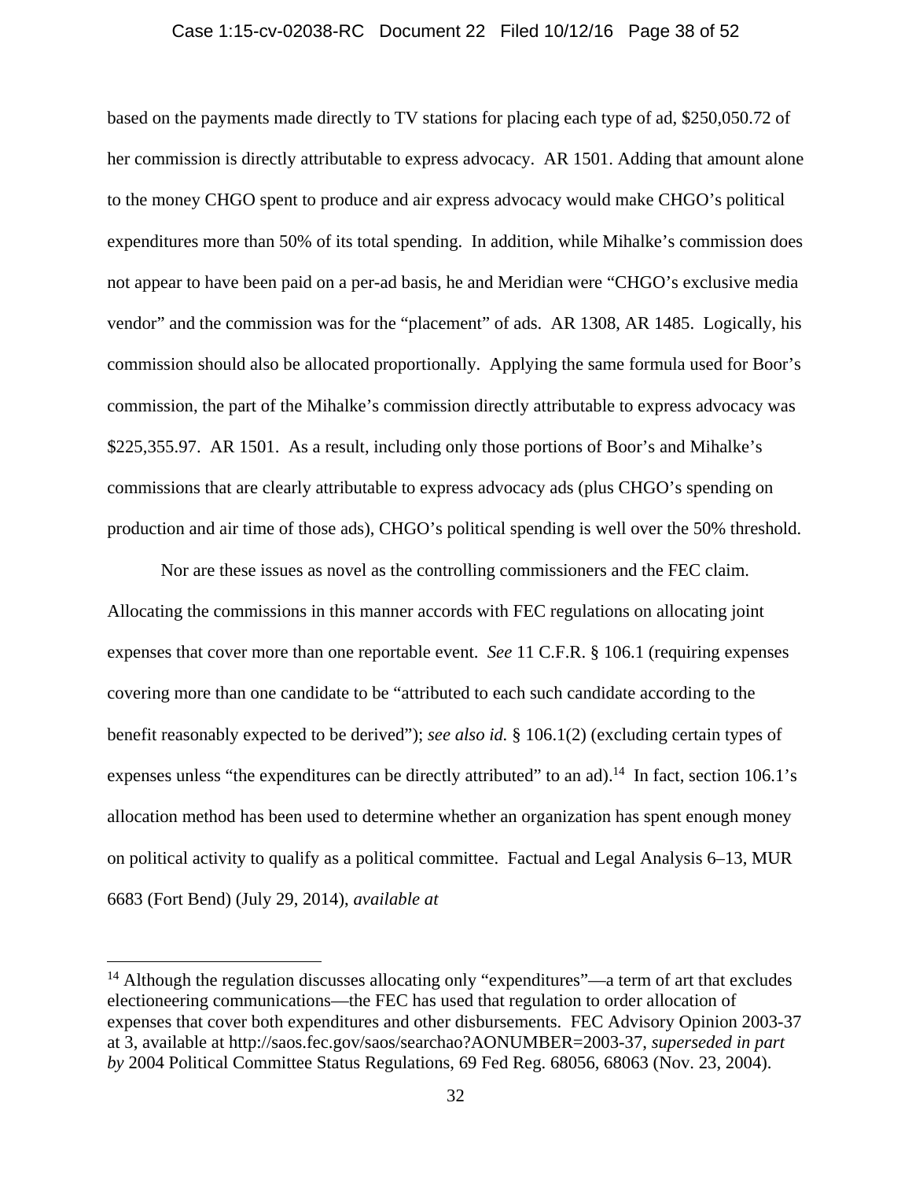based on the payments made directly to TV stations for placing each type of ad, $250,050.72 of her commission is directly attributable to express advocacy. AR 1501. Adding that amount alone to the money CHGO spent to produce and air express advocacy would make CHGO's political expenditures more than 50% of its total spending. In addition, while Mihalke's commission does not appear to have been paid on a per-ad basis, he and Meridian were "CHGO's exclusive media vendor" and the commission was for the "placement" of ads. AR 1308, AR 1485. Logically, his commission should also be allocated proportionally. Applying the same formula used for Boor's commission, the part of the Mihalke's commission directly attributable to express advocacy was $225,355.97. AR 1501. As a result, including only those portions of Boor's and Mihalke's commissions that are clearly attributable to express advocacy ads (plus CHGO's spending on production and air time of those ads), CHGO's political spending is well over the 50% threshold.

Nor are these issues as novel as the controlling commissioners and the FEC claim. Allocating the commissions in this manner accords with FEC regulations on allocating joint expenses that cover more than one reportable event. *See* 11 C.F.R. § 106.1 (requiring expenses covering more than one candidate to be "attributed to each such candidate according to the benefit reasonably expected to be derived"); *see also id.* § 106.1(2) (excluding certain types of expenses unless "the expenditures can be directly attributed" to an ad).[14] In fact, section 106.1's allocation method has been used to determine whether an organization has spent enough money on political activity to qualify as a political committee. Factual and Legal Analysis 6–13, MUR 6683 (Fort Bend) (July 29, 2014), *available at*

---

[14] Although the regulation discusses allocating only "expenditures"—a term of art that excludes electioneering communications—the FEC has used that regulation to order allocation of expenses that cover both expenditures and other disbursements. FEC Advisory Opinion 2003-37 at 3, available at http://saos.fec.gov/saos/searchao?AONUMBER=2003-37, *superseded in part by* 2004 Political Committee Status Regulations, 69 Fed Reg. 68056, 68063 (Nov. 23, 2004).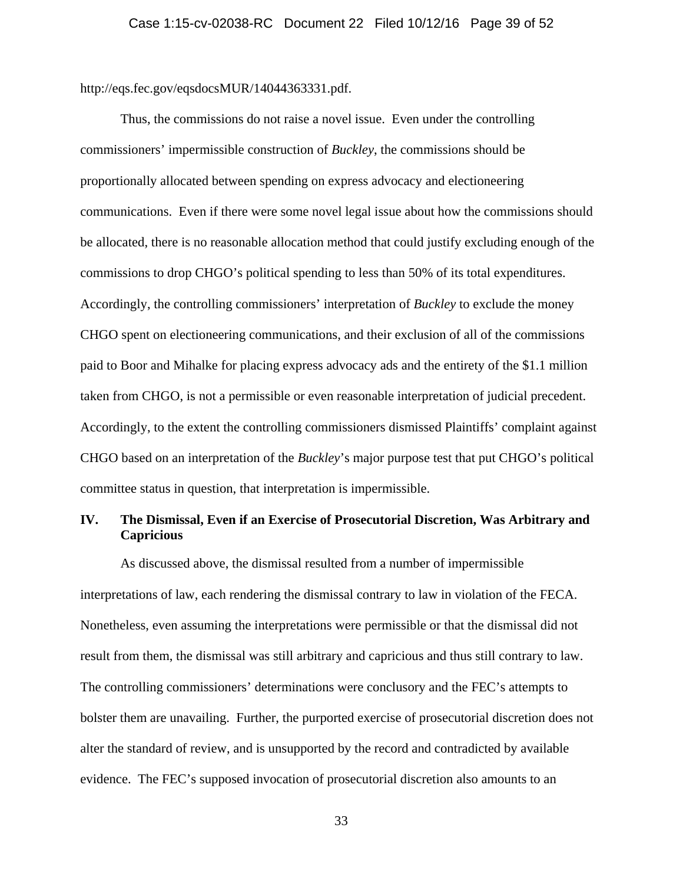http://eqs.fec.gov/eqsdocsMUR/14044363331.pdf.

Thus, the commissions do not raise a novel issue. Even under the controlling commissioners' impermissible construction of *Buckley*, the commissions should be proportionally allocated between spending on express advocacy and electioneering communications. Even if there were some novel legal issue about how the commissions should be allocated, there is no reasonable allocation method that could justify excluding enough of the commissions to drop CHGO's political spending to less than 50% of its total expenditures. Accordingly, the controlling commissioners' interpretation of *Buckley* to exclude the money CHGO spent on electioneering communications, and their exclusion of all of the commissions paid to Boor and Mihalke for placing express advocacy ads and the entirety of the $1.1 million taken from CHGO, is not a permissible or even reasonable interpretation of judicial precedent. Accordingly, to the extent the controlling commissioners dismissed Plaintiffs' complaint against CHGO based on an interpretation of the *Buckley*'s major purpose test that put CHGO's political committee status in question, that interpretation is impermissible.

## IV. The Dismissal, Even if an Exercise of Prosecutorial Discretion, Was Arbitrary and Capricious

As discussed above, the dismissal resulted from a number of impermissible interpretations of law, each rendering the dismissal contrary to law in violation of the FECA. Nonetheless, even assuming the interpretations were permissible or that the dismissal did not result from them, the dismissal was still arbitrary and capricious and thus still contrary to law. The controlling commissioners' determinations were conclusory and the FEC's attempts to bolster them are unavailing. Further, the purported exercise of prosecutorial discretion does not alter the standard of review, and is unsupported by the record and contradicted by available evidence. The FEC's supposed invocation of prosecutorial discretion also amounts to an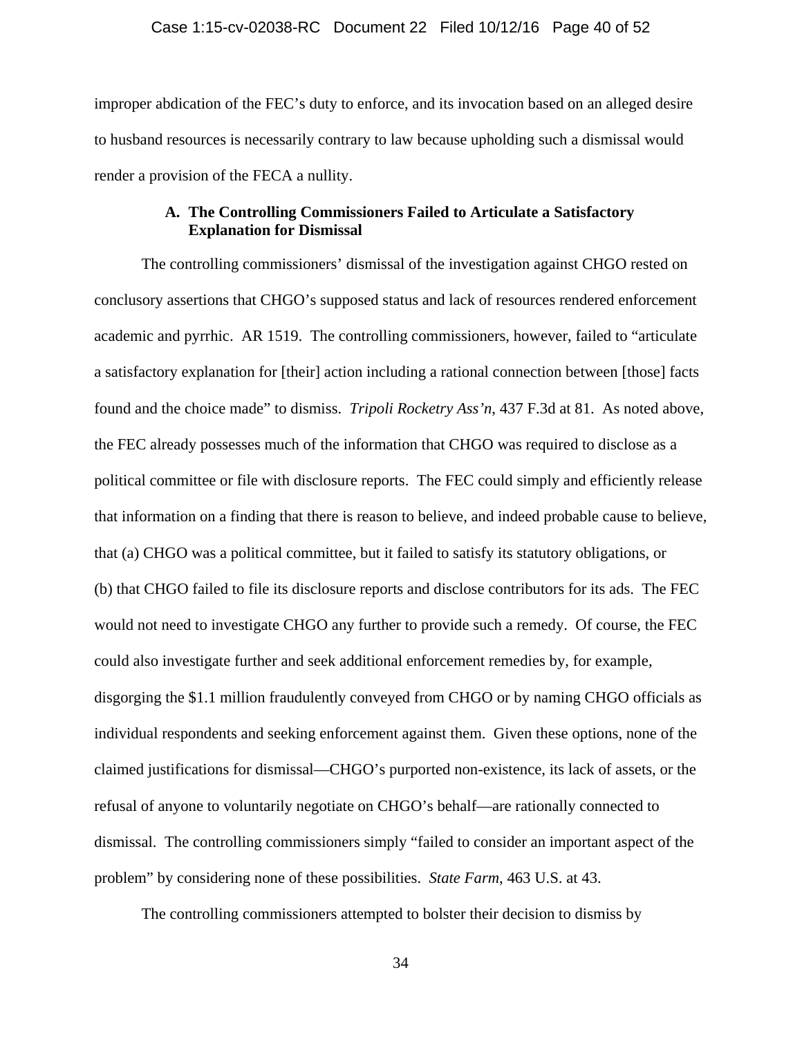improper abdication of the FEC's duty to enforce, and its invocation based on an alleged desire to husband resources is necessarily contrary to law because upholding such a dismissal would render a provision of the FECA a nullity.

### A. The Controlling Commissioners Failed to Articulate a Satisfactory Explanation for Dismissal

The controlling commissioners' dismissal of the investigation against CHGO rested on conclusory assertions that CHGO's supposed status and lack of resources rendered enforcement academic and pyrrhic. AR 1519. The controlling commissioners, however, failed to "articulate a satisfactory explanation for [their] action including a rational connection between [those] facts found and the choice made" to dismiss. *Tripoli Rocketry Ass'n*, 437 F.3d at 81. As noted above, the FEC already possesses much of the information that CHGO was required to disclose as a political committee or file with disclosure reports. The FEC could simply and efficiently release that information on a finding that there is reason to believe, and indeed probable cause to believe, that (a) CHGO was a political committee, but it failed to satisfy its statutory obligations, or (b) that CHGO failed to file its disclosure reports and disclose contributors for its ads. The FEC would not need to investigate CHGO any further to provide such a remedy. Of course, the FEC could also investigate further and seek additional enforcement remedies by, for example, disgorging the $1.1 million fraudulently conveyed from CHGO or by naming CHGO officials as individual respondents and seeking enforcement against them. Given these options, none of the claimed justifications for dismissal—CHGO's purported non-existence, its lack of assets, or the refusal of anyone to voluntarily negotiate on CHGO's behalf—are rationally connected to dismissal. The controlling commissioners simply "failed to consider an important aspect of the problem" by considering none of these possibilities. *State Farm*, 463 U.S. at 43.

The controlling commissioners attempted to bolster their decision to dismiss by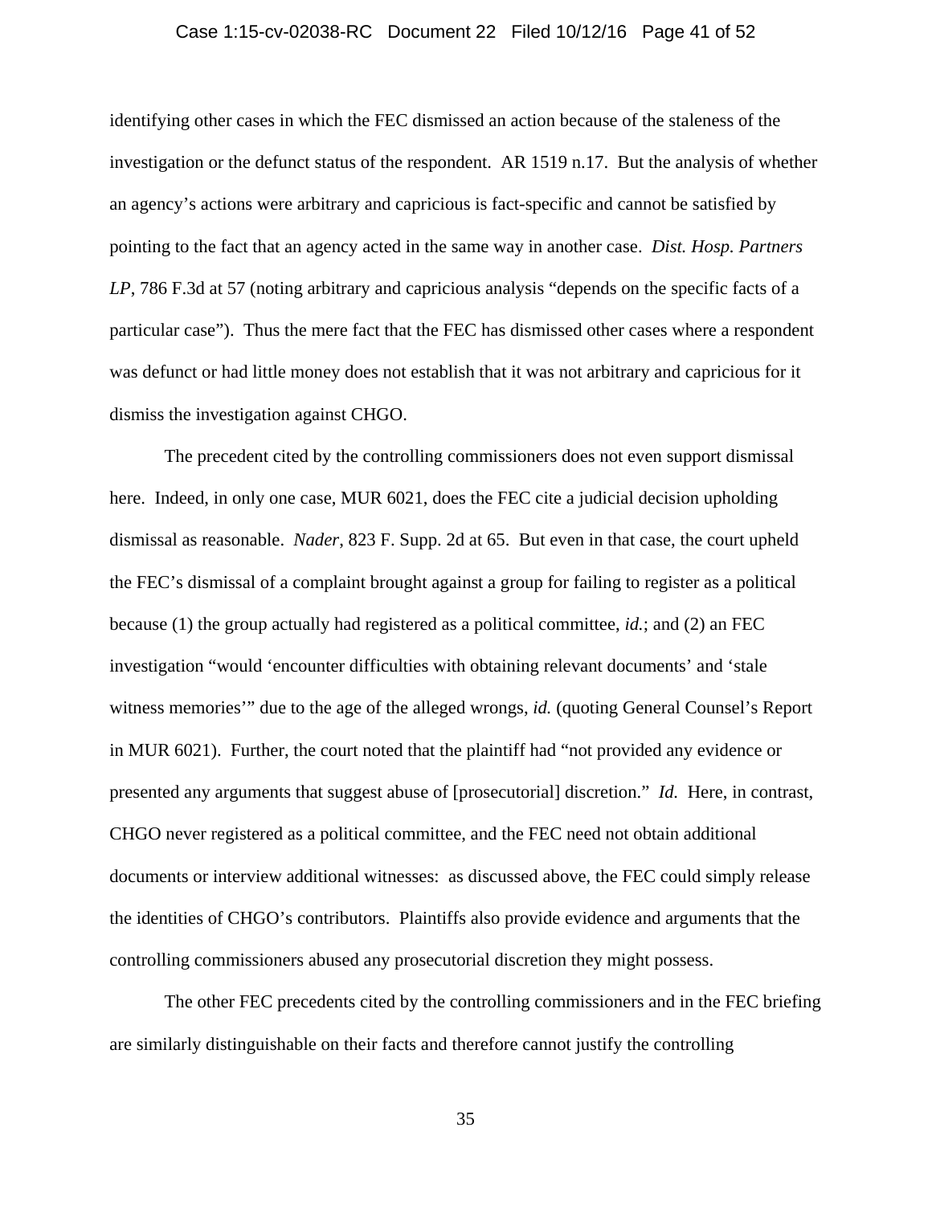identifying other cases in which the FEC dismissed an action because of the staleness of the investigation or the defunct status of the respondent. AR 1519 n.17. But the analysis of whether an agency's actions were arbitrary and capricious is fact-specific and cannot be satisfied by pointing to the fact that an agency acted in the same way in another case. *Dist. Hosp. Partners LP*, 786 F.3d at 57 (noting arbitrary and capricious analysis "depends on the specific facts of a particular case"). Thus the mere fact that the FEC has dismissed other cases where a respondent was defunct or had little money does not establish that it was not arbitrary and capricious for it dismiss the investigation against CHGO.

The precedent cited by the controlling commissioners does not even support dismissal here. Indeed, in only one case, MUR 6021, does the FEC cite a judicial decision upholding dismissal as reasonable. *Nader*, 823 F. Supp. 2d at 65. But even in that case, the court upheld the FEC's dismissal of a complaint brought against a group for failing to register as a political because (1) the group actually had registered as a political committee, *id.*; and (2) an FEC investigation "would 'encounter difficulties with obtaining relevant documents' and 'stale witness memories'" due to the age of the alleged wrongs, *id.* (quoting General Counsel's Report in MUR 6021). Further, the court noted that the plaintiff had "not provided any evidence or presented any arguments that suggest abuse of [prosecutorial] discretion." *Id.* Here, in contrast, CHGO never registered as a political committee, and the FEC need not obtain additional documents or interview additional witnesses: as discussed above, the FEC could simply release the identities of CHGO's contributors. Plaintiffs also provide evidence and arguments that the controlling commissioners abused any prosecutorial discretion they might possess.

The other FEC precedents cited by the controlling commissioners and in the FEC briefing are similarly distinguishable on their facts and therefore cannot justify the controlling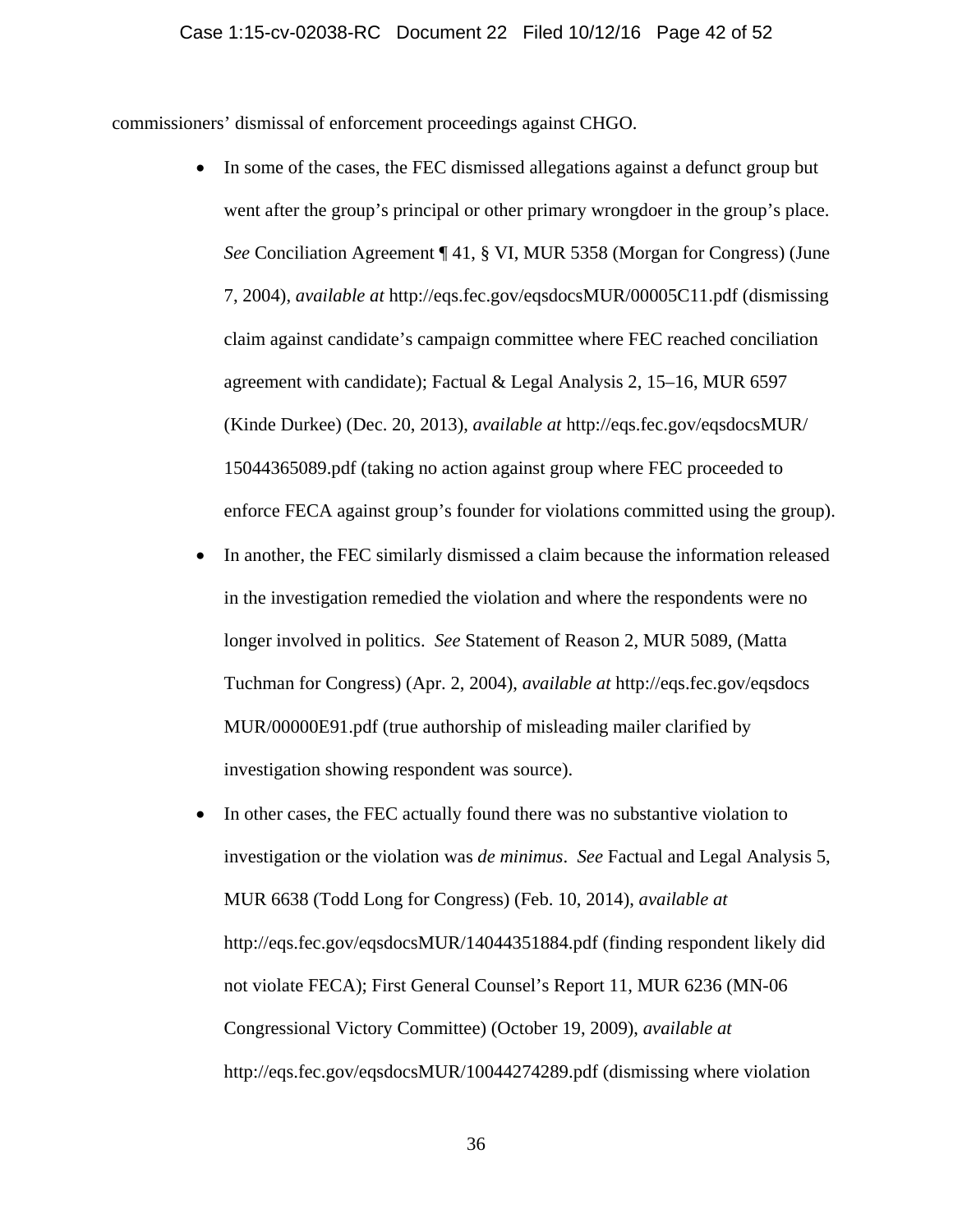commissioners' dismissal of enforcement proceedings against CHGO.

- In some of the cases, the FEC dismissed allegations against a defunct group but went after the group's principal or other primary wrongdoer in the group's place. *See* Conciliation Agreement ¶ 41, § VI, MUR 5358 (Morgan for Congress) (June 7, 2004), *available at* http://eqs.fec.gov/eqsdocsMUR/00005C11.pdf (dismissing claim against candidate's campaign committee where FEC reached conciliation agreement with candidate); Factual & Legal Analysis 2, 15–16, MUR 6597 (Kinde Durkee) (Dec. 20, 2013), *available at* http://eqs.fec.gov/eqsdocsMUR/15044365089.pdf (taking no action against group where FEC proceeded to enforce FECA against group's founder for violations committed using the group).
- In another, the FEC similarly dismissed a claim because the information released in the investigation remedied the violation and where the respondents were no longer involved in politics. *See* Statement of Reason 2, MUR 5089, (Matta Tuchman for Congress) (Apr. 2, 2004), *available at* http://eqs.fec.gov/eqsdocs MUR/00000E91.pdf (true authorship of misleading mailer clarified by investigation showing respondent was source).
- In other cases, the FEC actually found there was no substantive violation to investigation or the violation was *de minimus*. *See* Factual and Legal Analysis 5, MUR 6638 (Todd Long for Congress) (Feb. 10, 2014), *available at* http://eqs.fec.gov/eqsdocsMUR/14044351884.pdf (finding respondent likely did not violate FECA); First General Counsel's Report 11, MUR 6236 (MN-06 Congressional Victory Committee) (October 19, 2009), *available at* http://eqs.fec.gov/eqsdocsMUR/10044274289.pdf (dismissing where violation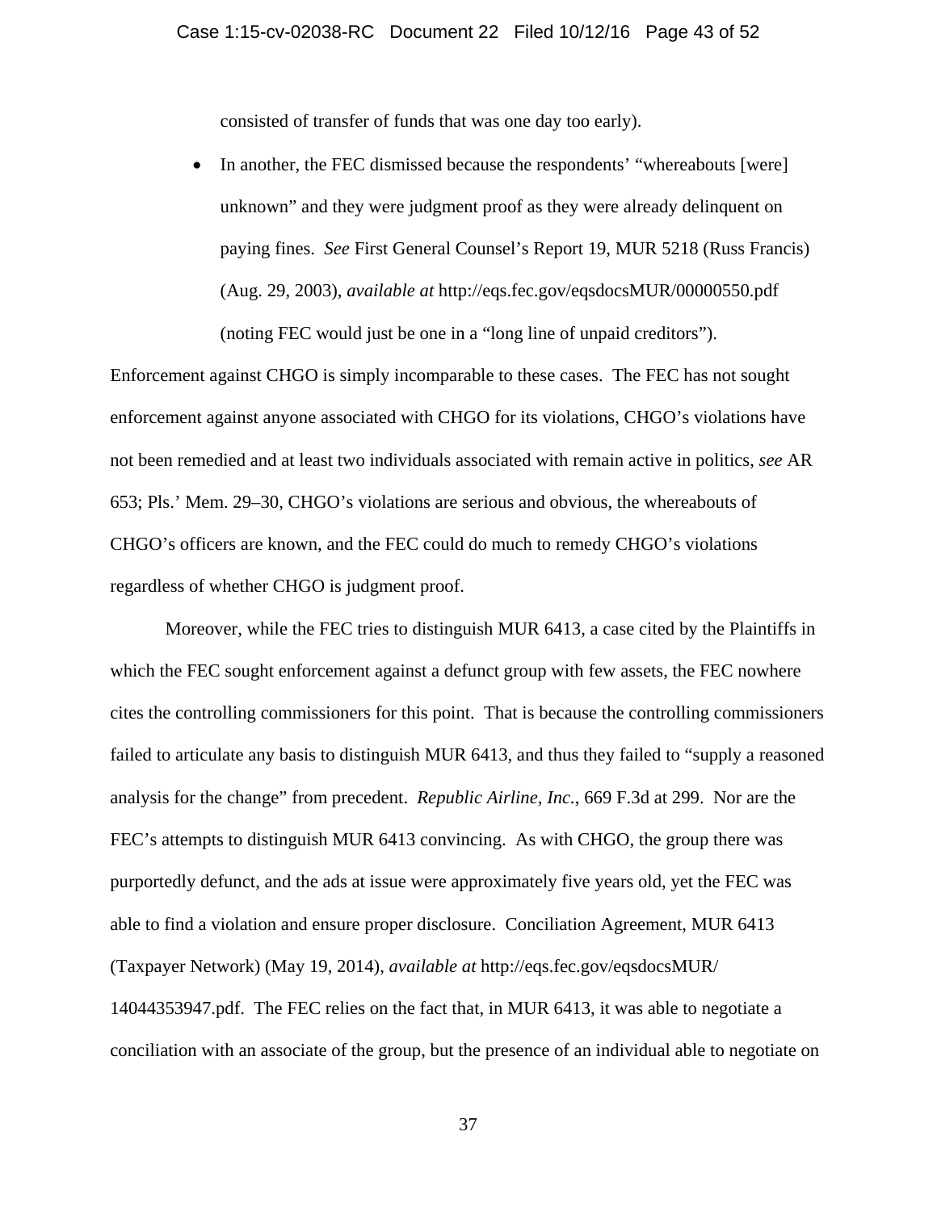consisted of transfer of funds that was one day too early).

- In another, the FEC dismissed because the respondents' "whereabouts [were] unknown" and they were judgment proof as they were already delinquent on paying fines. *See* First General Counsel's Report 19, MUR 5218 (Russ Francis) (Aug. 29, 2003), *available at* http://eqs.fec.gov/eqsdocsMUR/00000550.pdf (noting FEC would just be one in a "long line of unpaid creditors").

Enforcement against CHGO is simply incomparable to these cases. The FEC has not sought enforcement against anyone associated with CHGO for its violations, CHGO's violations have not been remedied and at least two individuals associated with remain active in politics, *see* AR 653; Pls.' Mem. 29–30, CHGO's violations are serious and obvious, the whereabouts of CHGO's officers are known, and the FEC could do much to remedy CHGO's violations regardless of whether CHGO is judgment proof.

Moreover, while the FEC tries to distinguish MUR 6413, a case cited by the Plaintiffs in which the FEC sought enforcement against a defunct group with few assets, the FEC nowhere cites the controlling commissioners for this point. That is because the controlling commissioners failed to articulate any basis to distinguish MUR 6413, and thus they failed to "supply a reasoned analysis for the change" from precedent. *Republic Airline, Inc.*, 669 F.3d at 299. Nor are the FEC's attempts to distinguish MUR 6413 convincing. As with CHGO, the group there was purportedly defunct, and the ads at issue were approximately five years old, yet the FEC was able to find a violation and ensure proper disclosure. Conciliation Agreement, MUR 6413 (Taxpayer Network) (May 19, 2014), *available at* http://eqs.fec.gov/eqsdocsMUR/14044353947.pdf. The FEC relies on the fact that, in MUR 6413, it was able to negotiate a conciliation with an associate of the group, but the presence of an individual able to negotiate on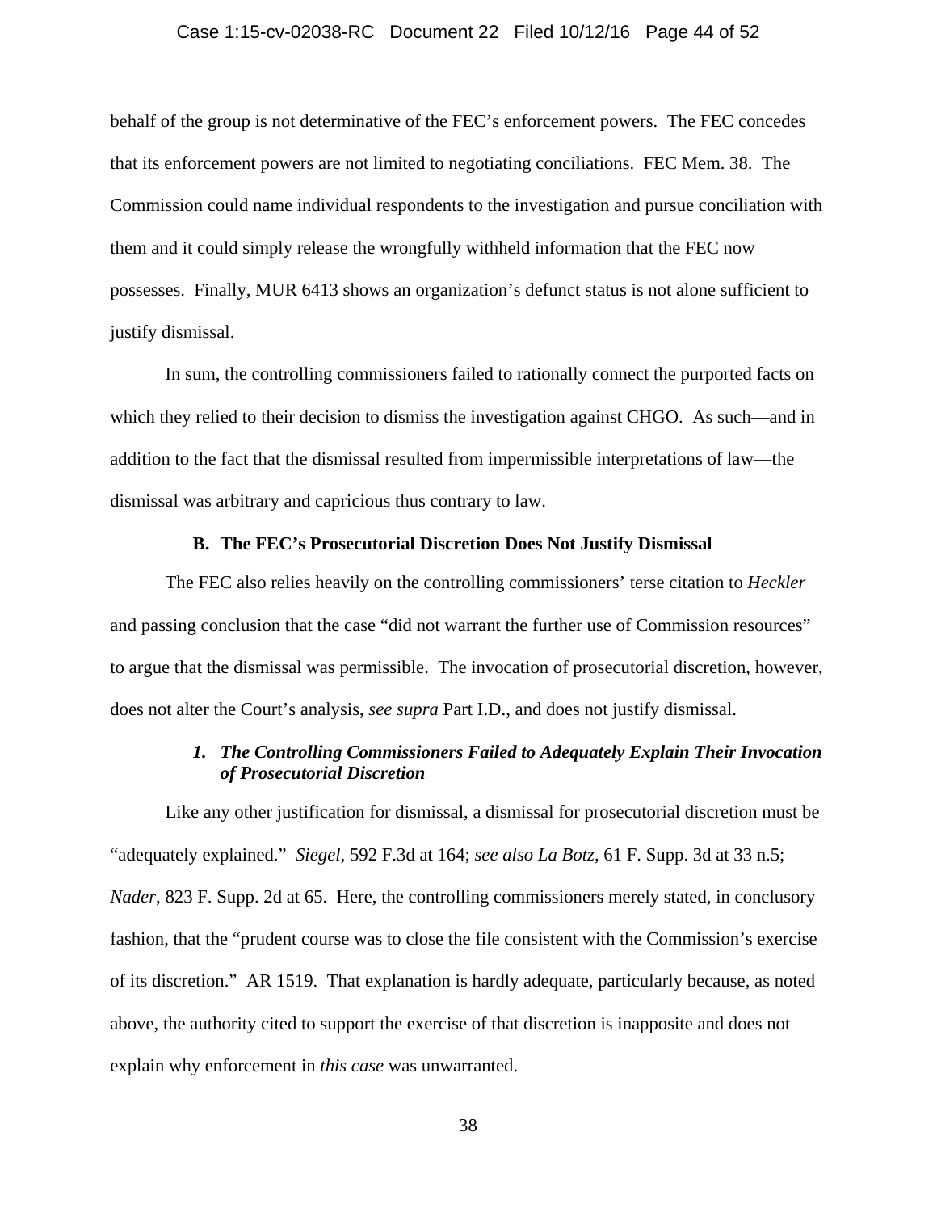behalf of the group is not determinative of the FEC's enforcement powers. The FEC concedes that its enforcement powers are not limited to negotiating conciliations. FEC Mem. 38. The Commission could name individual respondents to the investigation and pursue conciliation with them and it could simply release the wrongfully withheld information that the FEC now possesses. Finally, MUR 6413 shows an organization's defunct status is not alone sufficient to justify dismissal.

In sum, the controlling commissioners failed to rationally connect the purported facts on which they relied to their decision to dismiss the investigation against CHGO. As such—and in addition to the fact that the dismissal resulted from impermissible interpretations of law—the dismissal was arbitrary and capricious thus contrary to law.

### B. The FEC's Prosecutorial Discretion Does Not Justify Dismissal

The FEC also relies heavily on the controlling commissioners' terse citation to *Heckler* and passing conclusion that the case "did not warrant the further use of Commission resources" to argue that the dismissal was permissible. The invocation of prosecutorial discretion, however, does not alter the Court's analysis, *see supra* Part I.D., and does not justify dismissal.

#### *1. The Controlling Commissioners Failed to Adequately Explain Their Invocation of Prosecutorial Discretion*

Like any other justification for dismissal, a dismissal for prosecutorial discretion must be "adequately explained." *Siegel*, 592 F.3d at 164; *see also La Botz*, 61 F. Supp. 3d at 33 n.5; *Nader*, 823 F. Supp. 2d at 65. Here, the controlling commissioners merely stated, in conclusory fashion, that the "prudent course was to close the file consistent with the Commission's exercise of its discretion." AR 1519. That explanation is hardly adequate, particularly because, as noted above, the authority cited to support the exercise of that discretion is inapposite and does not explain why enforcement in *this case* was unwarranted.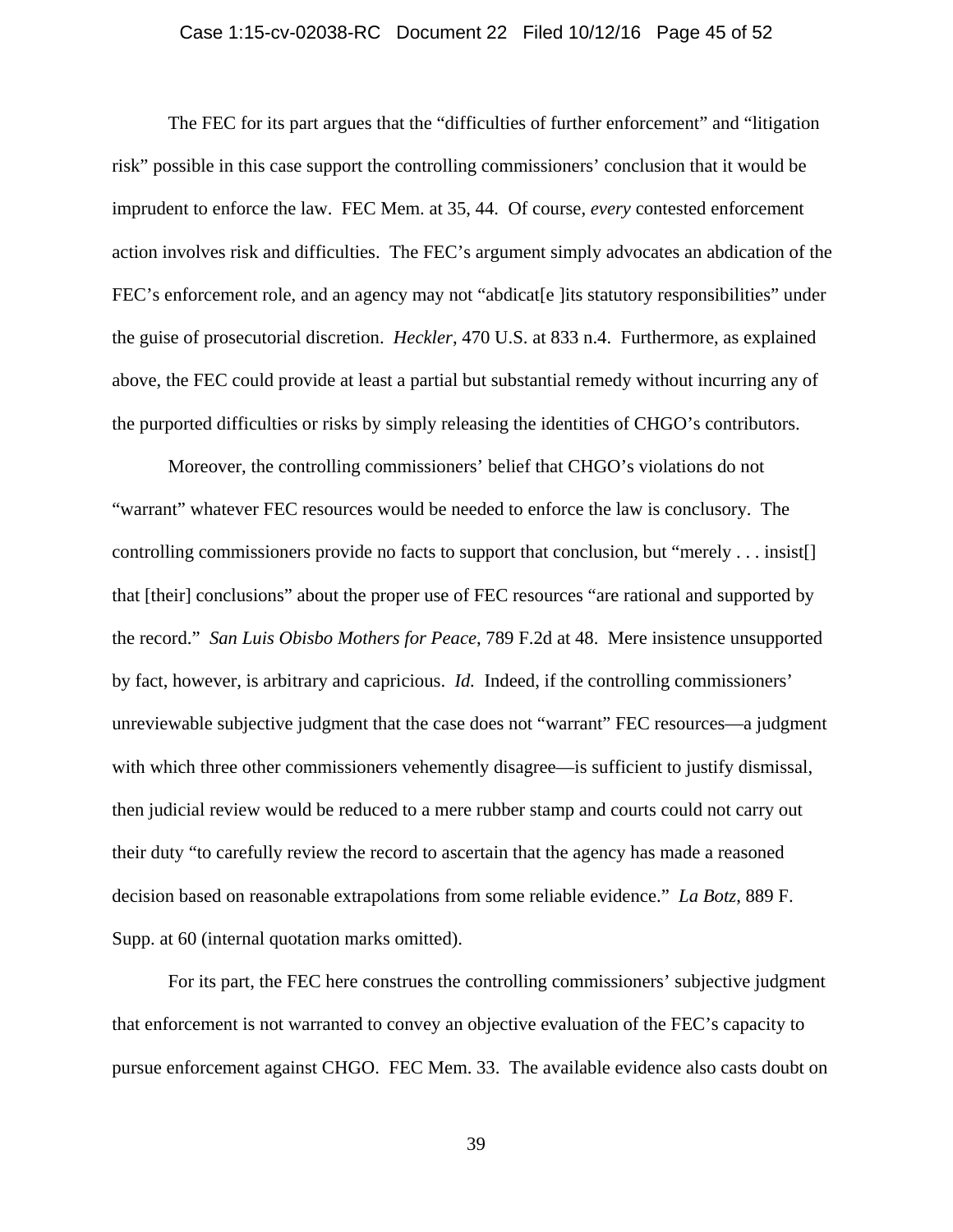The FEC for its part argues that the "difficulties of further enforcement" and "litigation risk" possible in this case support the controlling commissioners' conclusion that it would be imprudent to enforce the law. FEC Mem. at 35, 44. Of course, *every* contested enforcement action involves risk and difficulties. The FEC's argument simply advocates an abdication of the FEC's enforcement role, and an agency may not "abdicat[e ]its statutory responsibilities" under the guise of prosecutorial discretion. *Heckler*, 470 U.S. at 833 n.4. Furthermore, as explained above, the FEC could provide at least a partial but substantial remedy without incurring any of the purported difficulties or risks by simply releasing the identities of CHGO's contributors.

Moreover, the controlling commissioners' belief that CHGO's violations do not "warrant" whatever FEC resources would be needed to enforce the law is conclusory. The controlling commissioners provide no facts to support that conclusion, but "merely . . . insist[] that [their] conclusions" about the proper use of FEC resources "are rational and supported by the record." *San Luis Obisbo Mothers for Peace*, 789 F.2d at 48. Mere insistence unsupported by fact, however, is arbitrary and capricious. *Id.* Indeed, if the controlling commissioners' unreviewable subjective judgment that the case does not "warrant" FEC resources—a judgment with which three other commissioners vehemently disagree—is sufficient to justify dismissal, then judicial review would be reduced to a mere rubber stamp and courts could not carry out their duty "to carefully review the record to ascertain that the agency has made a reasoned decision based on reasonable extrapolations from some reliable evidence." *La Botz*, 889 F. Supp. at 60 (internal quotation marks omitted).

For its part, the FEC here construes the controlling commissioners' subjective judgment that enforcement is not warranted to convey an objective evaluation of the FEC's capacity to pursue enforcement against CHGO. FEC Mem. 33. The available evidence also casts doubt on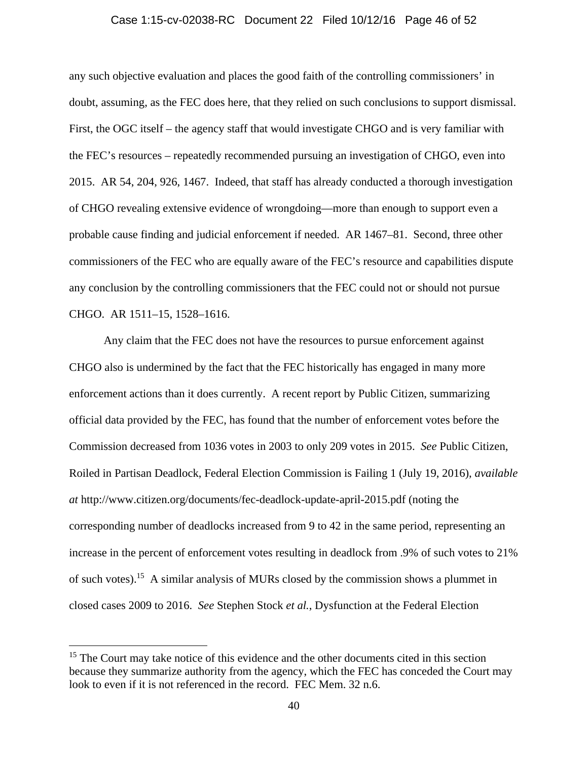any such objective evaluation and places the good faith of the controlling commissioners' in doubt, assuming, as the FEC does here, that they relied on such conclusions to support dismissal. First, the OGC itself – the agency staff that would investigate CHGO and is very familiar with the FEC's resources – repeatedly recommended pursuing an investigation of CHGO, even into 2015. AR 54, 204, 926, 1467. Indeed, that staff has already conducted a thorough investigation of CHGO revealing extensive evidence of wrongdoing—more than enough to support even a probable cause finding and judicial enforcement if needed. AR 1467–81. Second, three other commissioners of the FEC who are equally aware of the FEC's resource and capabilities dispute any conclusion by the controlling commissioners that the FEC could not or should not pursue CHGO. AR 1511–15, 1528–1616.

Any claim that the FEC does not have the resources to pursue enforcement against CHGO also is undermined by the fact that the FEC historically has engaged in many more enforcement actions than it does currently. A recent report by Public Citizen, summarizing official data provided by the FEC, has found that the number of enforcement votes before the Commission decreased from 1036 votes in 2003 to only 209 votes in 2015. *See* Public Citizen, Roiled in Partisan Deadlock, Federal Election Commission is Failing 1 (July 19, 2016), *available at* http://www.citizen.org/documents/fec-deadlock-update-april-2015.pdf (noting the corresponding number of deadlocks increased from 9 to 42 in the same period, representing an increase in the percent of enforcement votes resulting in deadlock from .9% of such votes to 21% of such votes).[15] A similar analysis of MURs closed by the commission shows a plummet in closed cases 2009 to 2016. *See* Stephen Stock *et al.*, Dysfunction at the Federal Election

---

[15] The Court may take notice of this evidence and the other documents cited in this section because they summarize authority from the agency, which the FEC has conceded the Court may look to even if it is not referenced in the record. FEC Mem. 32 n.6.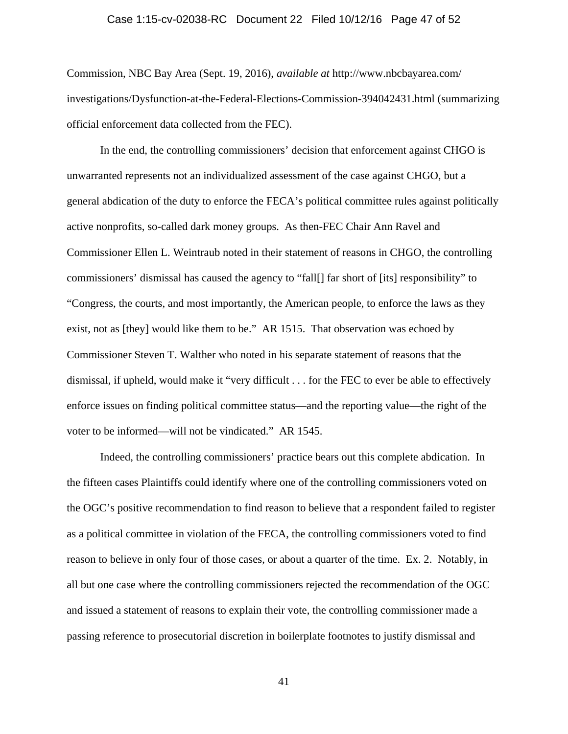Commission, NBC Bay Area (Sept. 19, 2016), *available at* http://www.nbcbayarea.com/investigations/Dysfunction-at-the-Federal-Elections-Commission-394042431.html (summarizing official enforcement data collected from the FEC).

In the end, the controlling commissioners' decision that enforcement against CHGO is unwarranted represents not an individualized assessment of the case against CHGO, but a general abdication of the duty to enforce the FECA's political committee rules against politically active nonprofits, so-called dark money groups. As then-FEC Chair Ann Ravel and Commissioner Ellen L. Weintraub noted in their statement of reasons in CHGO, the controlling commissioners' dismissal has caused the agency to "fall[] far short of [its] responsibility" to "Congress, the courts, and most importantly, the American people, to enforce the laws as they exist, not as [they] would like them to be." AR 1515. That observation was echoed by Commissioner Steven T. Walther who noted in his separate statement of reasons that the dismissal, if upheld, would make it "very difficult . . . for the FEC to ever be able to effectively enforce issues on finding political committee status—and the reporting value—the right of the voter to be informed—will not be vindicated." AR 1545.

Indeed, the controlling commissioners' practice bears out this complete abdication. In the fifteen cases Plaintiffs could identify where one of the controlling commissioners voted on the OGC's positive recommendation to find reason to believe that a respondent failed to register as a political committee in violation of the FECA, the controlling commissioners voted to find reason to believe in only four of those cases, or about a quarter of the time. Ex. 2. Notably, in all but one case where the controlling commissioners rejected the recommendation of the OGC and issued a statement of reasons to explain their vote, the controlling commissioner made a passing reference to prosecutorial discretion in boilerplate footnotes to justify dismissal and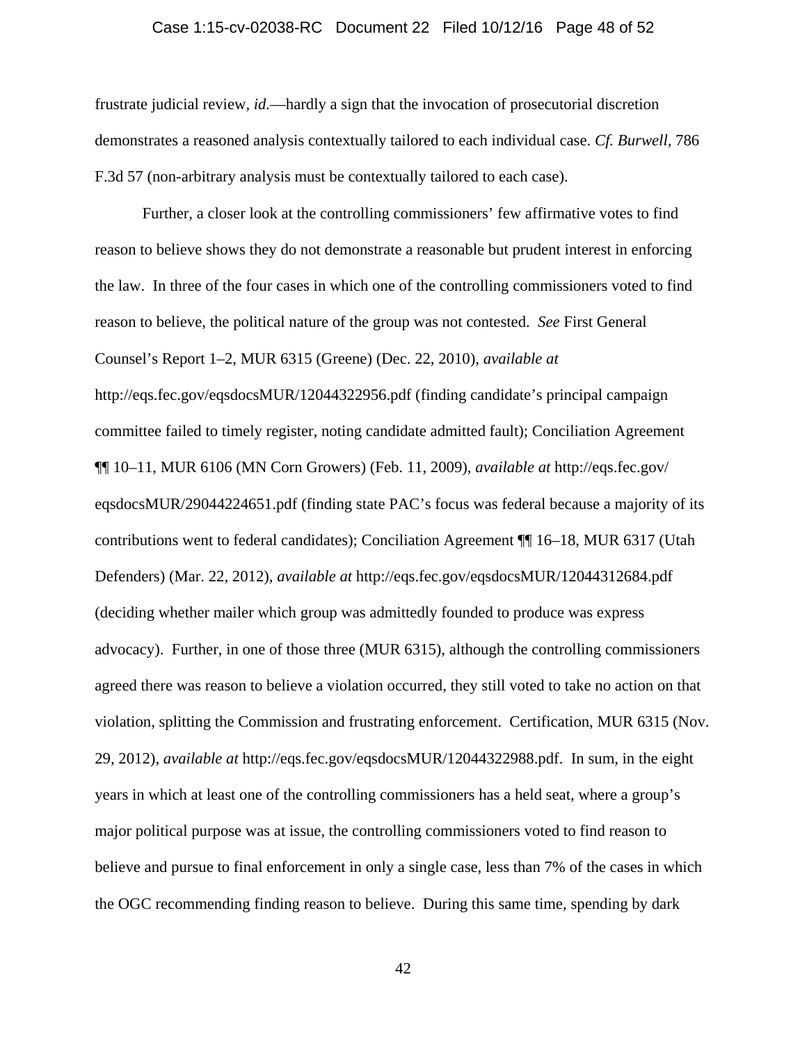frustrate judicial review, *id.*—hardly a sign that the invocation of prosecutorial discretion demonstrates a reasoned analysis contextually tailored to each individual case. *Cf. Burwell*, 786 F.3d 57 (non-arbitrary analysis must be contextually tailored to each case).

Further, a closer look at the controlling commissioners' few affirmative votes to find reason to believe shows they do not demonstrate a reasonable but prudent interest in enforcing the law. In three of the four cases in which one of the controlling commissioners voted to find reason to believe, the political nature of the group was not contested. *See* First General Counsel's Report 1–2, MUR 6315 (Greene) (Dec. 22, 2010), *available at* http://eqs.fec.gov/eqsdocsMUR/12044322956.pdf (finding candidate's principal campaign committee failed to timely register, noting candidate admitted fault); Conciliation Agreement ¶¶ 10–11, MUR 6106 (MN Corn Growers) (Feb. 11, 2009), *available at* http://eqs.fec.gov/eqsdocsMUR/29044224651.pdf (finding state PAC's focus was federal because a majority of its contributions went to federal candidates); Conciliation Agreement ¶¶ 16–18, MUR 6317 (Utah Defenders) (Mar. 22, 2012), *available at* http://eqs.fec.gov/eqsdocsMUR/12044312684.pdf (deciding whether mailer which group was admittedly founded to produce was express advocacy). Further, in one of those three (MUR 6315), although the controlling commissioners agreed there was reason to believe a violation occurred, they still voted to take no action on that violation, splitting the Commission and frustrating enforcement. Certification, MUR 6315 (Nov. 29, 2012), *available at* http://eqs.fec.gov/eqsdocsMUR/12044322988.pdf. In sum, in the eight years in which at least one of the controlling commissioners has a held seat, where a group's major political purpose was at issue, the controlling commissioners voted to find reason to believe and pursue to final enforcement in only a single case, less than 7% of the cases in which the OGC recommending finding reason to believe. During this same time, spending by dark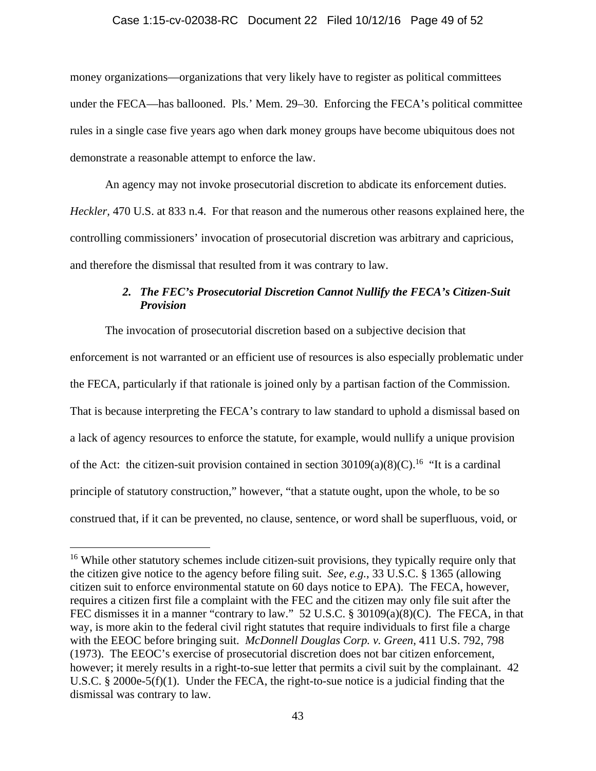money organizations—organizations that very likely have to register as political committees under the FECA—has ballooned. Pls.' Mem. 29–30. Enforcing the FECA's political committee rules in a single case five years ago when dark money groups have become ubiquitous does not demonstrate a reasonable attempt to enforce the law.

An agency may not invoke prosecutorial discretion to abdicate its enforcement duties. *Heckler*, 470 U.S. at 833 n.4. For that reason and the numerous other reasons explained here, the controlling commissioners' invocation of prosecutorial discretion was arbitrary and capricious, and therefore the dismissal that resulted from it was contrary to law.

### *2. The FEC's Prosecutorial Discretion Cannot Nullify the FECA's Citizen-Suit Provision*

The invocation of prosecutorial discretion based on a subjective decision that enforcement is not warranted or an efficient use of resources is also especially problematic under the FECA, particularly if that rationale is joined only by a partisan faction of the Commission. That is because interpreting the FECA's contrary to law standard to uphold a dismissal based on a lack of agency resources to enforce the statute, for example, would nullify a unique provision of the Act: the citizen-suit provision contained in section 30109(a)(8)(C).[16] "It is a cardinal principle of statutory construction," however, "that a statute ought, upon the whole, to be so construed that, if it can be prevented, no clause, sentence, or word shall be superfluous, void, or

---

[16] While other statutory schemes include citizen-suit provisions, they typically require only that the citizen give notice to the agency before filing suit. *See, e.g.*, 33 U.S.C. § 1365 (allowing citizen suit to enforce environmental statute on 60 days notice to EPA). The FECA, however, requires a citizen first file a complaint with the FEC and the citizen may only file suit after the FEC dismisses it in a manner "contrary to law." 52 U.S.C. § 30109(a)(8)(C). The FECA, in that way, is more akin to the federal civil right statutes that require individuals to first file a charge with the EEOC before bringing suit. *McDonnell Douglas Corp. v. Green*, 411 U.S. 792, 798 (1973). The EEOC's exercise of prosecutorial discretion does not bar citizen enforcement, however; it merely results in a right-to-sue letter that permits a civil suit by the complainant. 42 U.S.C. § 2000e-5(f)(1). Under the FECA, the right-to-sue notice is a judicial finding that the dismissal was contrary to law.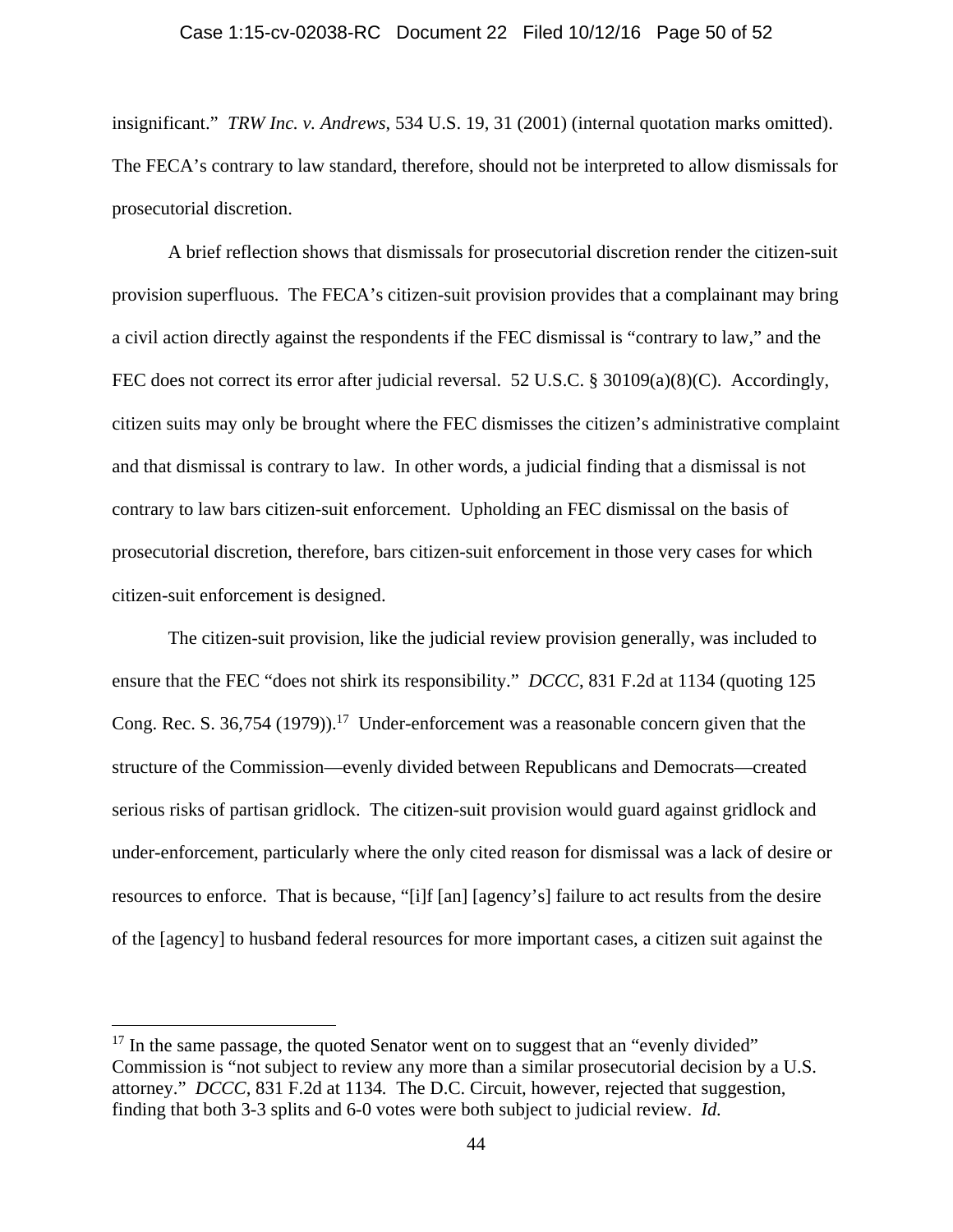insignificant." *TRW Inc. v. Andrews*, 534 U.S. 19, 31 (2001) (internal quotation marks omitted). The FECA's contrary to law standard, therefore, should not be interpreted to allow dismissals for prosecutorial discretion.

A brief reflection shows that dismissals for prosecutorial discretion render the citizen-suit provision superfluous. The FECA's citizen-suit provision provides that a complainant may bring a civil action directly against the respondents if the FEC dismissal is "contrary to law," and the FEC does not correct its error after judicial reversal. 52 U.S.C. § 30109(a)(8)(C). Accordingly, citizen suits may only be brought where the FEC dismisses the citizen's administrative complaint and that dismissal is contrary to law. In other words, a judicial finding that a dismissal is not contrary to law bars citizen-suit enforcement. Upholding an FEC dismissal on the basis of prosecutorial discretion, therefore, bars citizen-suit enforcement in those very cases for which citizen-suit enforcement is designed.

The citizen-suit provision, like the judicial review provision generally, was included to ensure that the FEC "does not shirk its responsibility." *DCCC*, 831 F.2d at 1134 (quoting 125 Cong. Rec. S. 36,754 (1979)).[17] Under-enforcement was a reasonable concern given that the structure of the Commission—evenly divided between Republicans and Democrats—created serious risks of partisan gridlock. The citizen-suit provision would guard against gridlock and under-enforcement, particularly where the only cited reason for dismissal was a lack of desire or resources to enforce. That is because, "[i]f [an] [agency's] failure to act results from the desire of the [agency] to husband federal resources for more important cases, a citizen suit against the

---

[17] In the same passage, the quoted Senator went on to suggest that an "evenly divided" Commission is "not subject to review any more than a similar prosecutorial decision by a U.S. attorney." *DCCC*, 831 F.2d at 1134. The D.C. Circuit, however, rejected that suggestion, finding that both 3-3 splits and 6-0 votes were both subject to judicial review. *Id.*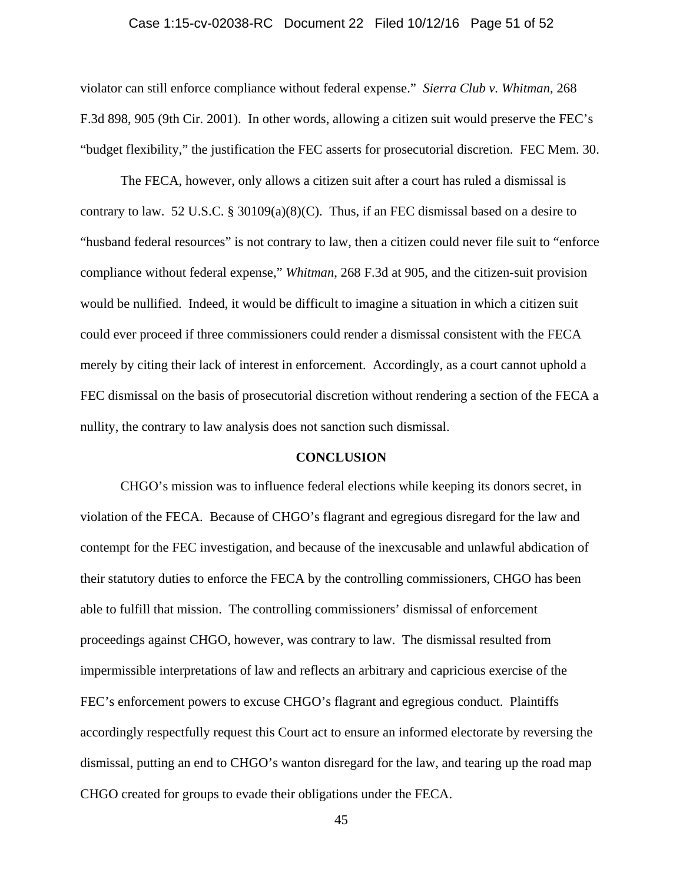violator can still enforce compliance without federal expense." *Sierra Club v. Whitman*, 268 F.3d 898, 905 (9th Cir. 2001). In other words, allowing a citizen suit would preserve the FEC's "budget flexibility," the justification the FEC asserts for prosecutorial discretion. FEC Mem. 30.

The FECA, however, only allows a citizen suit after a court has ruled a dismissal is contrary to law. 52 U.S.C. § 30109(a)(8)(C). Thus, if an FEC dismissal based on a desire to "husband federal resources" is not contrary to law, then a citizen could never file suit to "enforce compliance without federal expense," *Whitman*, 268 F.3d at 905, and the citizen-suit provision would be nullified. Indeed, it would be difficult to imagine a situation in which a citizen suit could ever proceed if three commissioners could render a dismissal consistent with the FECA merely by citing their lack of interest in enforcement. Accordingly, as a court cannot uphold a FEC dismissal on the basis of prosecutorial discretion without rendering a section of the FECA a nullity, the contrary to law analysis does not sanction such dismissal.

## CONCLUSION

CHGO's mission was to influence federal elections while keeping its donors secret, in violation of the FECA. Because of CHGO's flagrant and egregious disregard for the law and contempt for the FEC investigation, and because of the inexcusable and unlawful abdication of their statutory duties to enforce the FECA by the controlling commissioners, CHGO has been able to fulfill that mission. The controlling commissioners' dismissal of enforcement proceedings against CHGO, however, was contrary to law. The dismissal resulted from impermissible interpretations of law and reflects an arbitrary and capricious exercise of the FEC's enforcement powers to excuse CHGO's flagrant and egregious conduct. Plaintiffs accordingly respectfully request this Court act to ensure an informed electorate by reversing the dismissal, putting an end to CHGO's wanton disregard for the law, and tearing up the road map CHGO created for groups to evade their obligations under the FECA.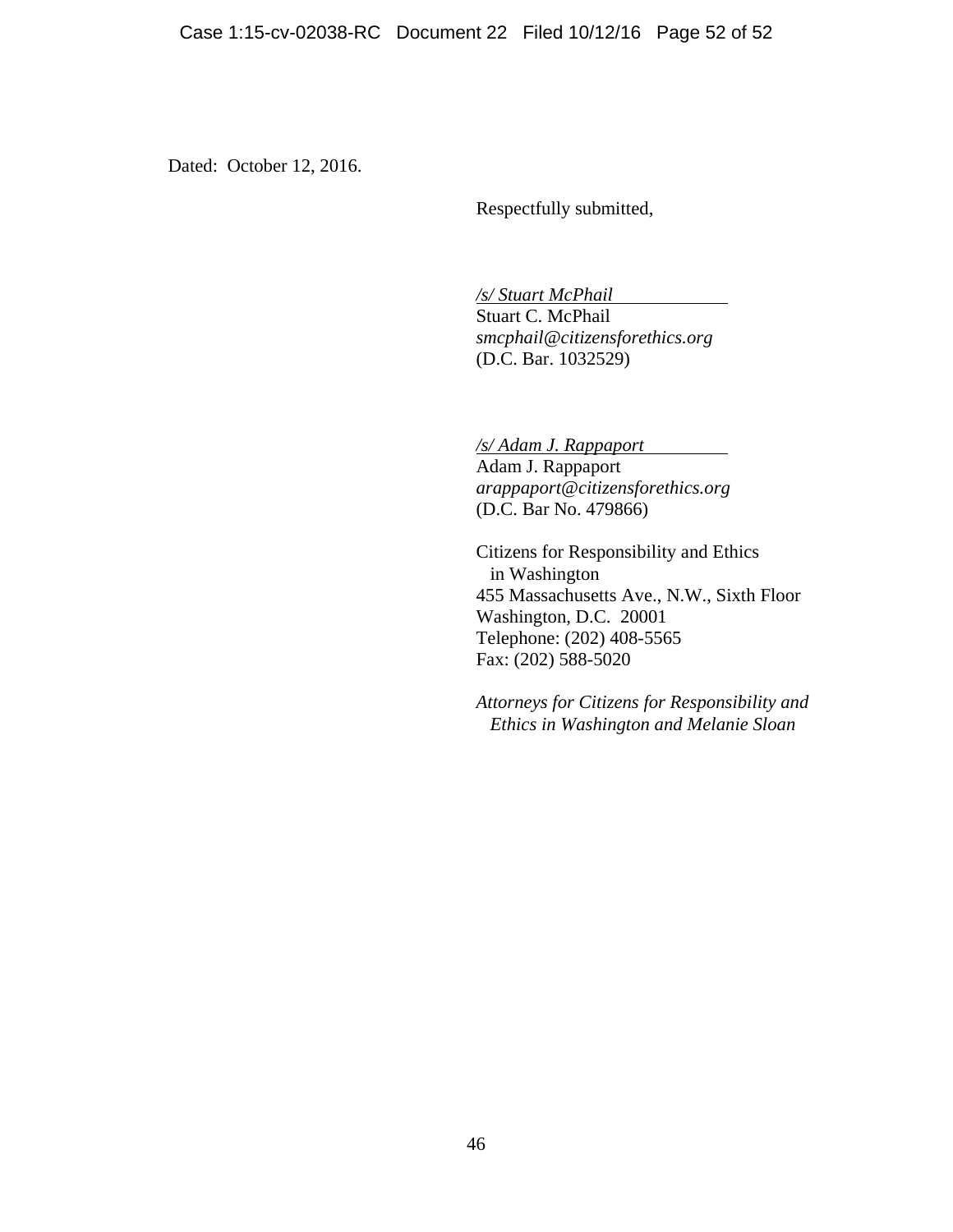Dated: October 12, 2016.

Respectfully submitted,

*/s/ Stuart McPhail*
Stuart C. McPhail
*smcphail@citizensforethics.org*
(D.C. Bar. 1032529)

*/s/ Adam J. Rappaport*
Adam J. Rappaport
*arappaport@citizensforethics.org*
(D.C. Bar No. 479866)

Citizens for Responsibility and Ethics
in Washington
455 Massachusetts Ave., N.W., Sixth Floor
Washington, D.C. 20001
Telephone: (202) 408-5565
Fax: (202) 588-5020

*Attorneys for Citizens for Responsibility and Ethics in Washington and Melanie Sloan*